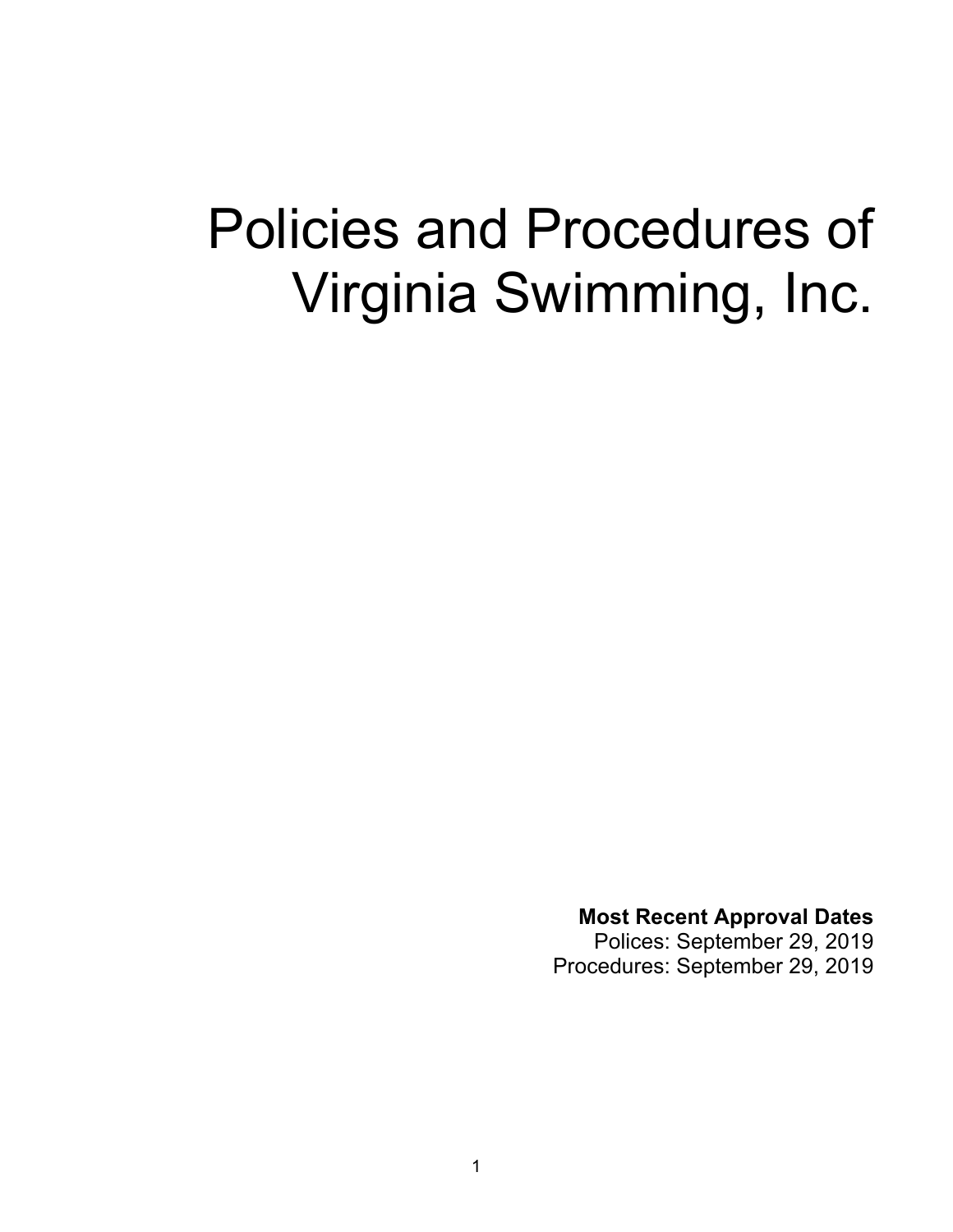# Policies and Procedures of Virginia Swimming, Inc.

**Most Recent Approval Dates**

Polices: September 29, 2019

Procedures: September 29, 2019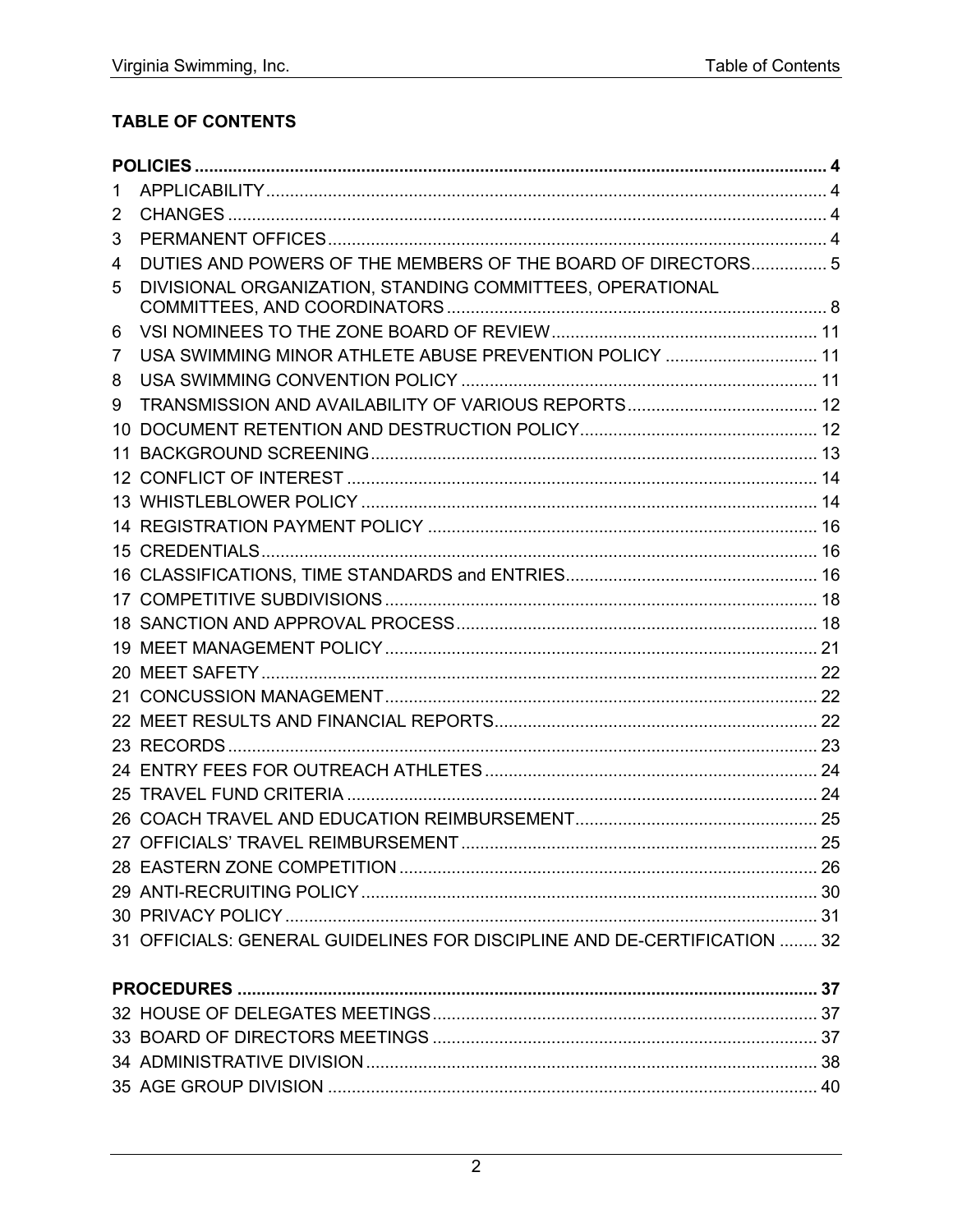**TABLE OF CONTENTS**

**POLICIES** ..... 4

1 APPLICABILITY ..... 4
2 CHANGES ..... 4
3 PERMANENT OFFICES ..... 4
4 DUTIES AND POWERS OF THE MEMBERS OF THE BOARD OF DIRECTORS ..... 5
5 DIVISIONAL ORGANIZATION, STANDING COMMITTEES, OPERATIONAL COMMITTEES, AND COORDINATORS ..... 8
6 VSI NOMINEES TO THE ZONE BOARD OF REVIEW ..... 11
7 USA SWIMMING MINOR ATHLETE ABUSE PREVENTION POLICY ..... 11
8 USA SWIMMING CONVENTION POLICY ..... 11
9 TRANSMISSION AND AVAILABILITY OF VARIOUS REPORTS ..... 12
10 DOCUMENT RETENTION AND DESTRUCTION POLICY ..... 12
11 BACKGROUND SCREENING ..... 13
12 CONFLICT OF INTEREST ..... 14
13 WHISTLEBLOWER POLICY ..... 14
14 REGISTRATION PAYMENT POLICY ..... 16
15 CREDENTIALS ..... 16
16 CLASSIFICATIONS, TIME STANDARDS and ENTRIES ..... 16
17 COMPETITIVE SUBDIVISIONS ..... 18
18 SANCTION AND APPROVAL PROCESS ..... 18
19 MEET MANAGEMENT POLICY ..... 21
20 MEET SAFETY ..... 22
21 CONCUSSION MANAGEMENT ..... 22
22 MEET RESULTS AND FINANCIAL REPORTS ..... 22
23 RECORDS ..... 23
24 ENTRY FEES FOR OUTREACH ATHLETES ..... 24
25 TRAVEL FUND CRITERIA ..... 24
26 COACH TRAVEL AND EDUCATION REIMBURSEMENT ..... 25
27 OFFICIALS' TRAVEL REIMBURSEMENT ..... 25
28 EASTERN ZONE COMPETITION ..... 26
29 ANTI-RECRUITING POLICY ..... 30
30 PRIVACY POLICY ..... 31
31 OFFICIALS: GENERAL GUIDELINES FOR DISCIPLINE AND DE-CERTIFICATION ..... 32

**PROCEDURES** ..... 37

32 HOUSE OF DELEGATES MEETINGS ..... 37
33 BOARD OF DIRECTORS MEETINGS ..... 37
34 ADMINISTRATIVE DIVISION ..... 38
35 AGE GROUP DIVISION ..... 40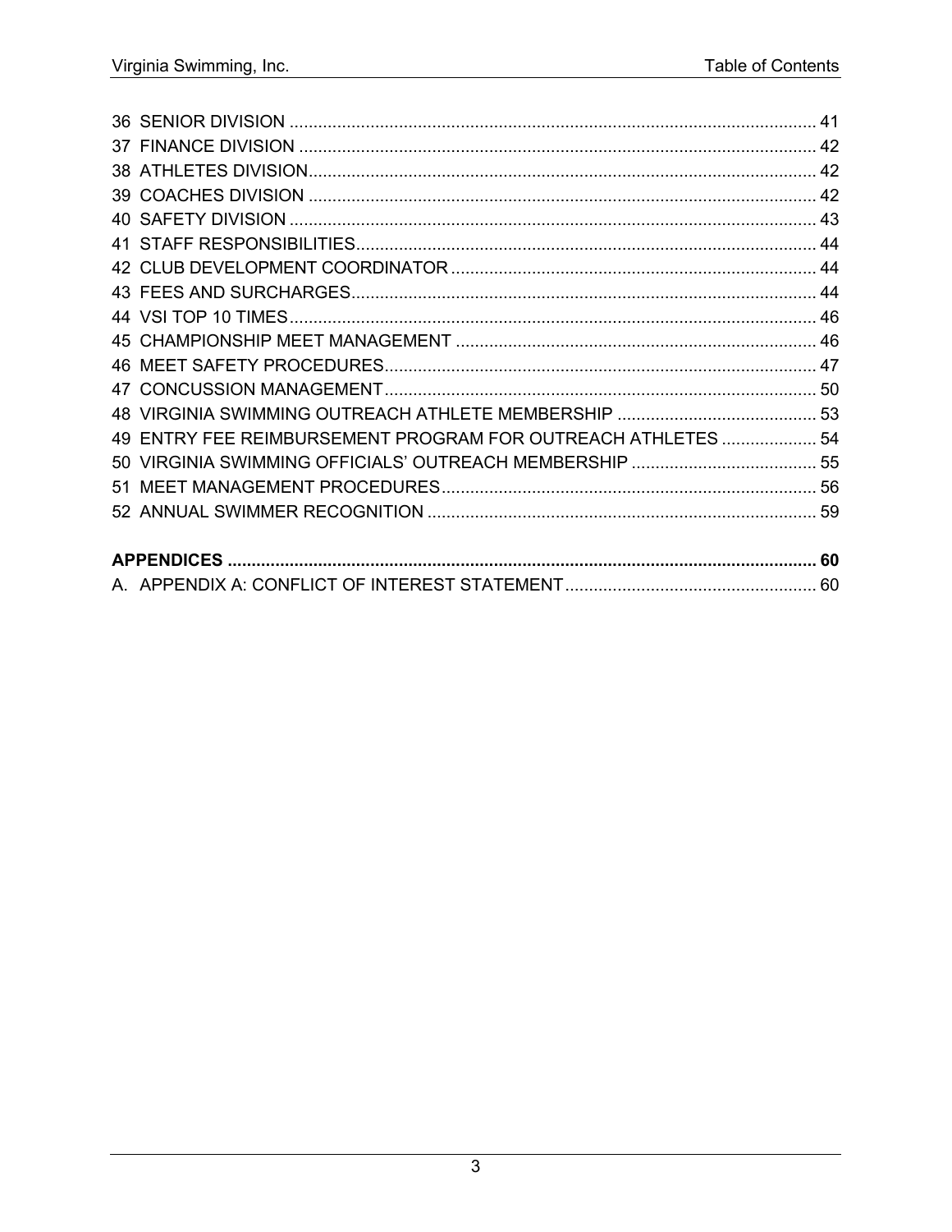36 SENIOR DIVISION ............................................................................................................ 41
37 FINANCE DIVISION .......................................................................................................... 42
38 ATHLETES DIVISION......................................................................................................... 42
39 COACHES DIVISION ......................................................................................................... 42
40 SAFETY DIVISION ............................................................................................................. 43
41 STAFF RESPONSIBILITIES............................................................................................... 44
42 CLUB DEVELOPMENT COORDINATOR ........................................................................... 44
43 FEES AND SURCHARGES................................................................................................ 44
44 VSI TOP 10 TIMES............................................................................................................. 46
45 CHAMPIONSHIP MEET MANAGEMENT ........................................................................... 46
46 MEET SAFETY PROCEDURES......................................................................................... 47
47 CONCUSSION MANAGEMENT......................................................................................... 50
48 VIRGINIA SWIMMING OUTREACH ATHLETE MEMBERSHIP .......................................... 53
49 ENTRY FEE REIMBURSEMENT PROGRAM FOR OUTREACH ATHLETES .................... 54
50 VIRGINIA SWIMMING OFFICIALS' OUTREACH MEMBERSHIP ....................................... 55
51 MEET MANAGEMENT PROCEDURES.............................................................................. 56
52 ANNUAL SWIMMER RECOGNITION ................................................................................. 59

**APPENDICES ......................................................................................................................... 60**

A. APPENDIX A: CONFLICT OF INTEREST STATEMENT.................................................... 60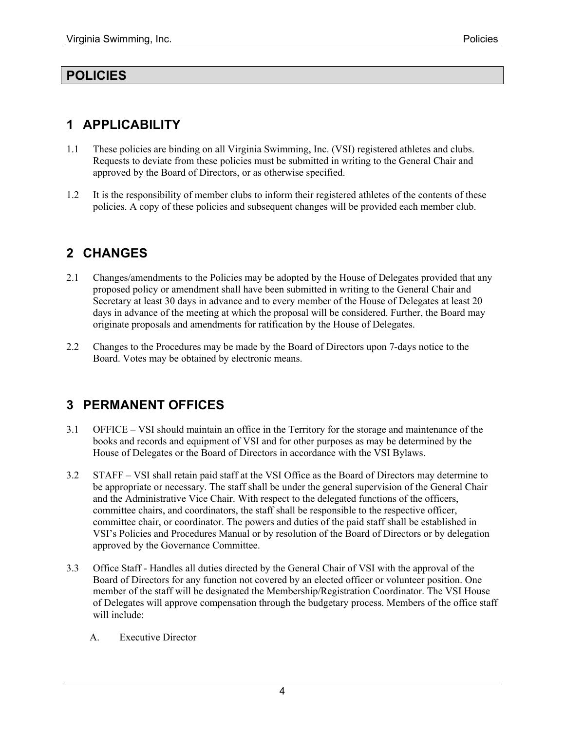# POLICIES

## 1 APPLICABILITY

1.1 These policies are binding on all Virginia Swimming, Inc. (VSI) registered athletes and clubs. Requests to deviate from these policies must be submitted in writing to the General Chair and approved by the Board of Directors, or as otherwise specified.

1.2 It is the responsibility of member clubs to inform their registered athletes of the contents of these policies. A copy of these policies and subsequent changes will be provided each member club.

## 2 CHANGES

2.1 Changes/amendments to the Policies may be adopted by the House of Delegates provided that any proposed policy or amendment shall have been submitted in writing to the General Chair and Secretary at least 30 days in advance and to every member of the House of Delegates at least 20 days in advance of the meeting at which the proposal will be considered. Further, the Board may originate proposals and amendments for ratification by the House of Delegates.

2.2 Changes to the Procedures may be made by the Board of Directors upon 7-days notice to the Board. Votes may be obtained by electronic means.

## 3 PERMANENT OFFICES

3.1 OFFICE – VSI should maintain an office in the Territory for the storage and maintenance of the books and records and equipment of VSI and for other purposes as may be determined by the House of Delegates or the Board of Directors in accordance with the VSI Bylaws.

3.2 STAFF – VSI shall retain paid staff at the VSI Office as the Board of Directors may determine to be appropriate or necessary. The staff shall be under the general supervision of the General Chair and the Administrative Vice Chair. With respect to the delegated functions of the officers, committee chairs, and coordinators, the staff shall be responsible to the respective officer, committee chair, or coordinator. The powers and duties of the paid staff shall be established in VSI's Policies and Procedures Manual or by resolution of the Board of Directors or by delegation approved by the Governance Committee.

3.3 Office Staff - Handles all duties directed by the General Chair of VSI with the approval of the Board of Directors for any function not covered by an elected officer or volunteer position. One member of the staff will be designated the Membership/Registration Coordinator. The VSI House of Delegates will approve compensation through the budgetary process. Members of the office staff will include:

A. Executive Director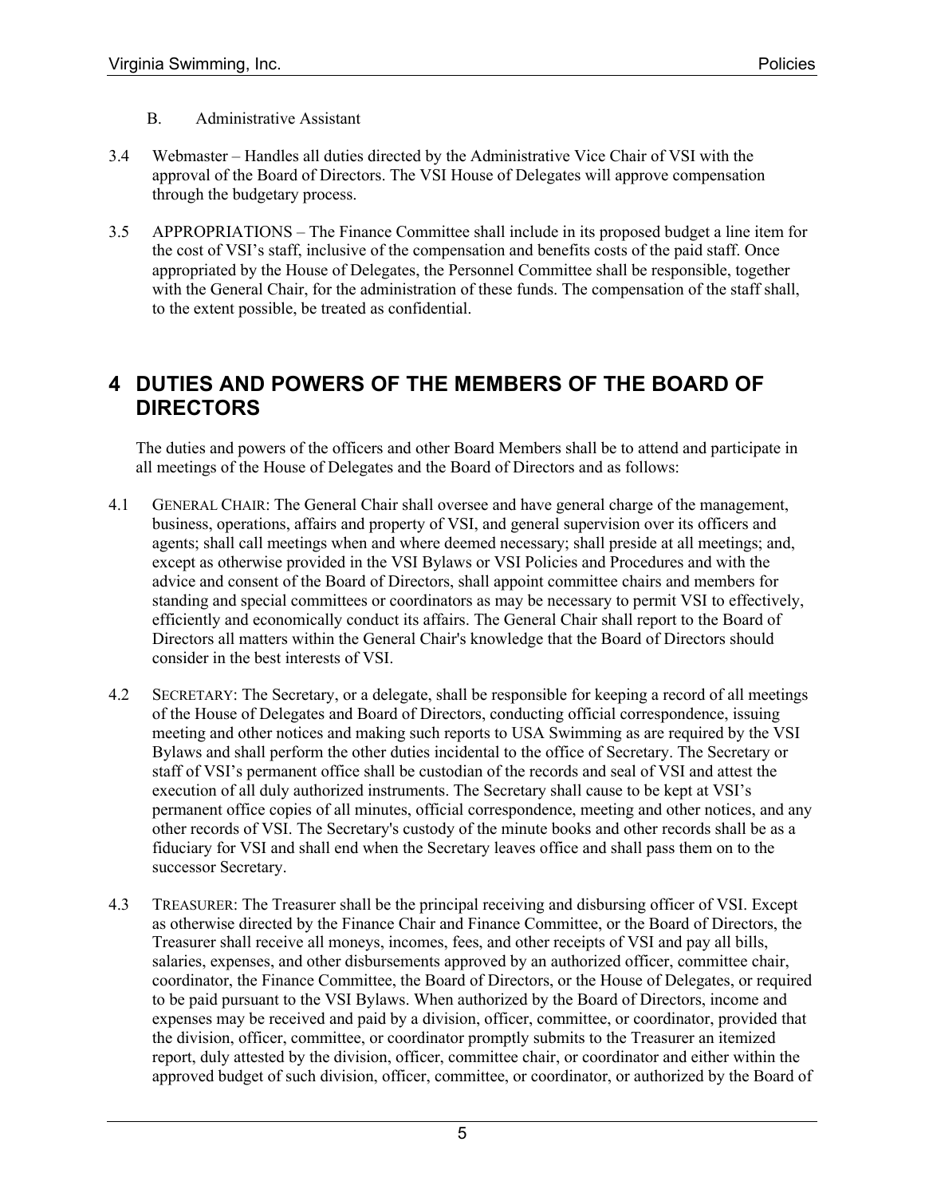B. Administrative Assistant

3.4 Webmaster – Handles all duties directed by the Administrative Vice Chair of VSI with the approval of the Board of Directors. The VSI House of Delegates will approve compensation through the budgetary process.

3.5 APPROPRIATIONS – The Finance Committee shall include in its proposed budget a line item for the cost of VSI's staff, inclusive of the compensation and benefits costs of the paid staff. Once appropriated by the House of Delegates, the Personnel Committee shall be responsible, together with the General Chair, for the administration of these funds. The compensation of the staff shall, to the extent possible, be treated as confidential.

# 4 DUTIES AND POWERS OF THE MEMBERS OF THE BOARD OF DIRECTORS

The duties and powers of the officers and other Board Members shall be to attend and participate in all meetings of the House of Delegates and the Board of Directors and as follows:

4.1 GENERAL CHAIR: The General Chair shall oversee and have general charge of the management, business, operations, affairs and property of VSI, and general supervision over its officers and agents; shall call meetings when and where deemed necessary; shall preside at all meetings; and, except as otherwise provided in the VSI Bylaws or VSI Policies and Procedures and with the advice and consent of the Board of Directors, shall appoint committee chairs and members for standing and special committees or coordinators as may be necessary to permit VSI to effectively, efficiently and economically conduct its affairs. The General Chair shall report to the Board of Directors all matters within the General Chair's knowledge that the Board of Directors should consider in the best interests of VSI.

4.2 SECRETARY: The Secretary, or a delegate, shall be responsible for keeping a record of all meetings of the House of Delegates and Board of Directors, conducting official correspondence, issuing meeting and other notices and making such reports to USA Swimming as are required by the VSI Bylaws and shall perform the other duties incidental to the office of Secretary. The Secretary or staff of VSI's permanent office shall be custodian of the records and seal of VSI and attest the execution of all duly authorized instruments. The Secretary shall cause to be kept at VSI's permanent office copies of all minutes, official correspondence, meeting and other notices, and any other records of VSI. The Secretary's custody of the minute books and other records shall be as a fiduciary for VSI and shall end when the Secretary leaves office and shall pass them on to the successor Secretary.

4.3 TREASURER: The Treasurer shall be the principal receiving and disbursing officer of VSI. Except as otherwise directed by the Finance Chair and Finance Committee, or the Board of Directors, the Treasurer shall receive all moneys, incomes, fees, and other receipts of VSI and pay all bills, salaries, expenses, and other disbursements approved by an authorized officer, committee chair, coordinator, the Finance Committee, the Board of Directors, or the House of Delegates, or required to be paid pursuant to the VSI Bylaws. When authorized by the Board of Directors, income and expenses may be received and paid by a division, officer, committee, or coordinator, provided that the division, officer, committee, or coordinator promptly submits to the Treasurer an itemized report, duly attested by the division, officer, committee chair, or coordinator and either within the approved budget of such division, officer, committee, or coordinator, or authorized by the Board of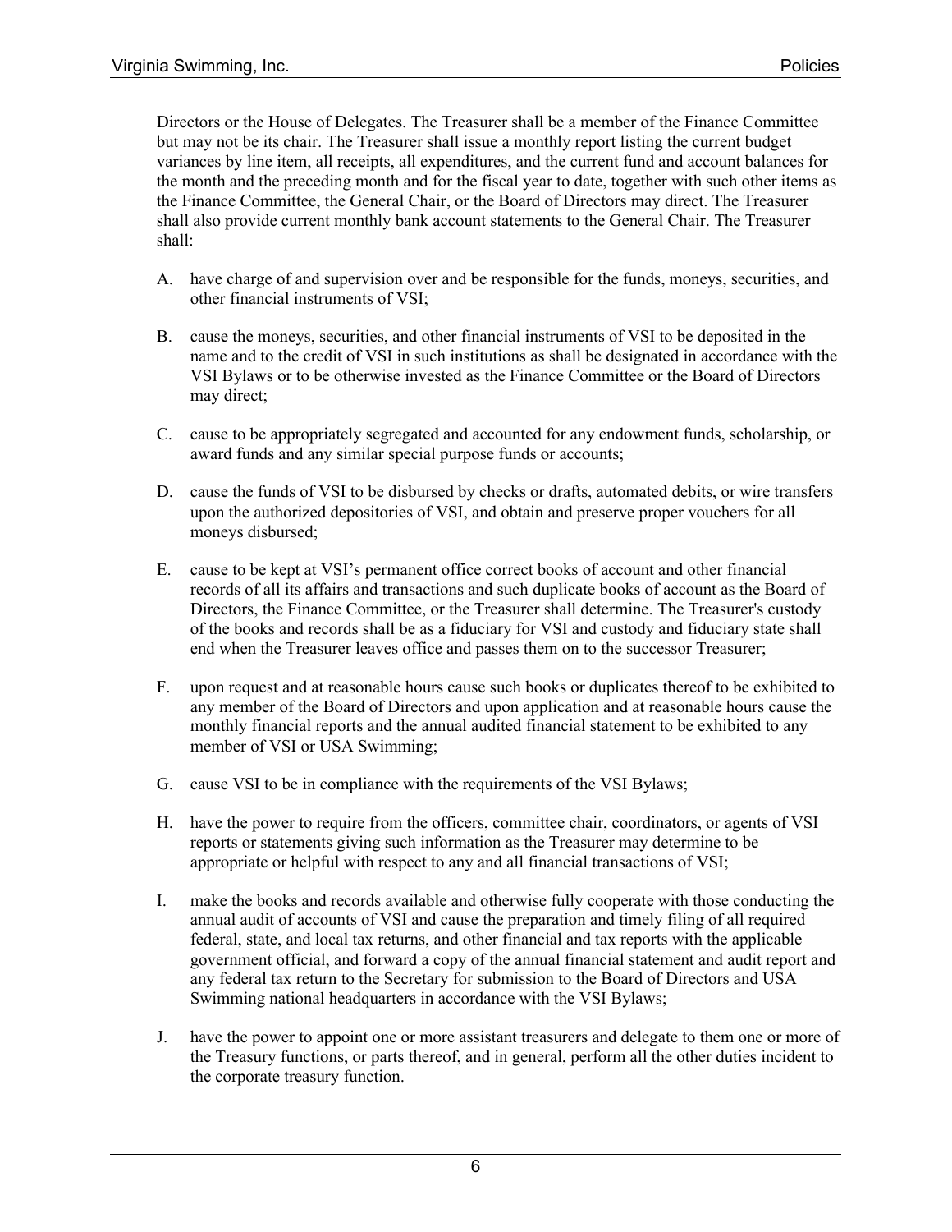Directors or the House of Delegates. The Treasurer shall be a member of the Finance Committee but may not be its chair. The Treasurer shall issue a monthly report listing the current budget variances by line item, all receipts, all expenditures, and the current fund and account balances for the month and the preceding month and for the fiscal year to date, together with such other items as the Finance Committee, the General Chair, or the Board of Directors may direct. The Treasurer shall also provide current monthly bank account statements to the General Chair. The Treasurer shall:

A. have charge of and supervision over and be responsible for the funds, moneys, securities, and other financial instruments of VSI;

B. cause the moneys, securities, and other financial instruments of VSI to be deposited in the name and to the credit of VSI in such institutions as shall be designated in accordance with the VSI Bylaws or to be otherwise invested as the Finance Committee or the Board of Directors may direct;

C. cause to be appropriately segregated and accounted for any endowment funds, scholarship, or award funds and any similar special purpose funds or accounts;

D. cause the funds of VSI to be disbursed by checks or drafts, automated debits, or wire transfers upon the authorized depositories of VSI, and obtain and preserve proper vouchers for all moneys disbursed;

E. cause to be kept at VSI's permanent office correct books of account and other financial records of all its affairs and transactions and such duplicate books of account as the Board of Directors, the Finance Committee, or the Treasurer shall determine. The Treasurer's custody of the books and records shall be as a fiduciary for VSI and custody and fiduciary state shall end when the Treasurer leaves office and passes them on to the successor Treasurer;

F. upon request and at reasonable hours cause such books or duplicates thereof to be exhibited to any member of the Board of Directors and upon application and at reasonable hours cause the monthly financial reports and the annual audited financial statement to be exhibited to any member of VSI or USA Swimming;

G. cause VSI to be in compliance with the requirements of the VSI Bylaws;

H. have the power to require from the officers, committee chair, coordinators, or agents of VSI reports or statements giving such information as the Treasurer may determine to be appropriate or helpful with respect to any and all financial transactions of VSI;

I. make the books and records available and otherwise fully cooperate with those conducting the annual audit of accounts of VSI and cause the preparation and timely filing of all required federal, state, and local tax returns, and other financial and tax reports with the applicable government official, and forward a copy of the annual financial statement and audit report and any federal tax return to the Secretary for submission to the Board of Directors and USA Swimming national headquarters in accordance with the VSI Bylaws;

J. have the power to appoint one or more assistant treasurers and delegate to them one or more of the Treasury functions, or parts thereof, and in general, perform all the other duties incident to the corporate treasury function.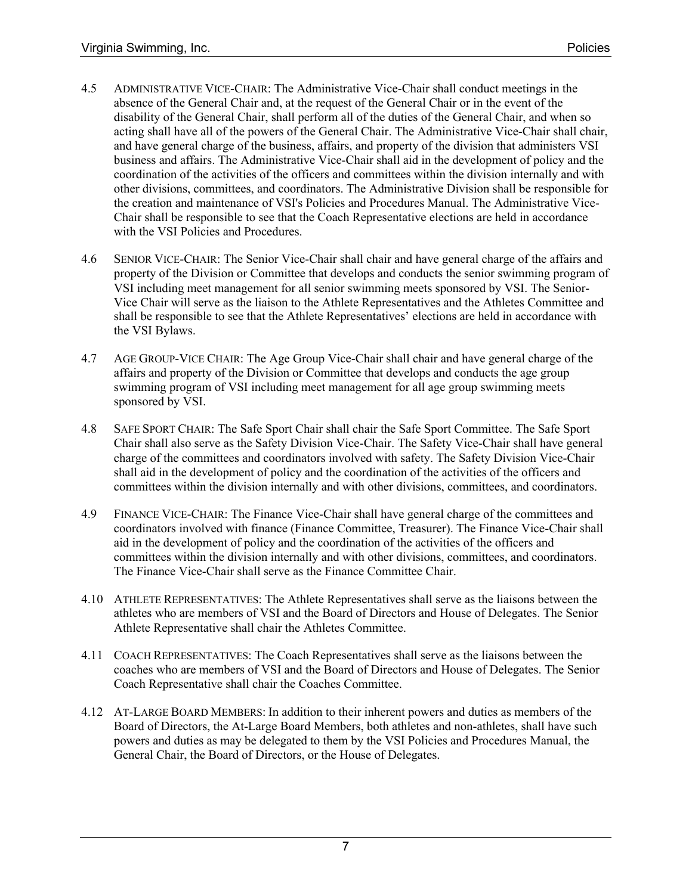4.5 ADMINISTRATIVE VICE-CHAIR: The Administrative Vice-Chair shall conduct meetings in the absence of the General Chair and, at the request of the General Chair or in the event of the disability of the General Chair, shall perform all of the duties of the General Chair, and when so acting shall have all of the powers of the General Chair. The Administrative Vice-Chair shall chair, and have general charge of the business, affairs, and property of the division that administers VSI business and affairs. The Administrative Vice-Chair shall aid in the development of policy and the coordination of the activities of the officers and committees within the division internally and with other divisions, committees, and coordinators. The Administrative Division shall be responsible for the creation and maintenance of VSI's Policies and Procedures Manual. The Administrative Vice-Chair shall be responsible to see that the Coach Representative elections are held in accordance with the VSI Policies and Procedures.

4.6 SENIOR VICE-CHAIR: The Senior Vice-Chair shall chair and have general charge of the affairs and property of the Division or Committee that develops and conducts the senior swimming program of VSI including meet management for all senior swimming meets sponsored by VSI. The Senior-Vice Chair will serve as the liaison to the Athlete Representatives and the Athletes Committee and shall be responsible to see that the Athlete Representatives' elections are held in accordance with the VSI Bylaws.

4.7 AGE GROUP-VICE CHAIR: The Age Group Vice-Chair shall chair and have general charge of the affairs and property of the Division or Committee that develops and conducts the age group swimming program of VSI including meet management for all age group swimming meets sponsored by VSI.

4.8 SAFE SPORT CHAIR: The Safe Sport Chair shall chair the Safe Sport Committee. The Safe Sport Chair shall also serve as the Safety Division Vice-Chair. The Safety Vice-Chair shall have general charge of the committees and coordinators involved with safety. The Safety Division Vice-Chair shall aid in the development of policy and the coordination of the activities of the officers and committees within the division internally and with other divisions, committees, and coordinators.

4.9 FINANCE VICE-CHAIR: The Finance Vice-Chair shall have general charge of the committees and coordinators involved with finance (Finance Committee, Treasurer). The Finance Vice-Chair shall aid in the development of policy and the coordination of the activities of the officers and committees within the division internally and with other divisions, committees, and coordinators. The Finance Vice-Chair shall serve as the Finance Committee Chair.

4.10 ATHLETE REPRESENTATIVES: The Athlete Representatives shall serve as the liaisons between the athletes who are members of VSI and the Board of Directors and House of Delegates. The Senior Athlete Representative shall chair the Athletes Committee.

4.11 COACH REPRESENTATIVES: The Coach Representatives shall serve as the liaisons between the coaches who are members of VSI and the Board of Directors and House of Delegates. The Senior Coach Representative shall chair the Coaches Committee.

4.12 AT-LARGE BOARD MEMBERS: In addition to their inherent powers and duties as members of the Board of Directors, the At-Large Board Members, both athletes and non-athletes, shall have such powers and duties as may be delegated to them by the VSI Policies and Procedures Manual, the General Chair, the Board of Directors, or the House of Delegates.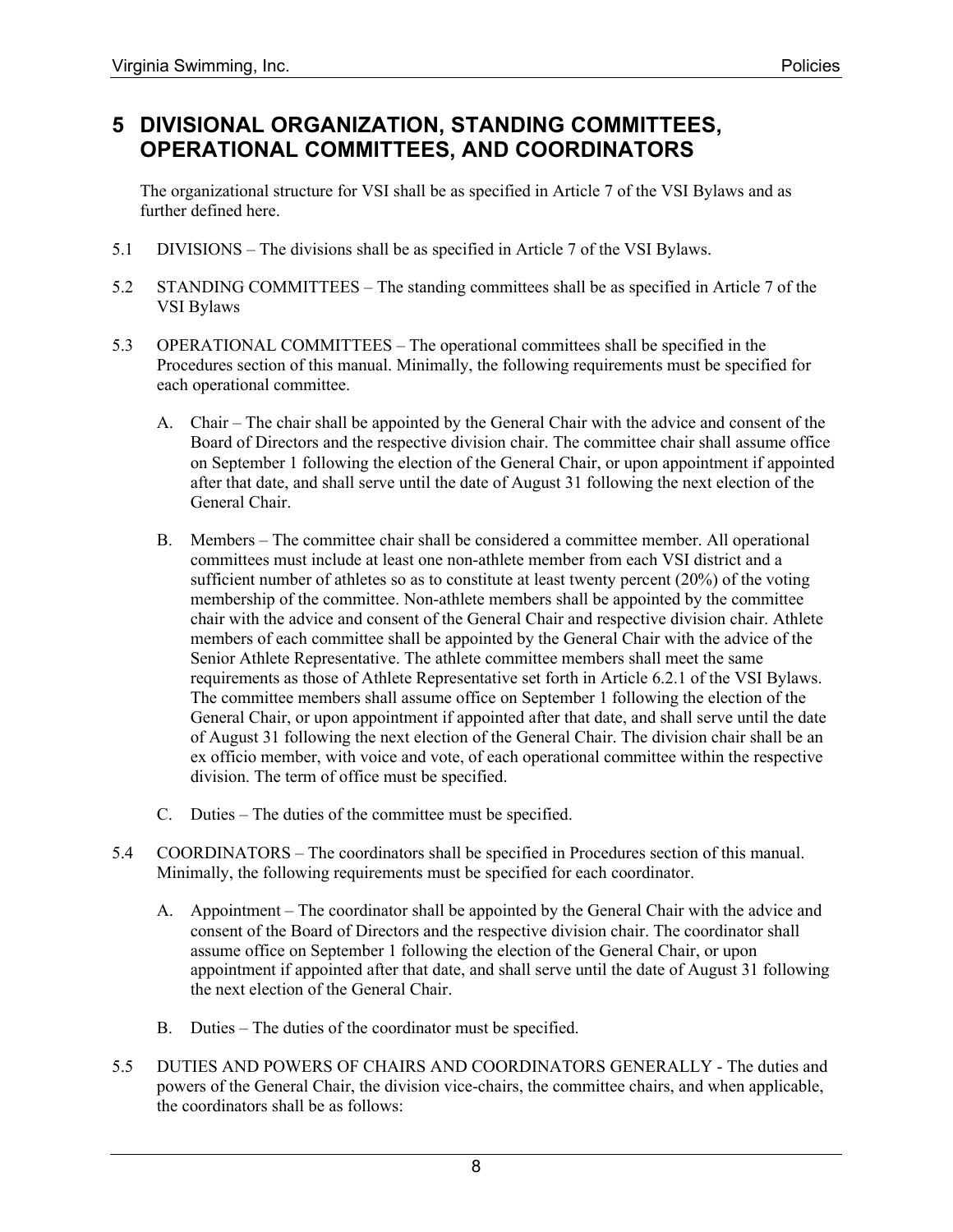# 5 DIVISIONAL ORGANIZATION, STANDING COMMITTEES, OPERATIONAL COMMITTEES, AND COORDINATORS

The organizational structure for VSI shall be as specified in Article 7 of the VSI Bylaws and as further defined here.

5.1 DIVISIONS – The divisions shall be as specified in Article 7 of the VSI Bylaws.

5.2 STANDING COMMITTEES – The standing committees shall be as specified in Article 7 of the VSI Bylaws

5.3 OPERATIONAL COMMITTEES – The operational committees shall be specified in the Procedures section of this manual. Minimally, the following requirements must be specified for each operational committee.

A. Chair – The chair shall be appointed by the General Chair with the advice and consent of the Board of Directors and the respective division chair. The committee chair shall assume office on September 1 following the election of the General Chair, or upon appointment if appointed after that date, and shall serve until the date of August 31 following the next election of the General Chair.

B. Members – The committee chair shall be considered a committee member. All operational committees must include at least one non-athlete member from each VSI district and a sufficient number of athletes so as to constitute at least twenty percent (20%) of the voting membership of the committee. Non-athlete members shall be appointed by the committee chair with the advice and consent of the General Chair and respective division chair. Athlete members of each committee shall be appointed by the General Chair with the advice of the Senior Athlete Representative. The athlete committee members shall meet the same requirements as those of Athlete Representative set forth in Article 6.2.1 of the VSI Bylaws. The committee members shall assume office on September 1 following the election of the General Chair, or upon appointment if appointed after that date, and shall serve until the date of August 31 following the next election of the General Chair. The division chair shall be an ex officio member, with voice and vote, of each operational committee within the respective division. The term of office must be specified.

C. Duties – The duties of the committee must be specified.

5.4 COORDINATORS – The coordinators shall be specified in Procedures section of this manual. Minimally, the following requirements must be specified for each coordinator.

A. Appointment – The coordinator shall be appointed by the General Chair with the advice and consent of the Board of Directors and the respective division chair. The coordinator shall assume office on September 1 following the election of the General Chair, or upon appointment if appointed after that date, and shall serve until the date of August 31 following the next election of the General Chair.

B. Duties – The duties of the coordinator must be specified.

5.5 DUTIES AND POWERS OF CHAIRS AND COORDINATORS GENERALLY - The duties and powers of the General Chair, the division vice-chairs, the committee chairs, and when applicable, the coordinators shall be as follows: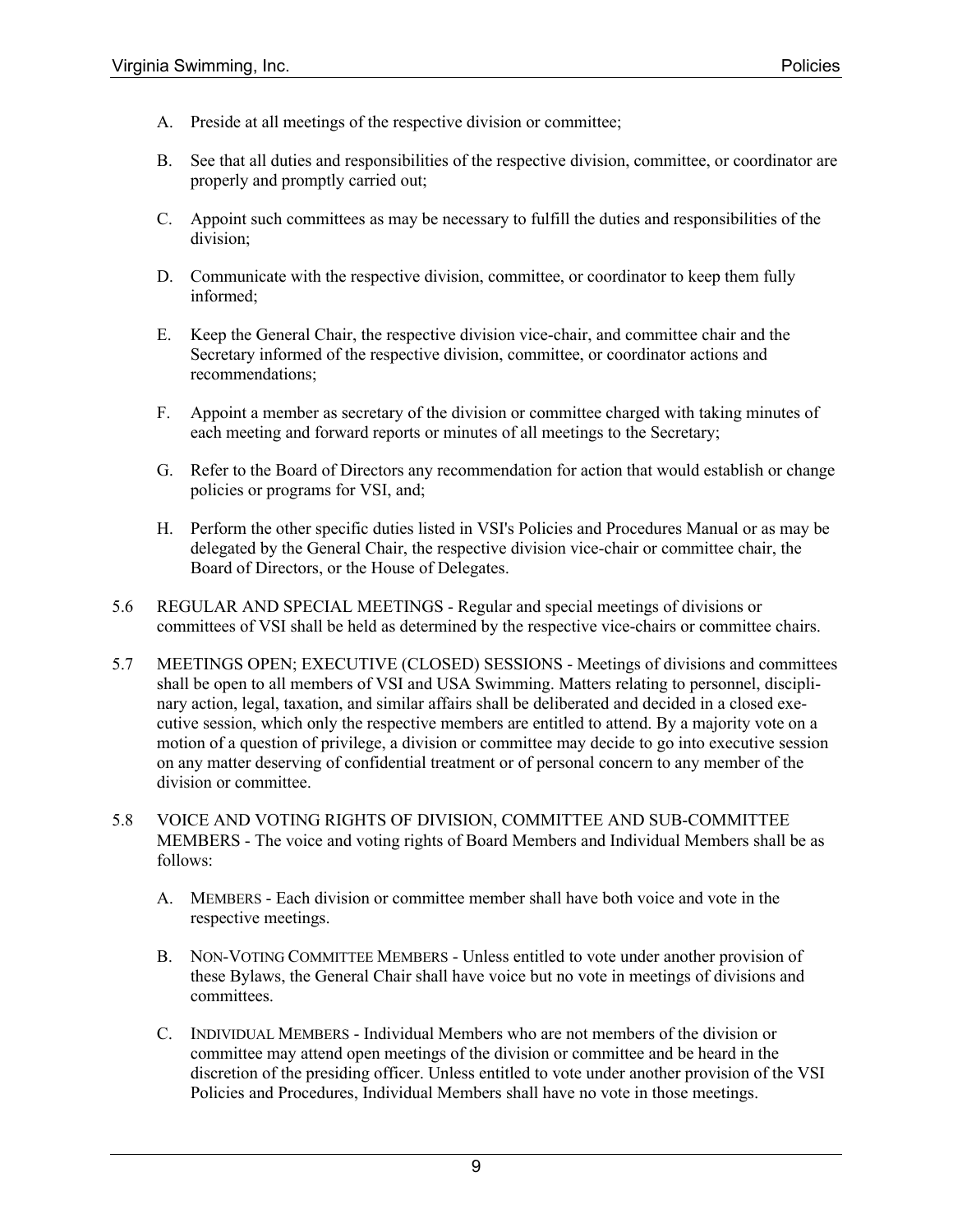A. Preside at all meetings of the respective division or committee;

B. See that all duties and responsibilities of the respective division, committee, or coordinator are properly and promptly carried out;

C. Appoint such committees as may be necessary to fulfill the duties and responsibilities of the division;

D. Communicate with the respective division, committee, or coordinator to keep them fully informed;

E. Keep the General Chair, the respective division vice-chair, and committee chair and the Secretary informed of the respective division, committee, or coordinator actions and recommendations;

F. Appoint a member as secretary of the division or committee charged with taking minutes of each meeting and forward reports or minutes of all meetings to the Secretary;

G. Refer to the Board of Directors any recommendation for action that would establish or change policies or programs for VSI, and;

H. Perform the other specific duties listed in VSI's Policies and Procedures Manual or as may be delegated by the General Chair, the respective division vice-chair or committee chair, the Board of Directors, or the House of Delegates.

5.6 REGULAR AND SPECIAL MEETINGS - Regular and special meetings of divisions or committees of VSI shall be held as determined by the respective vice-chairs or committee chairs.

5.7 MEETINGS OPEN; EXECUTIVE (CLOSED) SESSIONS - Meetings of divisions and committees shall be open to all members of VSI and USA Swimming. Matters relating to personnel, disciplinary action, legal, taxation, and similar affairs shall be deliberated and decided in a closed executive session, which only the respective members are entitled to attend. By a majority vote on a motion of a question of privilege, a division or committee may decide to go into executive session on any matter deserving of confidential treatment or of personal concern to any member of the division or committee.

5.8 VOICE AND VOTING RIGHTS OF DIVISION, COMMITTEE AND SUB-COMMITTEE MEMBERS - The voice and voting rights of Board Members and Individual Members shall be as follows:

A. MEMBERS - Each division or committee member shall have both voice and vote in the respective meetings.

B. NON-VOTING COMMITTEE MEMBERS - Unless entitled to vote under another provision of these Bylaws, the General Chair shall have voice but no vote in meetings of divisions and committees.

C. INDIVIDUAL MEMBERS - Individual Members who are not members of the division or committee may attend open meetings of the division or committee and be heard in the discretion of the presiding officer. Unless entitled to vote under another provision of the VSI Policies and Procedures, Individual Members shall have no vote in those meetings.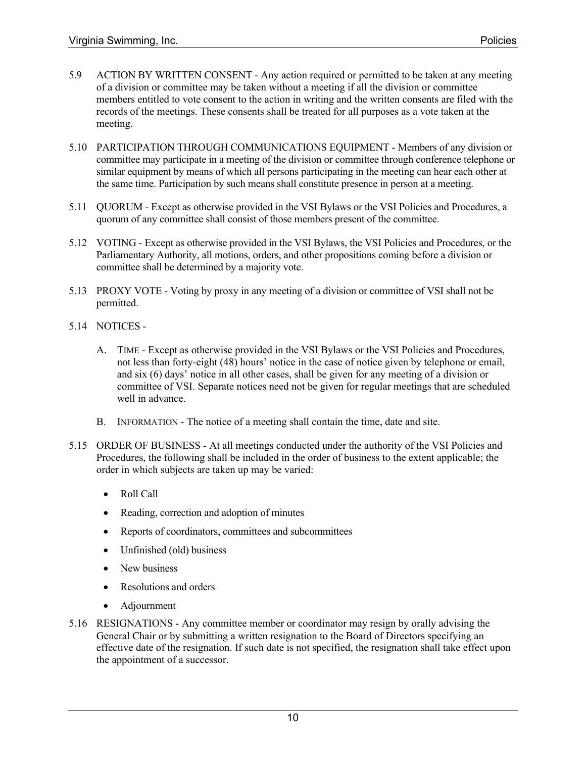5.9 ACTION BY WRITTEN CONSENT - Any action required or permitted to be taken at any meeting of a division or committee may be taken without a meeting if all the division or committee members entitled to vote consent to the action in writing and the written consents are filed with the records of the meetings. These consents shall be treated for all purposes as a vote taken at the meeting.

5.10 PARTICIPATION THROUGH COMMUNICATIONS EQUIPMENT - Members of any division or committee may participate in a meeting of the division or committee through conference telephone or similar equipment by means of which all persons participating in the meeting can hear each other at the same time. Participation by such means shall constitute presence in person at a meeting.

5.11 QUORUM - Except as otherwise provided in the VSI Bylaws or the VSI Policies and Procedures, a quorum of any committee shall consist of those members present of the committee.

5.12 VOTING - Except as otherwise provided in the VSI Bylaws, the VSI Policies and Procedures, or the Parliamentary Authority, all motions, orders, and other propositions coming before a division or committee shall be determined by a majority vote.

5.13 PROXY VOTE - Voting by proxy in any meeting of a division or committee of VSI shall not be permitted.

5.14 NOTICES -

A. TIME - Except as otherwise provided in the VSI Bylaws or the VSI Policies and Procedures, not less than forty-eight (48) hours' notice in the case of notice given by telephone or email, and six (6) days' notice in all other cases, shall be given for any meeting of a division or committee of VSI. Separate notices need not be given for regular meetings that are scheduled well in advance.

B. INFORMATION - The notice of a meeting shall contain the time, date and site.

5.15 ORDER OF BUSINESS - At all meetings conducted under the authority of the VSI Policies and Procedures, the following shall be included in the order of business to the extent applicable; the order in which subjects are taken up may be varied:

- Roll Call
- Reading, correction and adoption of minutes
- Reports of coordinators, committees and subcommittees
- Unfinished (old) business
- New business
- Resolutions and orders
- Adjournment

5.16 RESIGNATIONS - Any committee member or coordinator may resign by orally advising the General Chair or by submitting a written resignation to the Board of Directors specifying an effective date of the resignation. If such date is not specified, the resignation shall take effect upon the appointment of a successor.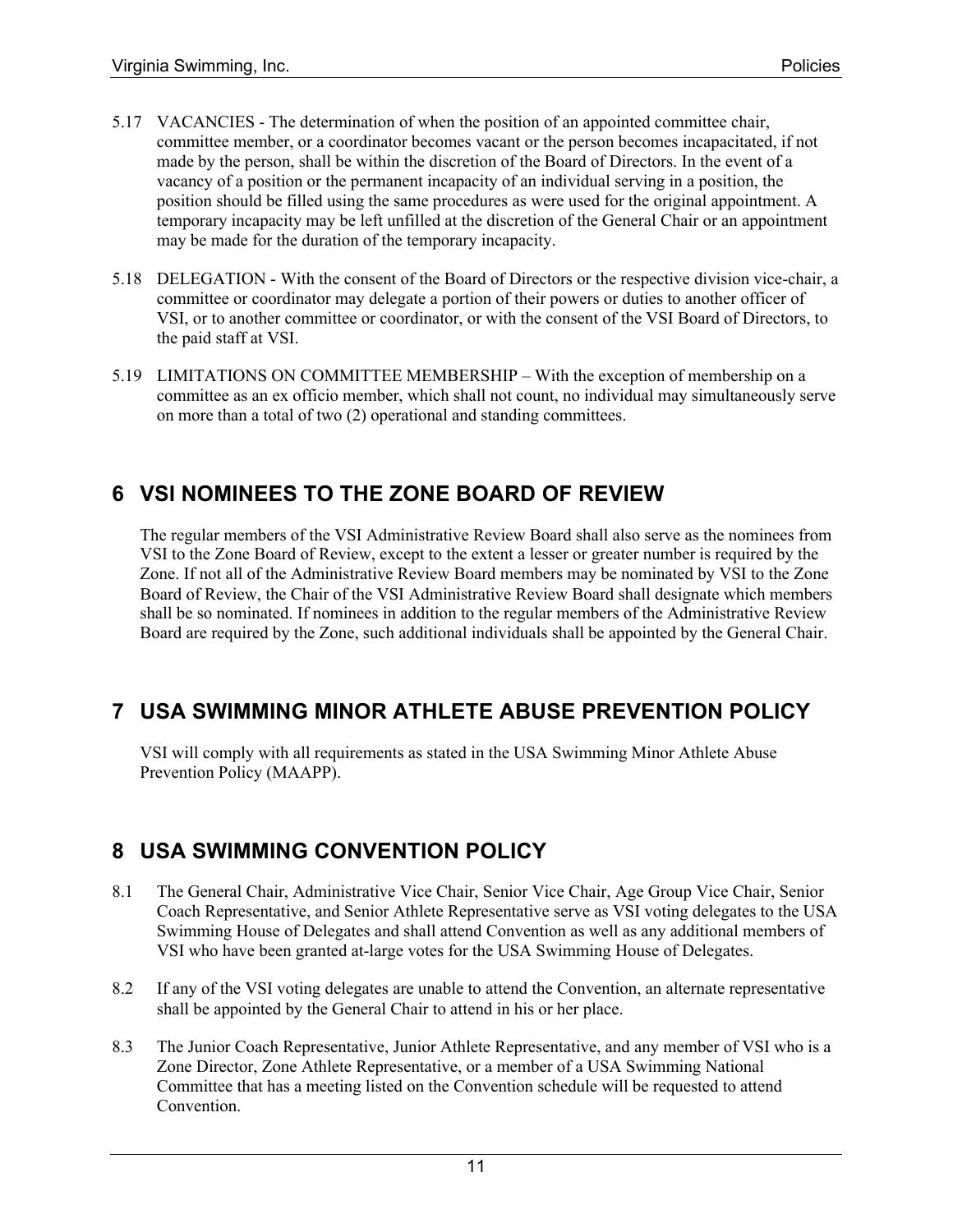5.17 VACANCIES - The determination of when the position of an appointed committee chair, committee member, or a coordinator becomes vacant or the person becomes incapacitated, if not made by the person, shall be within the discretion of the Board of Directors. In the event of a vacancy of a position or the permanent incapacity of an individual serving in a position, the position should be filled using the same procedures as were used for the original appointment. A temporary incapacity may be left unfilled at the discretion of the General Chair or an appointment may be made for the duration of the temporary incapacity.

5.18 DELEGATION - With the consent of the Board of Directors or the respective division vice-chair, a committee or coordinator may delegate a portion of their powers or duties to another officer of VSI, or to another committee or coordinator, or with the consent of the VSI Board of Directors, to the paid staff at VSI.

5.19 LIMITATIONS ON COMMITTEE MEMBERSHIP – With the exception of membership on a committee as an ex officio member, which shall not count, no individual may simultaneously serve on more than a total of two (2) operational and standing committees.

# 6 VSI NOMINEES TO THE ZONE BOARD OF REVIEW

The regular members of the VSI Administrative Review Board shall also serve as the nominees from VSI to the Zone Board of Review, except to the extent a lesser or greater number is required by the Zone. If not all of the Administrative Review Board members may be nominated by VSI to the Zone Board of Review, the Chair of the VSI Administrative Review Board shall designate which members shall be so nominated. If nominees in addition to the regular members of the Administrative Review Board are required by the Zone, such additional individuals shall be appointed by the General Chair.

# 7 USA SWIMMING MINOR ATHLETE ABUSE PREVENTION POLICY

VSI will comply with all requirements as stated in the USA Swimming Minor Athlete Abuse Prevention Policy (MAAPP).

# 8 USA SWIMMING CONVENTION POLICY

8.1 The General Chair, Administrative Vice Chair, Senior Vice Chair, Age Group Vice Chair, Senior Coach Representative, and Senior Athlete Representative serve as VSI voting delegates to the USA Swimming House of Delegates and shall attend Convention as well as any additional members of VSI who have been granted at-large votes for the USA Swimming House of Delegates.

8.2 If any of the VSI voting delegates are unable to attend the Convention, an alternate representative shall be appointed by the General Chair to attend in his or her place.

8.3 The Junior Coach Representative, Junior Athlete Representative, and any member of VSI who is a Zone Director, Zone Athlete Representative, or a member of a USA Swimming National Committee that has a meeting listed on the Convention schedule will be requested to attend Convention.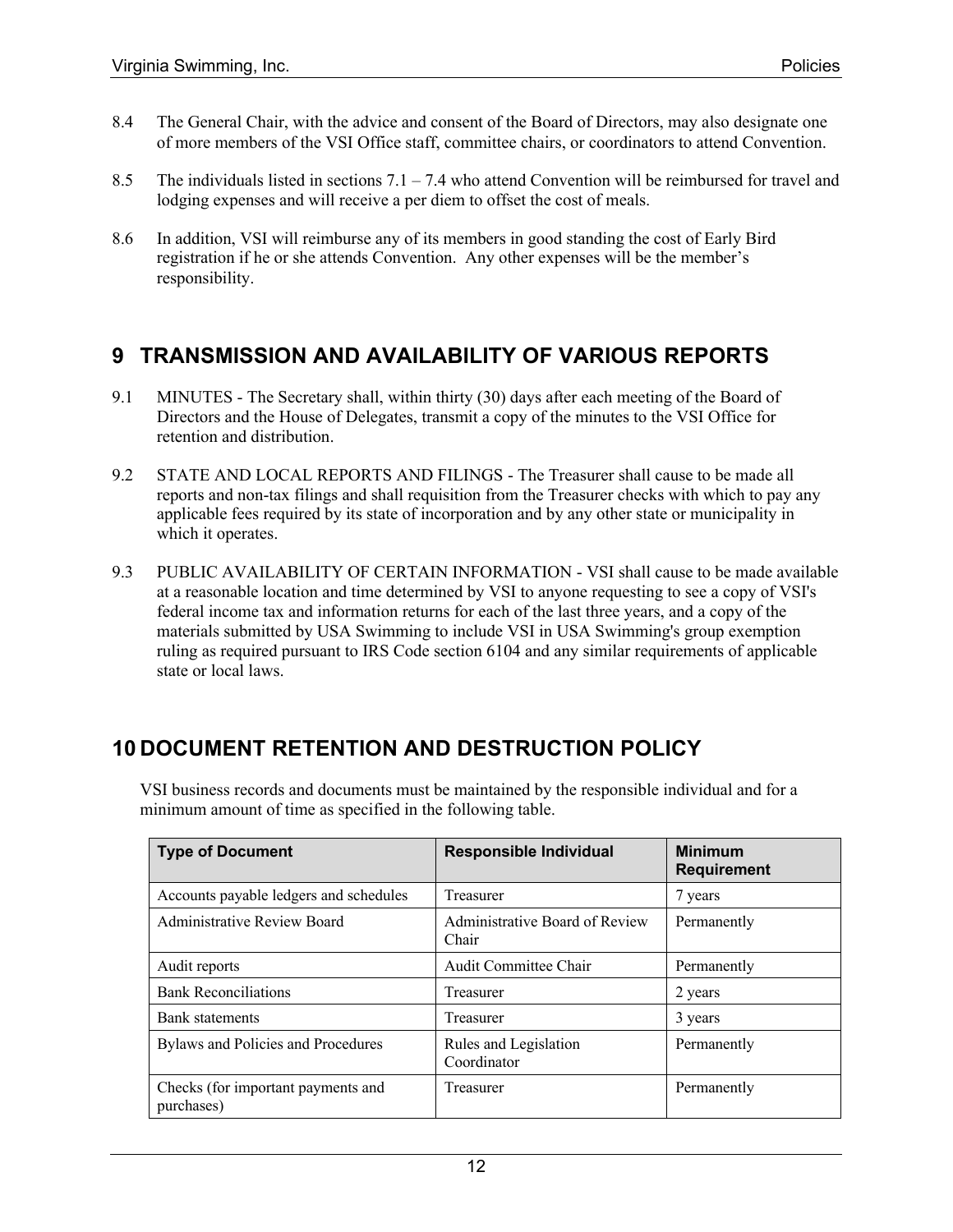8.4 The General Chair, with the advice and consent of the Board of Directors, may also designate one of more members of the VSI Office staff, committee chairs, or coordinators to attend Convention.

8.5 The individuals listed in sections 7.1 – 7.4 who attend Convention will be reimbursed for travel and lodging expenses and will receive a per diem to offset the cost of meals.

8.6 In addition, VSI will reimburse any of its members in good standing the cost of Early Bird registration if he or she attends Convention. Any other expenses will be the member's responsibility.

# 9 TRANSMISSION AND AVAILABILITY OF VARIOUS REPORTS

9.1 MINUTES - The Secretary shall, within thirty (30) days after each meeting of the Board of Directors and the House of Delegates, transmit a copy of the minutes to the VSI Office for retention and distribution.

9.2 STATE AND LOCAL REPORTS AND FILINGS - The Treasurer shall cause to be made all reports and non-tax filings and shall requisition from the Treasurer checks with which to pay any applicable fees required by its state of incorporation and by any other state or municipality in which it operates.

9.3 PUBLIC AVAILABILITY OF CERTAIN INFORMATION - VSI shall cause to be made available at a reasonable location and time determined by VSI to anyone requesting to see a copy of VSI's federal income tax and information returns for each of the last three years, and a copy of the materials submitted by USA Swimming to include VSI in USA Swimming's group exemption ruling as required pursuant to IRS Code section 6104 and any similar requirements of applicable state or local laws.

# 10 DOCUMENT RETENTION AND DESTRUCTION POLICY

VSI business records and documents must be maintained by the responsible individual and for a minimum amount of time as specified in the following table.

| Type of Document | Responsible Individual | Minimum Requirement |
|---|---|---|
| Accounts payable ledgers and schedules | Treasurer | 7 years |
| Administrative Review Board | Administrative Board of Review Chair | Permanently |
| Audit reports | Audit Committee Chair | Permanently |
| Bank Reconciliations | Treasurer | 2 years |
| Bank statements | Treasurer | 3 years |
| Bylaws and Policies and Procedures | Rules and Legislation Coordinator | Permanently |
| Checks (for important payments and purchases) | Treasurer | Permanently |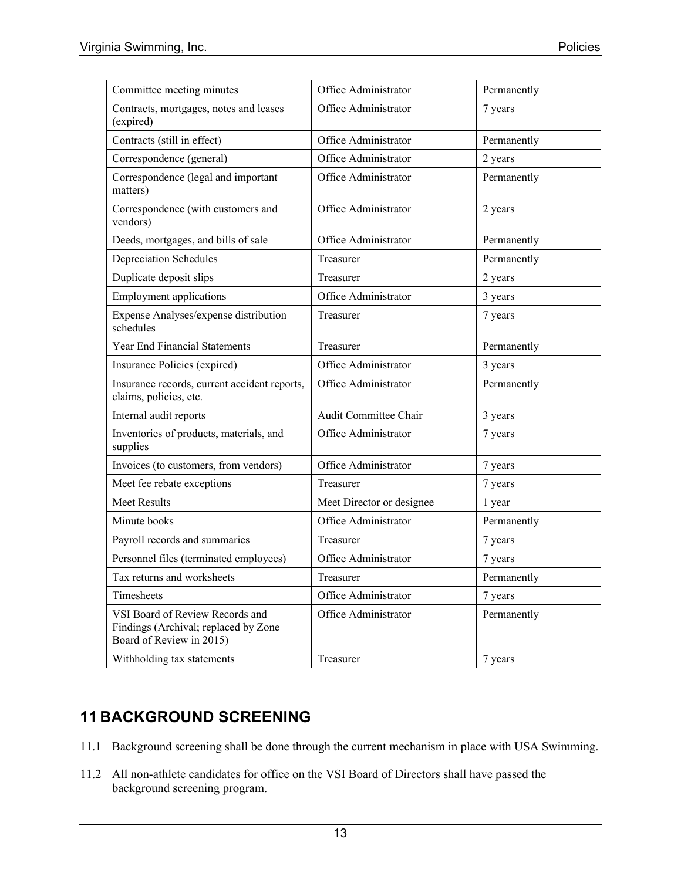| Committee meeting minutes | Office Administrator | Permanently |
|---|---|---|
| Contracts, mortgages, notes and leases (expired) | Office Administrator | 7 years |
| Contracts (still in effect) | Office Administrator | Permanently |
| Correspondence (general) | Office Administrator | 2 years |
| Correspondence (legal and important matters) | Office Administrator | Permanently |
| Correspondence (with customers and vendors) | Office Administrator | 2 years |
| Deeds, mortgages, and bills of sale | Office Administrator | Permanently |
| Depreciation Schedules | Treasurer | Permanently |
| Duplicate deposit slips | Treasurer | 2 years |
| Employment applications | Office Administrator | 3 years |
| Expense Analyses/expense distribution schedules | Treasurer | 7 years |
| Year End Financial Statements | Treasurer | Permanently |
| Insurance Policies (expired) | Office Administrator | 3 years |
| Insurance records, current accident reports, claims, policies, etc. | Office Administrator | Permanently |
| Internal audit reports | Audit Committee Chair | 3 years |
| Inventories of products, materials, and supplies | Office Administrator | 7 years |
| Invoices (to customers, from vendors) | Office Administrator | 7 years |
| Meet fee rebate exceptions | Treasurer | 7 years |
| Meet Results | Meet Director or designee | 1 year |
| Minute books | Office Administrator | Permanently |
| Payroll records and summaries | Treasurer | 7 years |
| Personnel files (terminated employees) | Office Administrator | 7 years |
| Tax returns and worksheets | Treasurer | Permanently |
| Timesheets | Office Administrator | 7 years |
| VSI Board of Review Records and Findings (Archival; replaced by Zone Board of Review in 2015) | Office Administrator | Permanently |
| Withholding tax statements | Treasurer | 7 years |

# 11 BACKGROUND SCREENING

11.1 Background screening shall be done through the current mechanism in place with USA Swimming.

11.2 All non-athlete candidates for office on the VSI Board of Directors shall have passed the background screening program.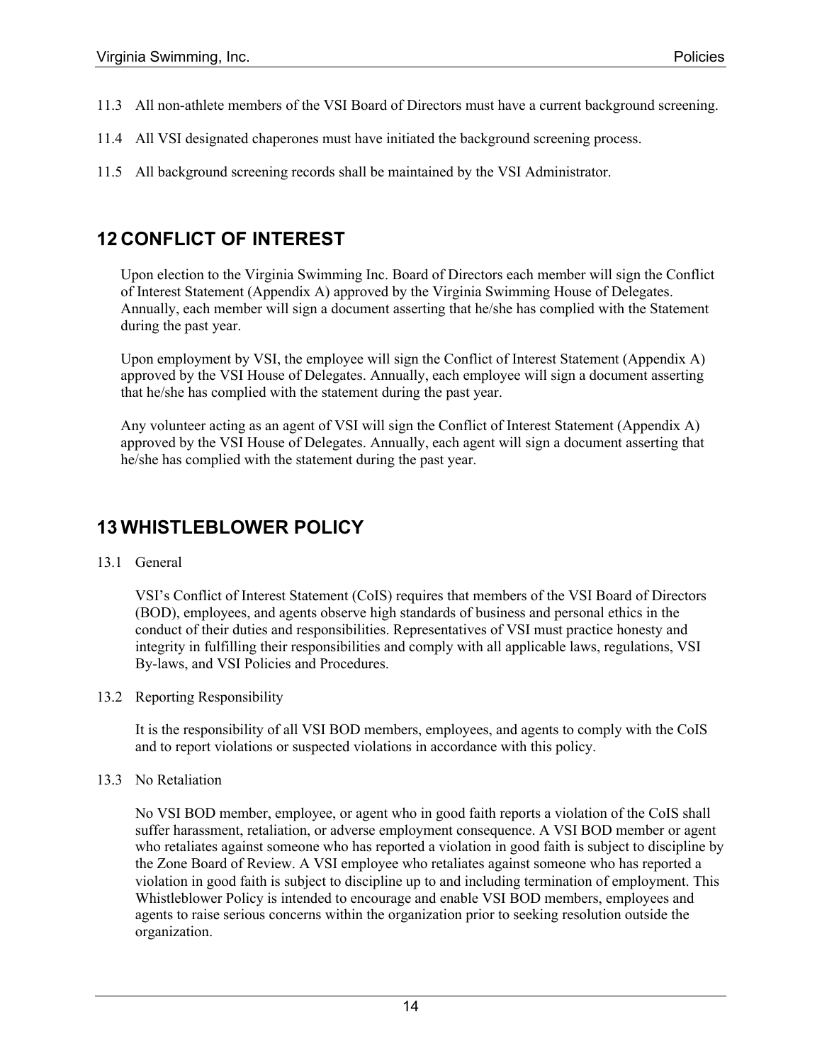11.3 All non-athlete members of the VSI Board of Directors must have a current background screening.

11.4 All VSI designated chaperones must have initiated the background screening process.

11.5 All background screening records shall be maintained by the VSI Administrator.

# 12 CONFLICT OF INTEREST

Upon election to the Virginia Swimming Inc. Board of Directors each member will sign the Conflict of Interest Statement (Appendix A) approved by the Virginia Swimming House of Delegates. Annually, each member will sign a document asserting that he/she has complied with the Statement during the past year.

Upon employment by VSI, the employee will sign the Conflict of Interest Statement (Appendix A) approved by the VSI House of Delegates. Annually, each employee will sign a document asserting that he/she has complied with the statement during the past year.

Any volunteer acting as an agent of VSI will sign the Conflict of Interest Statement (Appendix A) approved by the VSI House of Delegates. Annually, each agent will sign a document asserting that he/she has complied with the statement during the past year.

# 13 WHISTLEBLOWER POLICY

13.1 General

VSI's Conflict of Interest Statement (CoIS) requires that members of the VSI Board of Directors (BOD), employees, and agents observe high standards of business and personal ethics in the conduct of their duties and responsibilities. Representatives of VSI must practice honesty and integrity in fulfilling their responsibilities and comply with all applicable laws, regulations, VSI By-laws, and VSI Policies and Procedures.

13.2 Reporting Responsibility

It is the responsibility of all VSI BOD members, employees, and agents to comply with the CoIS and to report violations or suspected violations in accordance with this policy.

13.3 No Retaliation

No VSI BOD member, employee, or agent who in good faith reports a violation of the CoIS shall suffer harassment, retaliation, or adverse employment consequence. A VSI BOD member or agent who retaliates against someone who has reported a violation in good faith is subject to discipline by the Zone Board of Review. A VSI employee who retaliates against someone who has reported a violation in good faith is subject to discipline up to and including termination of employment. This Whistleblower Policy is intended to encourage and enable VSI BOD members, employees and agents to raise serious concerns within the organization prior to seeking resolution outside the organization.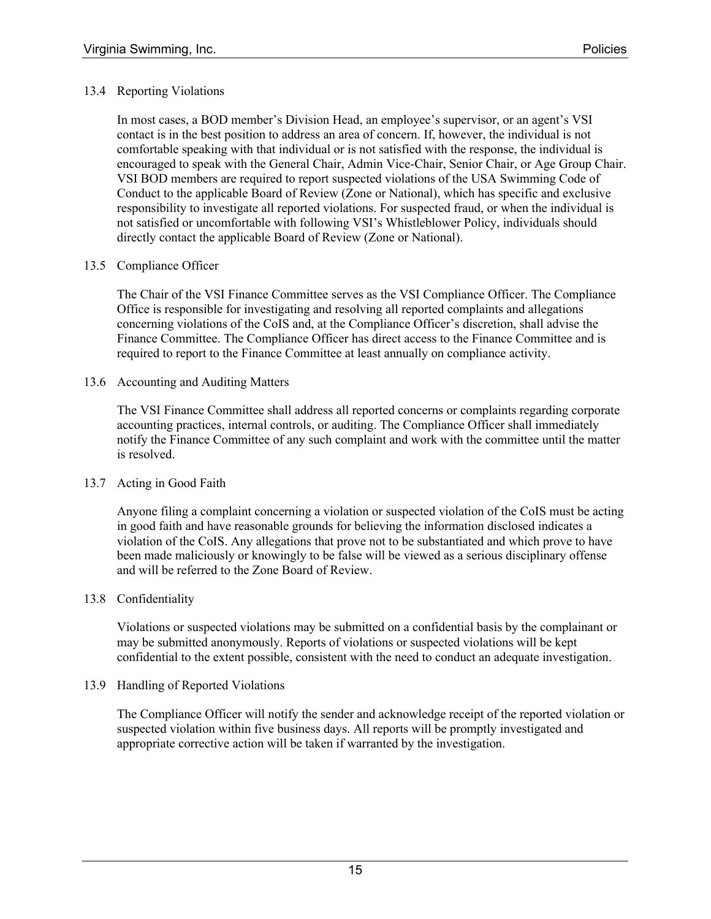### 13.4 Reporting Violations

In most cases, a BOD member's Division Head, an employee's supervisor, or an agent's VSI contact is in the best position to address an area of concern. If, however, the individual is not comfortable speaking with that individual or is not satisfied with the response, the individual is encouraged to speak with the General Chair, Admin Vice-Chair, Senior Chair, or Age Group Chair. VSI BOD members are required to report suspected violations of the USA Swimming Code of Conduct to the applicable Board of Review (Zone or National), which has specific and exclusive responsibility to investigate all reported violations. For suspected fraud, or when the individual is not satisfied or uncomfortable with following VSI's Whistleblower Policy, individuals should directly contact the applicable Board of Review (Zone or National).

### 13.5 Compliance Officer

The Chair of the VSI Finance Committee serves as the VSI Compliance Officer. The Compliance Office is responsible for investigating and resolving all reported complaints and allegations concerning violations of the CoIS and, at the Compliance Officer's discretion, shall advise the Finance Committee. The Compliance Officer has direct access to the Finance Committee and is required to report to the Finance Committee at least annually on compliance activity.

### 13.6 Accounting and Auditing Matters

The VSI Finance Committee shall address all reported concerns or complaints regarding corporate accounting practices, internal controls, or auditing. The Compliance Officer shall immediately notify the Finance Committee of any such complaint and work with the committee until the matter is resolved.

### 13.7 Acting in Good Faith

Anyone filing a complaint concerning a violation or suspected violation of the CoIS must be acting in good faith and have reasonable grounds for believing the information disclosed indicates a violation of the CoIS. Any allegations that prove not to be substantiated and which prove to have been made maliciously or knowingly to be false will be viewed as a serious disciplinary offense and will be referred to the Zone Board of Review.

### 13.8 Confidentiality

Violations or suspected violations may be submitted on a confidential basis by the complainant or may be submitted anonymously. Reports of violations or suspected violations will be kept confidential to the extent possible, consistent with the need to conduct an adequate investigation.

### 13.9 Handling of Reported Violations

The Compliance Officer will notify the sender and acknowledge receipt of the reported violation or suspected violation within five business days. All reports will be promptly investigated and appropriate corrective action will be taken if warranted by the investigation.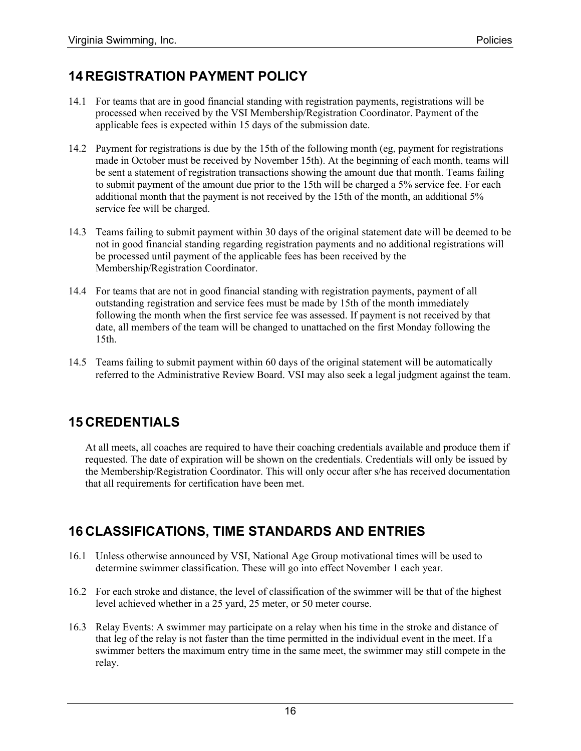## 14 REGISTRATION PAYMENT POLICY

14.1 For teams that are in good financial standing with registration payments, registrations will be processed when received by the VSI Membership/Registration Coordinator. Payment of the applicable fees is expected within 15 days of the submission date.

14.2 Payment for registrations is due by the 15th of the following month (eg, payment for registrations made in October must be received by November 15th). At the beginning of each month, teams will be sent a statement of registration transactions showing the amount due that month. Teams failing to submit payment of the amount due prior to the 15th will be charged a 5% service fee. For each additional month that the payment is not received by the 15th of the month, an additional 5% service fee will be charged.

14.3 Teams failing to submit payment within 30 days of the original statement date will be deemed to be not in good financial standing regarding registration payments and no additional registrations will be processed until payment of the applicable fees has been received by the Membership/Registration Coordinator.

14.4 For teams that are not in good financial standing with registration payments, payment of all outstanding registration and service fees must be made by 15th of the month immediately following the month when the first service fee was assessed. If payment is not received by that date, all members of the team will be changed to unattached on the first Monday following the 15th.

14.5 Teams failing to submit payment within 60 days of the original statement will be automatically referred to the Administrative Review Board. VSI may also seek a legal judgment against the team.

## 15 CREDENTIALS

At all meets, all coaches are required to have their coaching credentials available and produce them if requested. The date of expiration will be shown on the credentials. Credentials will only be issued by the Membership/Registration Coordinator. This will only occur after s/he has received documentation that all requirements for certification have been met.

## 16 CLASSIFICATIONS, TIME STANDARDS AND ENTRIES

16.1 Unless otherwise announced by VSI, National Age Group motivational times will be used to determine swimmer classification. These will go into effect November 1 each year.

16.2 For each stroke and distance, the level of classification of the swimmer will be that of the highest level achieved whether in a 25 yard, 25 meter, or 50 meter course.

16.3 Relay Events: A swimmer may participate on a relay when his time in the stroke and distance of that leg of the relay is not faster than the time permitted in the individual event in the meet. If a swimmer betters the maximum entry time in the same meet, the swimmer may still compete in the relay.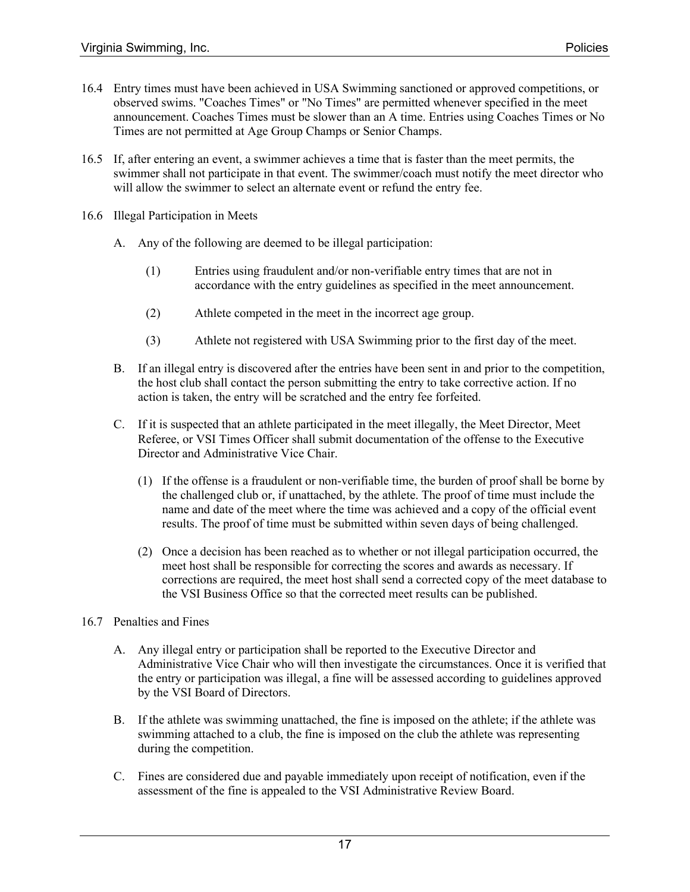16.4 Entry times must have been achieved in USA Swimming sanctioned or approved competitions, or observed swims. "Coaches Times" or "No Times" are permitted whenever specified in the meet announcement. Coaches Times must be slower than an A time. Entries using Coaches Times or No Times are not permitted at Age Group Champs or Senior Champs.

16.5 If, after entering an event, a swimmer achieves a time that is faster than the meet permits, the swimmer shall not participate in that event. The swimmer/coach must notify the meet director who will allow the swimmer to select an alternate event or refund the entry fee.

16.6 Illegal Participation in Meets

A. Any of the following are deemed to be illegal participation:

(1) Entries using fraudulent and/or non-verifiable entry times that are not in accordance with the entry guidelines as specified in the meet announcement.

(2) Athlete competed in the meet in the incorrect age group.

(3) Athlete not registered with USA Swimming prior to the first day of the meet.

B. If an illegal entry is discovered after the entries have been sent in and prior to the competition, the host club shall contact the person submitting the entry to take corrective action. If no action is taken, the entry will be scratched and the entry fee forfeited.

C. If it is suspected that an athlete participated in the meet illegally, the Meet Director, Meet Referee, or VSI Times Officer shall submit documentation of the offense to the Executive Director and Administrative Vice Chair.

(1) If the offense is a fraudulent or non-verifiable time, the burden of proof shall be borne by the challenged club or, if unattached, by the athlete. The proof of time must include the name and date of the meet where the time was achieved and a copy of the official event results. The proof of time must be submitted within seven days of being challenged.

(2) Once a decision has been reached as to whether or not illegal participation occurred, the meet host shall be responsible for correcting the scores and awards as necessary. If corrections are required, the meet host shall send a corrected copy of the meet database to the VSI Business Office so that the corrected meet results can be published.

16.7 Penalties and Fines

A. Any illegal entry or participation shall be reported to the Executive Director and Administrative Vice Chair who will then investigate the circumstances. Once it is verified that the entry or participation was illegal, a fine will be assessed according to guidelines approved by the VSI Board of Directors.

B. If the athlete was swimming unattached, the fine is imposed on the athlete; if the athlete was swimming attached to a club, the fine is imposed on the club the athlete was representing during the competition.

C. Fines are considered due and payable immediately upon receipt of notification, even if the assessment of the fine is appealed to the VSI Administrative Review Board.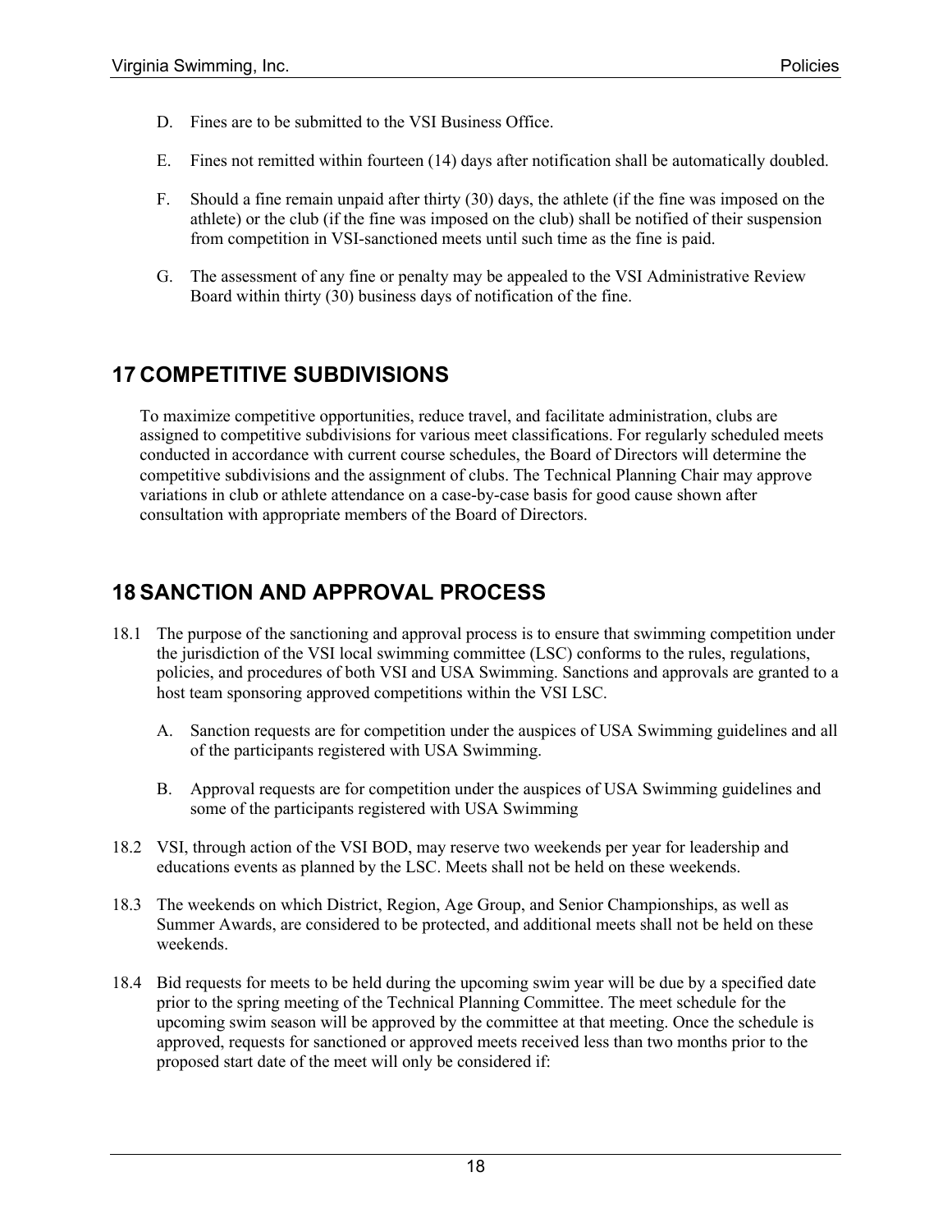D. Fines are to be submitted to the VSI Business Office.

E. Fines not remitted within fourteen (14) days after notification shall be automatically doubled.

F. Should a fine remain unpaid after thirty (30) days, the athlete (if the fine was imposed on the athlete) or the club (if the fine was imposed on the club) shall be notified of their suspension from competition in VSI-sanctioned meets until such time as the fine is paid.

G. The assessment of any fine or penalty may be appealed to the VSI Administrative Review Board within thirty (30) business days of notification of the fine.

# 17 COMPETITIVE SUBDIVISIONS

To maximize competitive opportunities, reduce travel, and facilitate administration, clubs are assigned to competitive subdivisions for various meet classifications. For regularly scheduled meets conducted in accordance with current course schedules, the Board of Directors will determine the competitive subdivisions and the assignment of clubs. The Technical Planning Chair may approve variations in club or athlete attendance on a case-by-case basis for good cause shown after consultation with appropriate members of the Board of Directors.

# 18 SANCTION AND APPROVAL PROCESS

18.1 The purpose of the sanctioning and approval process is to ensure that swimming competition under the jurisdiction of the VSI local swimming committee (LSC) conforms to the rules, regulations, policies, and procedures of both VSI and USA Swimming. Sanctions and approvals are granted to a host team sponsoring approved competitions within the VSI LSC.

A. Sanction requests are for competition under the auspices of USA Swimming guidelines and all of the participants registered with USA Swimming.

B. Approval requests are for competition under the auspices of USA Swimming guidelines and some of the participants registered with USA Swimming

18.2 VSI, through action of the VSI BOD, may reserve two weekends per year for leadership and educations events as planned by the LSC. Meets shall not be held on these weekends.

18.3 The weekends on which District, Region, Age Group, and Senior Championships, as well as Summer Awards, are considered to be protected, and additional meets shall not be held on these weekends.

18.4 Bid requests for meets to be held during the upcoming swim year will be due by a specified date prior to the spring meeting of the Technical Planning Committee. The meet schedule for the upcoming swim season will be approved by the committee at that meeting. Once the schedule is approved, requests for sanctioned or approved meets received less than two months prior to the proposed start date of the meet will only be considered if: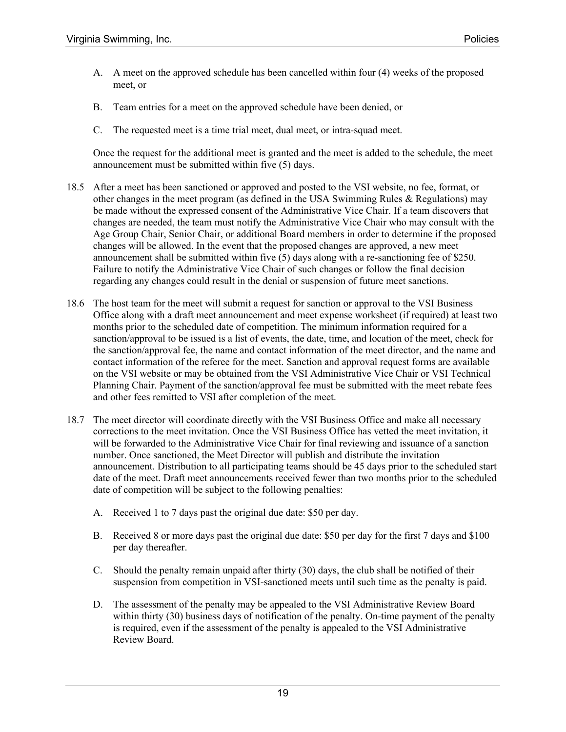A. A meet on the approved schedule has been cancelled within four (4) weeks of the proposed meet, or

B. Team entries for a meet on the approved schedule have been denied, or

C. The requested meet is a time trial meet, dual meet, or intra-squad meet.

Once the request for the additional meet is granted and the meet is added to the schedule, the meet announcement must be submitted within five (5) days.

18.5 After a meet has been sanctioned or approved and posted to the VSI website, no fee, format, or other changes in the meet program (as defined in the USA Swimming Rules & Regulations) may be made without the expressed consent of the Administrative Vice Chair. If a team discovers that changes are needed, the team must notify the Administrative Vice Chair who may consult with the Age Group Chair, Senior Chair, or additional Board members in order to determine if the proposed changes will be allowed. In the event that the proposed changes are approved, a new meet announcement shall be submitted within five (5) days along with a re-sanctioning fee of $250. Failure to notify the Administrative Vice Chair of such changes or follow the final decision regarding any changes could result in the denial or suspension of future meet sanctions.

18.6 The host team for the meet will submit a request for sanction or approval to the VSI Business Office along with a draft meet announcement and meet expense worksheet (if required) at least two months prior to the scheduled date of competition. The minimum information required for a sanction/approval to be issued is a list of events, the date, time, and location of the meet, check for the sanction/approval fee, the name and contact information of the meet director, and the name and contact information of the referee for the meet. Sanction and approval request forms are available on the VSI website or may be obtained from the VSI Administrative Vice Chair or VSI Technical Planning Chair. Payment of the sanction/approval fee must be submitted with the meet rebate fees and other fees remitted to VSI after completion of the meet.

18.7 The meet director will coordinate directly with the VSI Business Office and make all necessary corrections to the meet invitation. Once the VSI Business Office has vetted the meet invitation, it will be forwarded to the Administrative Vice Chair for final reviewing and issuance of a sanction number. Once sanctioned, the Meet Director will publish and distribute the invitation announcement. Distribution to all participating teams should be 45 days prior to the scheduled start date of the meet. Draft meet announcements received fewer than two months prior to the scheduled date of competition will be subject to the following penalties:

A. Received 1 to 7 days past the original due date: $50 per day.

B. Received 8 or more days past the original due date: $50 per day for the first 7 days and $100 per day thereafter.

C. Should the penalty remain unpaid after thirty (30) days, the club shall be notified of their suspension from competition in VSI-sanctioned meets until such time as the penalty is paid.

D. The assessment of the penalty may be appealed to the VSI Administrative Review Board within thirty (30) business days of notification of the penalty. On-time payment of the penalty is required, even if the assessment of the penalty is appealed to the VSI Administrative Review Board.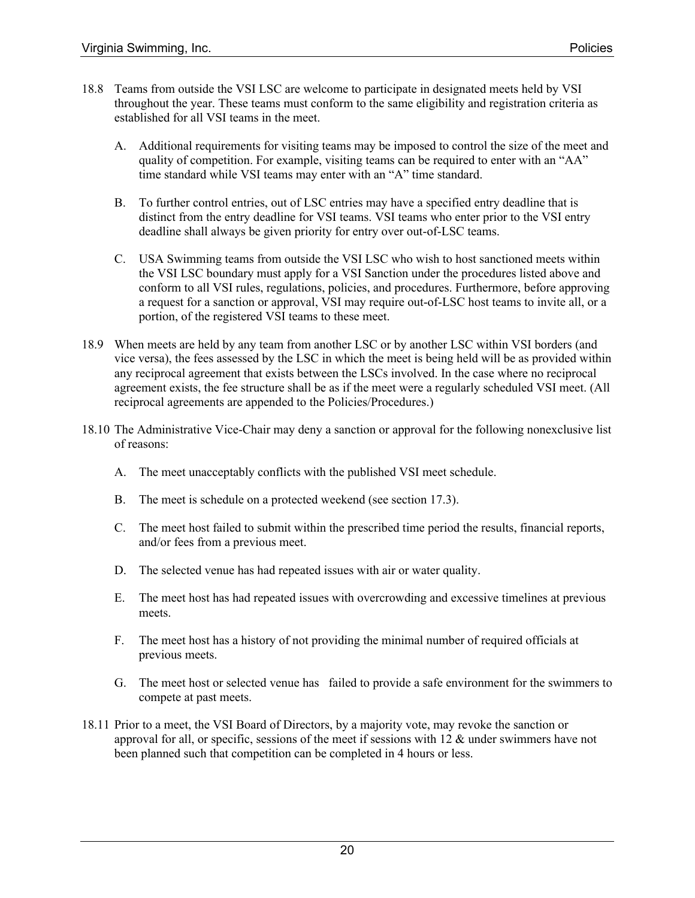18.8 Teams from outside the VSI LSC are welcome to participate in designated meets held by VSI throughout the year. These teams must conform to the same eligibility and registration criteria as established for all VSI teams in the meet.

   A. Additional requirements for visiting teams may be imposed to control the size of the meet and quality of competition. For example, visiting teams can be required to enter with an "AA" time standard while VSI teams may enter with an "A" time standard.

   B. To further control entries, out of LSC entries may have a specified entry deadline that is distinct from the entry deadline for VSI teams. VSI teams who enter prior to the VSI entry deadline shall always be given priority for entry over out-of-LSC teams.

   C. USA Swimming teams from outside the VSI LSC who wish to host sanctioned meets within the VSI LSC boundary must apply for a VSI Sanction under the procedures listed above and conform to all VSI rules, regulations, policies, and procedures. Furthermore, before approving a request for a sanction or approval, VSI may require out-of-LSC host teams to invite all, or a portion, of the registered VSI teams to these meet.

18.9 When meets are held by any team from another LSC or by another LSC within VSI borders (and vice versa), the fees assessed by the LSC in which the meet is being held will be as provided within any reciprocal agreement that exists between the LSCs involved. In the case where no reciprocal agreement exists, the fee structure shall be as if the meet were a regularly scheduled VSI meet. (All reciprocal agreements are appended to the Policies/Procedures.)

18.10 The Administrative Vice-Chair may deny a sanction or approval for the following nonexclusive list of reasons:

   A. The meet unacceptably conflicts with the published VSI meet schedule.

   B. The meet is schedule on a protected weekend (see section 17.3).

   C. The meet host failed to submit within the prescribed time period the results, financial reports, and/or fees from a previous meet.

   D. The selected venue has had repeated issues with air or water quality.

   E. The meet host has had repeated issues with overcrowding and excessive timelines at previous meets.

   F. The meet host has a history of not providing the minimal number of required officials at previous meets.

   G. The meet host or selected venue has failed to provide a safe environment for the swimmers to compete at past meets.

18.11 Prior to a meet, the VSI Board of Directors, by a majority vote, may revoke the sanction or approval for all, or specific, sessions of the meet if sessions with 12 & under swimmers have not been planned such that competition can be completed in 4 hours or less.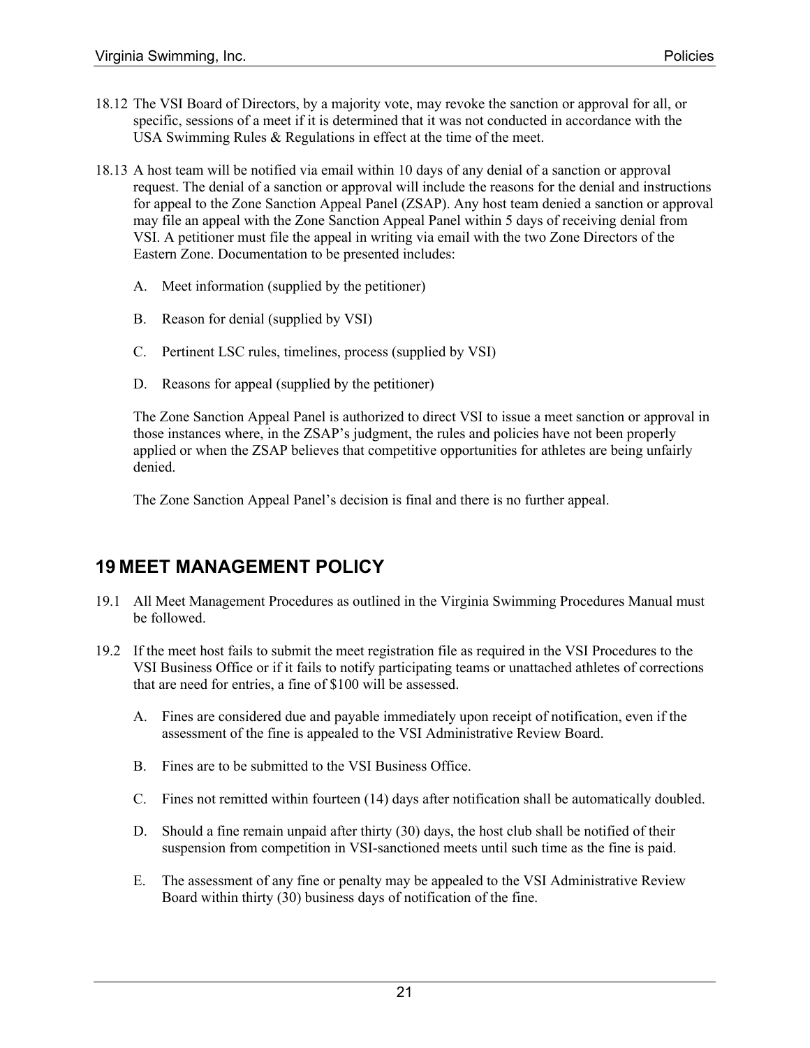18.12 The VSI Board of Directors, by a majority vote, may revoke the sanction or approval for all, or specific, sessions of a meet if it is determined that it was not conducted in accordance with the USA Swimming Rules & Regulations in effect at the time of the meet.

18.13 A host team will be notified via email within 10 days of any denial of a sanction or approval request. The denial of a sanction or approval will include the reasons for the denial and instructions for appeal to the Zone Sanction Appeal Panel (ZSAP). Any host team denied a sanction or approval may file an appeal with the Zone Sanction Appeal Panel within 5 days of receiving denial from VSI. A petitioner must file the appeal in writing via email with the two Zone Directors of the Eastern Zone. Documentation to be presented includes:

A. Meet information (supplied by the petitioner)

B. Reason for denial (supplied by VSI)

C. Pertinent LSC rules, timelines, process (supplied by VSI)

D. Reasons for appeal (supplied by the petitioner)

The Zone Sanction Appeal Panel is authorized to direct VSI to issue a meet sanction or approval in those instances where, in the ZSAP's judgment, the rules and policies have not been properly applied or when the ZSAP believes that competitive opportunities for athletes are being unfairly denied.

The Zone Sanction Appeal Panel's decision is final and there is no further appeal.

# 19 MEET MANAGEMENT POLICY

19.1 All Meet Management Procedures as outlined in the Virginia Swimming Procedures Manual must be followed.

19.2 If the meet host fails to submit the meet registration file as required in the VSI Procedures to the VSI Business Office or if it fails to notify participating teams or unattached athletes of corrections that are need for entries, a fine of $100 will be assessed.

A. Fines are considered due and payable immediately upon receipt of notification, even if the assessment of the fine is appealed to the VSI Administrative Review Board.

B. Fines are to be submitted to the VSI Business Office.

C. Fines not remitted within fourteen (14) days after notification shall be automatically doubled.

D. Should a fine remain unpaid after thirty (30) days, the host club shall be notified of their suspension from competition in VSI-sanctioned meets until such time as the fine is paid.

E. The assessment of any fine or penalty may be appealed to the VSI Administrative Review Board within thirty (30) business days of notification of the fine.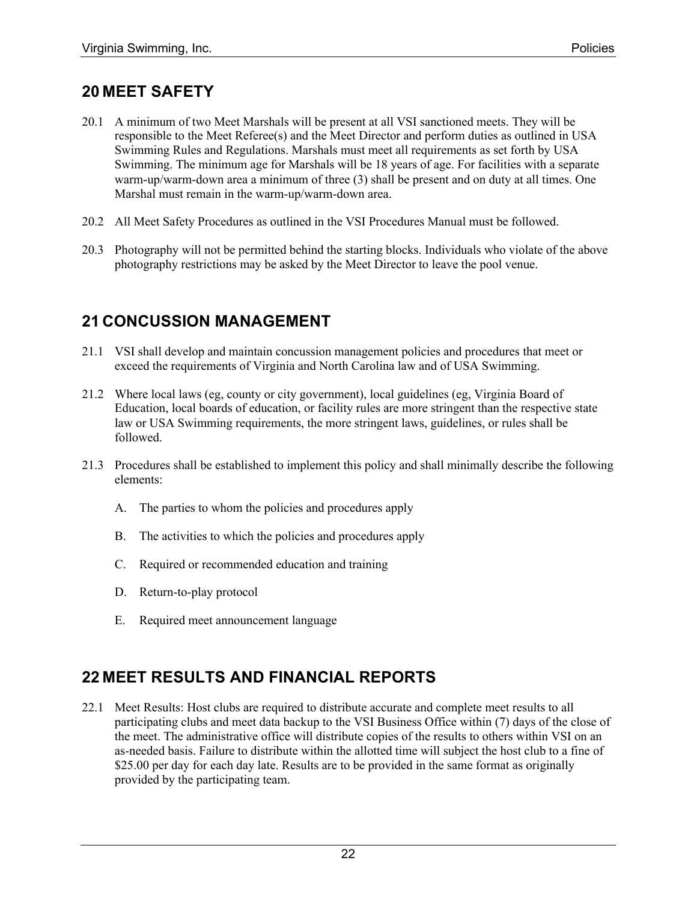# 20 MEET SAFETY

20.1 A minimum of two Meet Marshals will be present at all VSI sanctioned meets. They will be responsible to the Meet Referee(s) and the Meet Director and perform duties as outlined in USA Swimming Rules and Regulations. Marshals must meet all requirements as set forth by USA Swimming. The minimum age for Marshals will be 18 years of age. For facilities with a separate warm-up/warm-down area a minimum of three (3) shall be present and on duty at all times. One Marshal must remain in the warm-up/warm-down area.

20.2 All Meet Safety Procedures as outlined in the VSI Procedures Manual must be followed.

20.3 Photography will not be permitted behind the starting blocks. Individuals who violate of the above photography restrictions may be asked by the Meet Director to leave the pool venue.

# 21 CONCUSSION MANAGEMENT

21.1 VSI shall develop and maintain concussion management policies and procedures that meet or exceed the requirements of Virginia and North Carolina law and of USA Swimming.

21.2 Where local laws (eg, county or city government), local guidelines (eg, Virginia Board of Education, local boards of education, or facility rules are more stringent than the respective state law or USA Swimming requirements, the more stringent laws, guidelines, or rules shall be followed.

21.3 Procedures shall be established to implement this policy and shall minimally describe the following elements:

A. The parties to whom the policies and procedures apply

B. The activities to which the policies and procedures apply

C. Required or recommended education and training

D. Return-to-play protocol

E. Required meet announcement language

# 22 MEET RESULTS AND FINANCIAL REPORTS

22.1 Meet Results: Host clubs are required to distribute accurate and complete meet results to all participating clubs and meet data backup to the VSI Business Office within (7) days of the close of the meet. The administrative office will distribute copies of the results to others within VSI on an as-needed basis. Failure to distribute within the allotted time will subject the host club to a fine of $25.00 per day for each day late. Results are to be provided in the same format as originally provided by the participating team.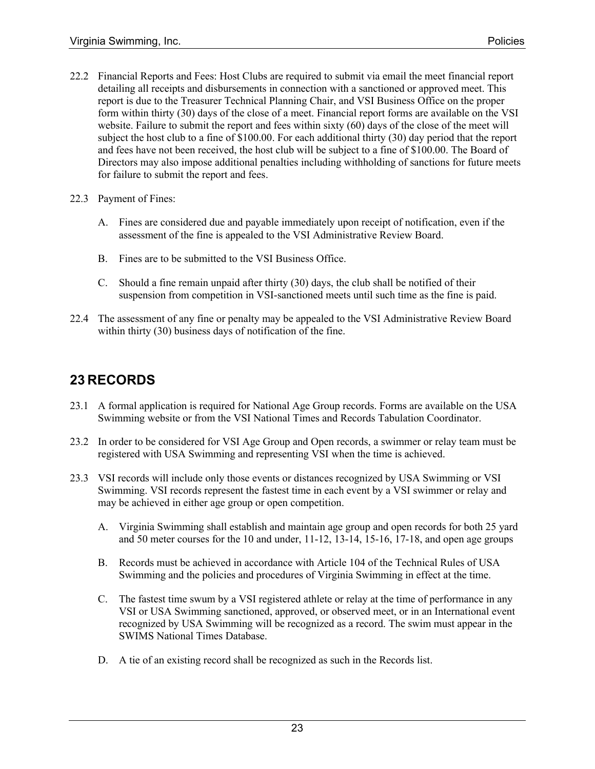22.2 Financial Reports and Fees: Host Clubs are required to submit via email the meet financial report detailing all receipts and disbursements in connection with a sanctioned or approved meet. This report is due to the Treasurer Technical Planning Chair, and VSI Business Office on the proper form within thirty (30) days of the close of a meet. Financial report forms are available on the VSI website. Failure to submit the report and fees within sixty (60) days of the close of the meet will subject the host club to a fine of $100.00. For each additional thirty (30) day period that the report and fees have not been received, the host club will be subject to a fine of $100.00. The Board of Directors may also impose additional penalties including withholding of sanctions for future meets for failure to submit the report and fees.

22.3 Payment of Fines:

A. Fines are considered due and payable immediately upon receipt of notification, even if the assessment of the fine is appealed to the VSI Administrative Review Board.

B. Fines are to be submitted to the VSI Business Office.

C. Should a fine remain unpaid after thirty (30) days, the club shall be notified of their suspension from competition in VSI-sanctioned meets until such time as the fine is paid.

22.4 The assessment of any fine or penalty may be appealed to the VSI Administrative Review Board within thirty (30) business days of notification of the fine.

# 23 RECORDS

23.1 A formal application is required for National Age Group records. Forms are available on the USA Swimming website or from the VSI National Times and Records Tabulation Coordinator.

23.2 In order to be considered for VSI Age Group and Open records, a swimmer or relay team must be registered with USA Swimming and representing VSI when the time is achieved.

23.3 VSI records will include only those events or distances recognized by USA Swimming or VSI Swimming. VSI records represent the fastest time in each event by a VSI swimmer or relay and may be achieved in either age group or open competition.

A. Virginia Swimming shall establish and maintain age group and open records for both 25 yard and 50 meter courses for the 10 and under, 11-12, 13-14, 15-16, 17-18, and open age groups

B. Records must be achieved in accordance with Article 104 of the Technical Rules of USA Swimming and the policies and procedures of Virginia Swimming in effect at the time.

C. The fastest time swum by a VSI registered athlete or relay at the time of performance in any VSI or USA Swimming sanctioned, approved, or observed meet, or in an International event recognized by USA Swimming will be recognized as a record. The swim must appear in the SWIMS National Times Database.

D. A tie of an existing record shall be recognized as such in the Records list.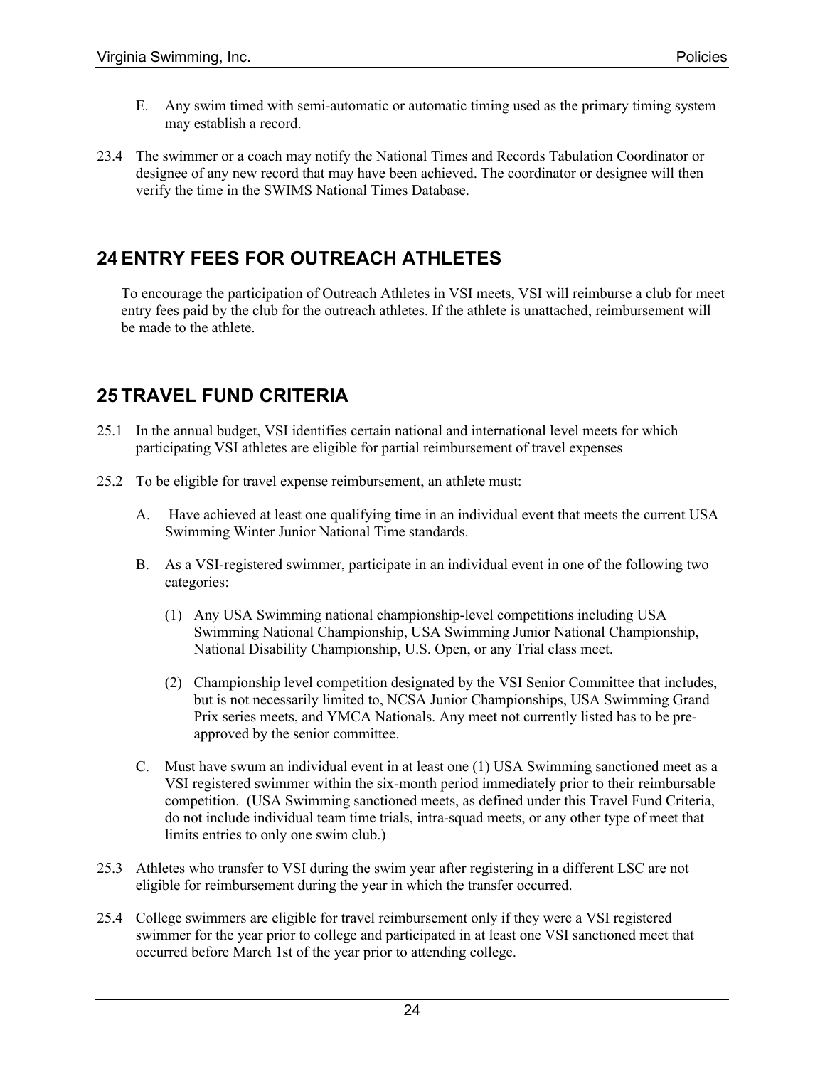E. Any swim timed with semi-automatic or automatic timing used as the primary timing system may establish a record.

23.4 The swimmer or a coach may notify the National Times and Records Tabulation Coordinator or designee of any new record that may have been achieved. The coordinator or designee will then verify the time in the SWIMS National Times Database.

# 24 ENTRY FEES FOR OUTREACH ATHLETES

To encourage the participation of Outreach Athletes in VSI meets, VSI will reimburse a club for meet entry fees paid by the club for the outreach athletes. If the athlete is unattached, reimbursement will be made to the athlete.

# 25 TRAVEL FUND CRITERIA

25.1 In the annual budget, VSI identifies certain national and international level meets for which participating VSI athletes are eligible for partial reimbursement of travel expenses

25.2 To be eligible for travel expense reimbursement, an athlete must:

A. Have achieved at least one qualifying time in an individual event that meets the current USA Swimming Winter Junior National Time standards.

B. As a VSI-registered swimmer, participate in an individual event in one of the following two categories:

(1) Any USA Swimming national championship-level competitions including USA Swimming National Championship, USA Swimming Junior National Championship, National Disability Championship, U.S. Open, or any Trial class meet.

(2) Championship level competition designated by the VSI Senior Committee that includes, but is not necessarily limited to, NCSA Junior Championships, USA Swimming Grand Prix series meets, and YMCA Nationals. Any meet not currently listed has to be pre-approved by the senior committee.

C. Must have swum an individual event in at least one (1) USA Swimming sanctioned meet as a VSI registered swimmer within the six-month period immediately prior to their reimbursable competition. (USA Swimming sanctioned meets, as defined under this Travel Fund Criteria, do not include individual team time trials, intra-squad meets, or any other type of meet that limits entries to only one swim club.)

25.3 Athletes who transfer to VSI during the swim year after registering in a different LSC are not eligible for reimbursement during the year in which the transfer occurred.

25.4 College swimmers are eligible for travel reimbursement only if they were a VSI registered swimmer for the year prior to college and participated in at least one VSI sanctioned meet that occurred before March 1st of the year prior to attending college.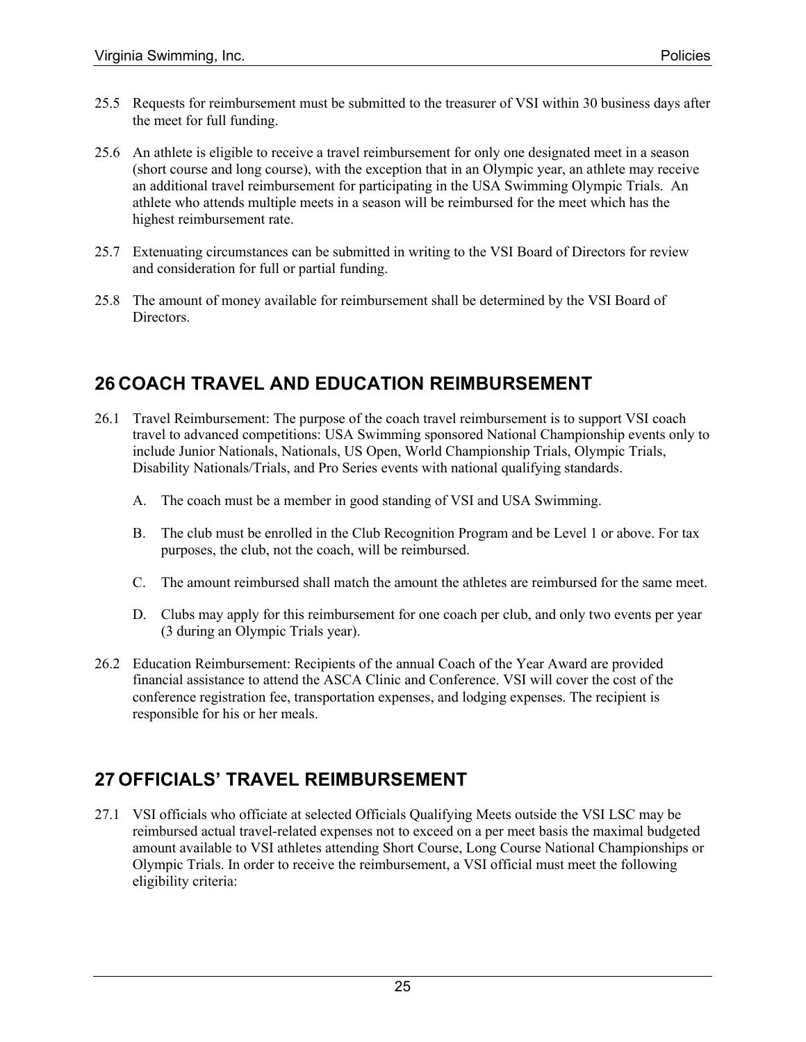25.5 Requests for reimbursement must be submitted to the treasurer of VSI within 30 business days after the meet for full funding.

25.6 An athlete is eligible to receive a travel reimbursement for only one designated meet in a season (short course and long course), with the exception that in an Olympic year, an athlete may receive an additional travel reimbursement for participating in the USA Swimming Olympic Trials. An athlete who attends multiple meets in a season will be reimbursed for the meet which has the highest reimbursement rate.

25.7 Extenuating circumstances can be submitted in writing to the VSI Board of Directors for review and consideration for full or partial funding.

25.8 The amount of money available for reimbursement shall be determined by the VSI Board of Directors.

## 26 COACH TRAVEL AND EDUCATION REIMBURSEMENT

26.1 Travel Reimbursement: The purpose of the coach travel reimbursement is to support VSI coach travel to advanced competitions: USA Swimming sponsored National Championship events only to include Junior Nationals, Nationals, US Open, World Championship Trials, Olympic Trials, Disability Nationals/Trials, and Pro Series events with national qualifying standards.

A. The coach must be a member in good standing of VSI and USA Swimming.

B. The club must be enrolled in the Club Recognition Program and be Level 1 or above. For tax purposes, the club, not the coach, will be reimbursed.

C. The amount reimbursed shall match the amount the athletes are reimbursed for the same meet.

D. Clubs may apply for this reimbursement for one coach per club, and only two events per year (3 during an Olympic Trials year).

26.2 Education Reimbursement: Recipients of the annual Coach of the Year Award are provided financial assistance to attend the ASCA Clinic and Conference. VSI will cover the cost of the conference registration fee, transportation expenses, and lodging expenses. The recipient is responsible for his or her meals.

## 27 OFFICIALS' TRAVEL REIMBURSEMENT

27.1 VSI officials who officiate at selected Officials Qualifying Meets outside the VSI LSC may be reimbursed actual travel-related expenses not to exceed on a per meet basis the maximal budgeted amount available to VSI athletes attending Short Course, Long Course National Championships or Olympic Trials. In order to receive the reimbursement, a VSI official must meet the following eligibility criteria: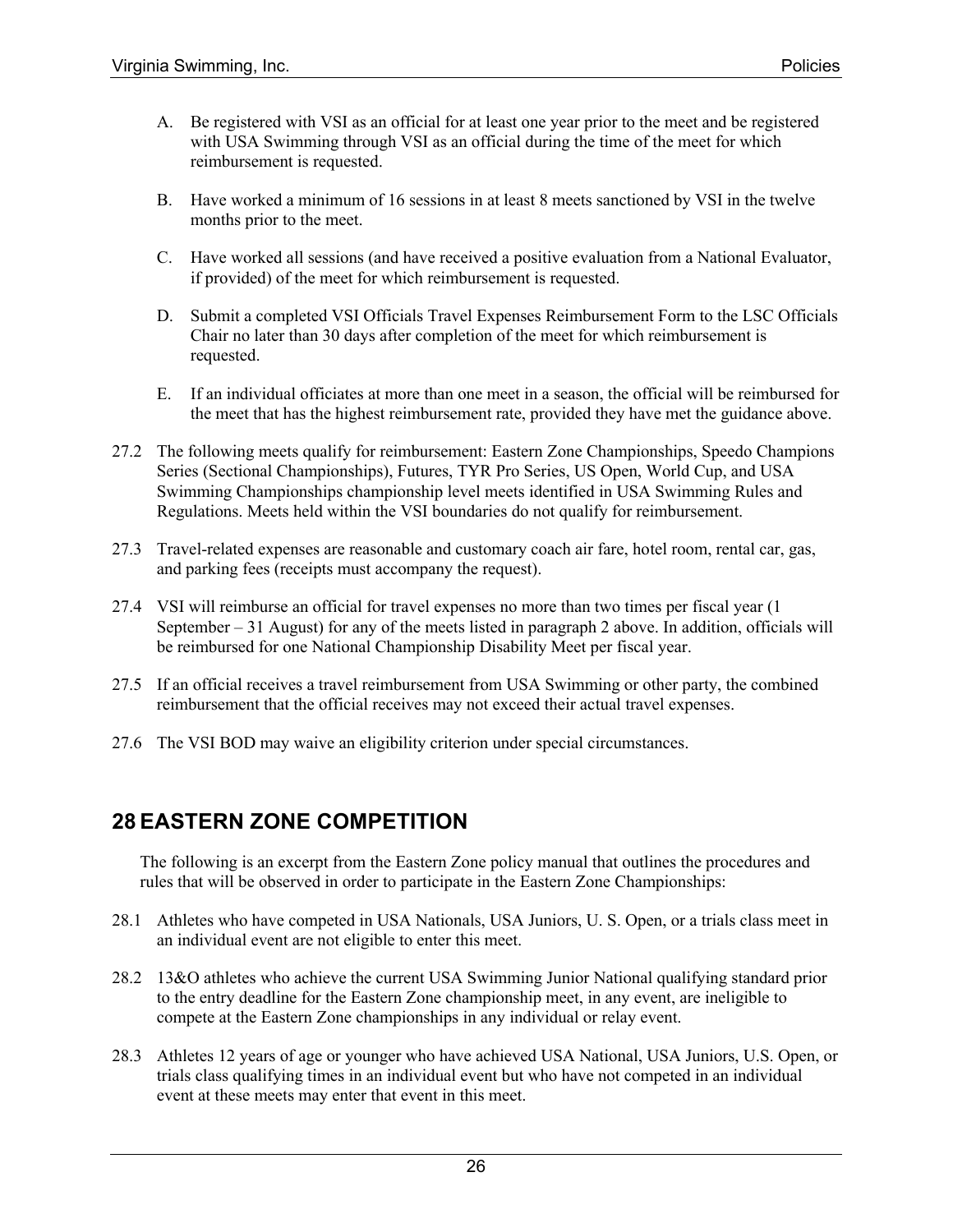A. Be registered with VSI as an official for at least one year prior to the meet and be registered with USA Swimming through VSI as an official during the time of the meet for which reimbursement is requested.

B. Have worked a minimum of 16 sessions in at least 8 meets sanctioned by VSI in the twelve months prior to the meet.

C. Have worked all sessions (and have received a positive evaluation from a National Evaluator, if provided) of the meet for which reimbursement is requested.

D. Submit a completed VSI Officials Travel Expenses Reimbursement Form to the LSC Officials Chair no later than 30 days after completion of the meet for which reimbursement is requested.

E. If an individual officiates at more than one meet in a season, the official will be reimbursed for the meet that has the highest reimbursement rate, provided they have met the guidance above.

27.2 The following meets qualify for reimbursement: Eastern Zone Championships, Speedo Champions Series (Sectional Championships), Futures, TYR Pro Series, US Open, World Cup, and USA Swimming Championships championship level meets identified in USA Swimming Rules and Regulations. Meets held within the VSI boundaries do not qualify for reimbursement.

27.3 Travel-related expenses are reasonable and customary coach air fare, hotel room, rental car, gas, and parking fees (receipts must accompany the request).

27.4 VSI will reimburse an official for travel expenses no more than two times per fiscal year (1 September – 31 August) for any of the meets listed in paragraph 2 above. In addition, officials will be reimbursed for one National Championship Disability Meet per fiscal year.

27.5 If an official receives a travel reimbursement from USA Swimming or other party, the combined reimbursement that the official receives may not exceed their actual travel expenses.

27.6 The VSI BOD may waive an eligibility criterion under special circumstances.

# 28 EASTERN ZONE COMPETITION

The following is an excerpt from the Eastern Zone policy manual that outlines the procedures and rules that will be observed in order to participate in the Eastern Zone Championships:

28.1 Athletes who have competed in USA Nationals, USA Juniors, U. S. Open, or a trials class meet in an individual event are not eligible to enter this meet.

28.2 13&O athletes who achieve the current USA Swimming Junior National qualifying standard prior to the entry deadline for the Eastern Zone championship meet, in any event, are ineligible to compete at the Eastern Zone championships in any individual or relay event.

28.3 Athletes 12 years of age or younger who have achieved USA National, USA Juniors, U.S. Open, or trials class qualifying times in an individual event but who have not competed in an individual event at these meets may enter that event in this meet.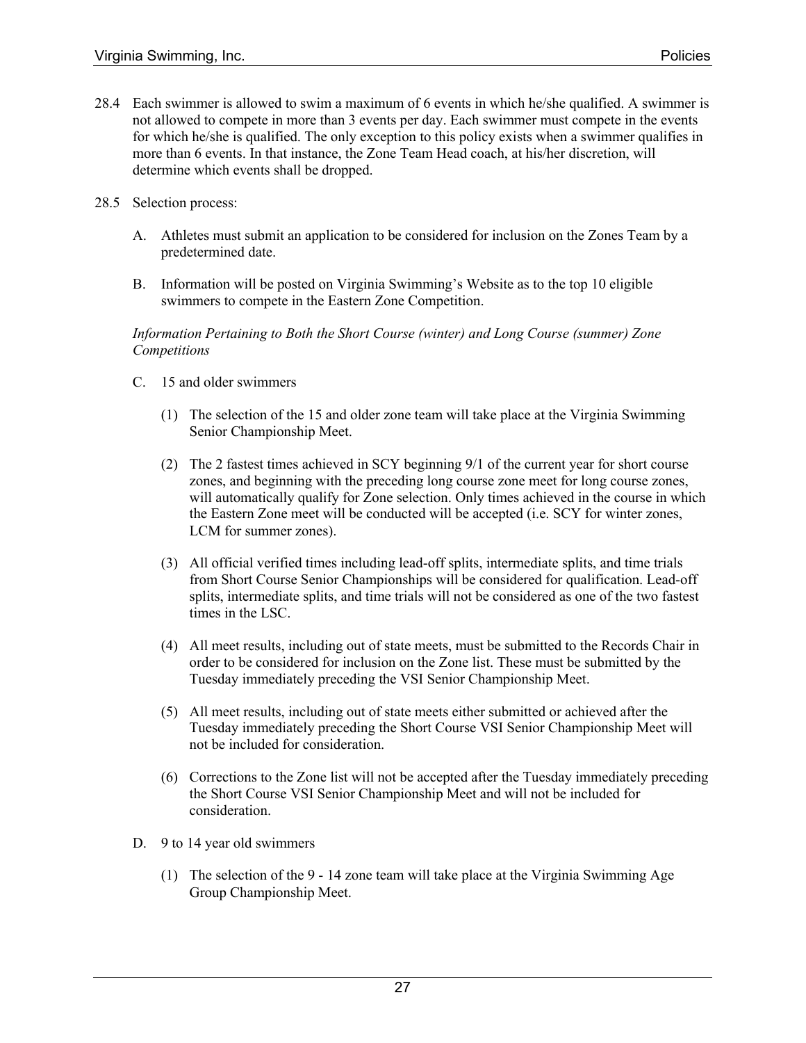28.4 Each swimmer is allowed to swim a maximum of 6 events in which he/she qualified. A swimmer is not allowed to compete in more than 3 events per day. Each swimmer must compete in the events for which he/she is qualified. The only exception to this policy exists when a swimmer qualifies in more than 6 events. In that instance, the Zone Team Head coach, at his/her discretion, will determine which events shall be dropped.

28.5 Selection process:

A. Athletes must submit an application to be considered for inclusion on the Zones Team by a predetermined date.

B. Information will be posted on Virginia Swimming's Website as to the top 10 eligible swimmers to compete in the Eastern Zone Competition.

*Information Pertaining to Both the Short Course (winter) and Long Course (summer) Zone Competitions*

C. 15 and older swimmers

(1) The selection of the 15 and older zone team will take place at the Virginia Swimming Senior Championship Meet.

(2) The 2 fastest times achieved in SCY beginning 9/1 of the current year for short course zones, and beginning with the preceding long course zone meet for long course zones, will automatically qualify for Zone selection. Only times achieved in the course in which the Eastern Zone meet will be conducted will be accepted (i.e. SCY for winter zones, LCM for summer zones).

(3) All official verified times including lead-off splits, intermediate splits, and time trials from Short Course Senior Championships will be considered for qualification. Lead-off splits, intermediate splits, and time trials will not be considered as one of the two fastest times in the LSC.

(4) All meet results, including out of state meets, must be submitted to the Records Chair in order to be considered for inclusion on the Zone list. These must be submitted by the Tuesday immediately preceding the VSI Senior Championship Meet.

(5) All meet results, including out of state meets either submitted or achieved after the Tuesday immediately preceding the Short Course VSI Senior Championship Meet will not be included for consideration.

(6) Corrections to the Zone list will not be accepted after the Tuesday immediately preceding the Short Course VSI Senior Championship Meet and will not be included for consideration.

D. 9 to 14 year old swimmers

(1) The selection of the 9 - 14 zone team will take place at the Virginia Swimming Age Group Championship Meet.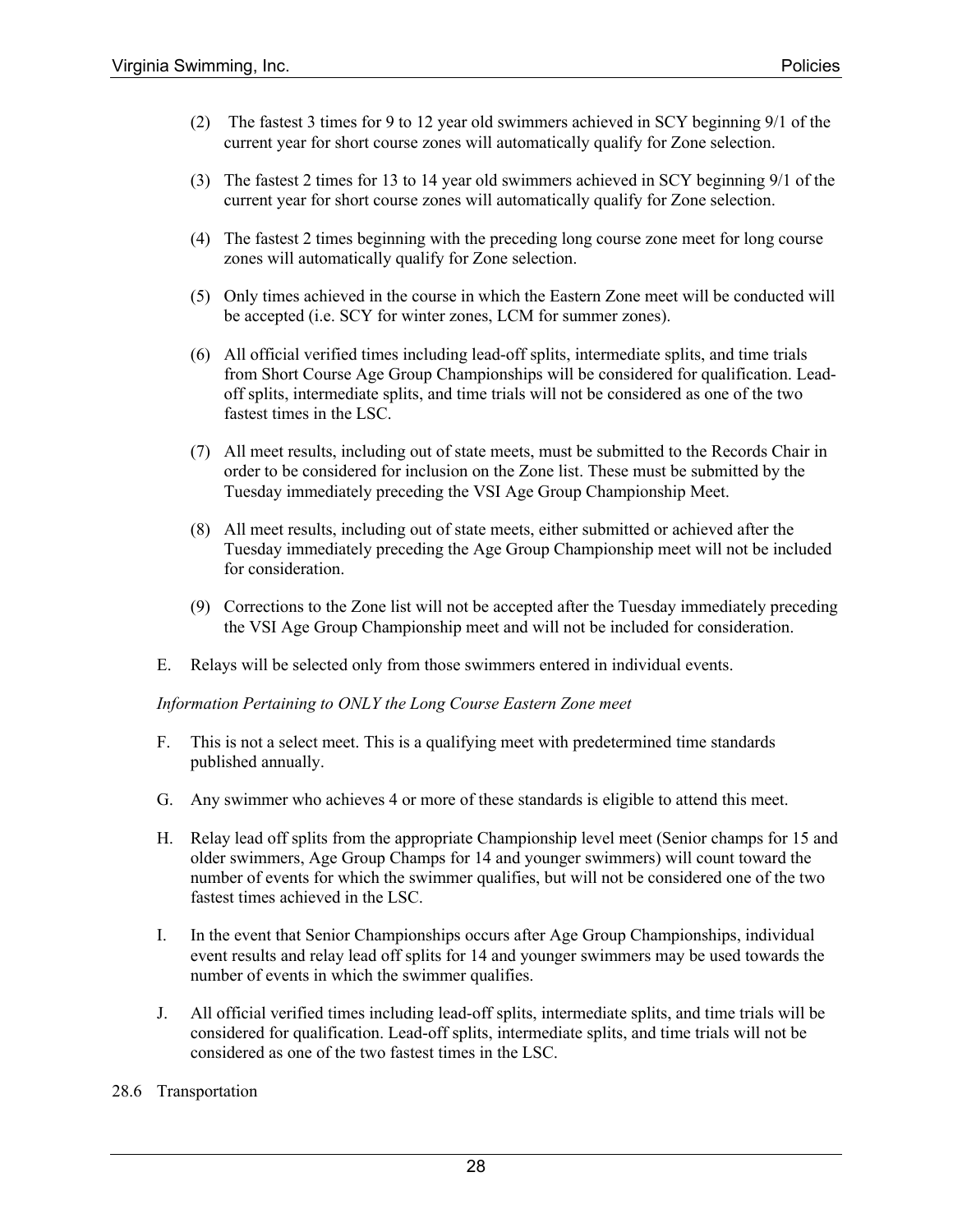(2) The fastest 3 times for 9 to 12 year old swimmers achieved in SCY beginning 9/1 of the current year for short course zones will automatically qualify for Zone selection.

(3) The fastest 2 times for 13 to 14 year old swimmers achieved in SCY beginning 9/1 of the current year for short course zones will automatically qualify for Zone selection.

(4) The fastest 2 times beginning with the preceding long course zone meet for long course zones will automatically qualify for Zone selection.

(5) Only times achieved in the course in which the Eastern Zone meet will be conducted will be accepted (i.e. SCY for winter zones, LCM for summer zones).

(6) All official verified times including lead-off splits, intermediate splits, and time trials from Short Course Age Group Championships will be considered for qualification. Lead-off splits, intermediate splits, and time trials will not be considered as one of the two fastest times in the LSC.

(7) All meet results, including out of state meets, must be submitted to the Records Chair in order to be considered for inclusion on the Zone list. These must be submitted by the Tuesday immediately preceding the VSI Age Group Championship Meet.

(8) All meet results, including out of state meets, either submitted or achieved after the Tuesday immediately preceding the Age Group Championship meet will not be included for consideration.

(9) Corrections to the Zone list will not be accepted after the Tuesday immediately preceding the VSI Age Group Championship meet and will not be included for consideration.

E. Relays will be selected only from those swimmers entered in individual events.

*Information Pertaining to ONLY the Long Course Eastern Zone meet*

F. This is not a select meet. This is a qualifying meet with predetermined time standards published annually.

G. Any swimmer who achieves 4 or more of these standards is eligible to attend this meet.

H. Relay lead off splits from the appropriate Championship level meet (Senior champs for 15 and older swimmers, Age Group Champs for 14 and younger swimmers) will count toward the number of events for which the swimmer qualifies, but will not be considered one of the two fastest times achieved in the LSC.

I. In the event that Senior Championships occurs after Age Group Championships, individual event results and relay lead off splits for 14 and younger swimmers may be used towards the number of events in which the swimmer qualifies.

J. All official verified times including lead-off splits, intermediate splits, and time trials will be considered for qualification. Lead-off splits, intermediate splits, and time trials will not be considered as one of the two fastest times in the LSC.

28.6 Transportation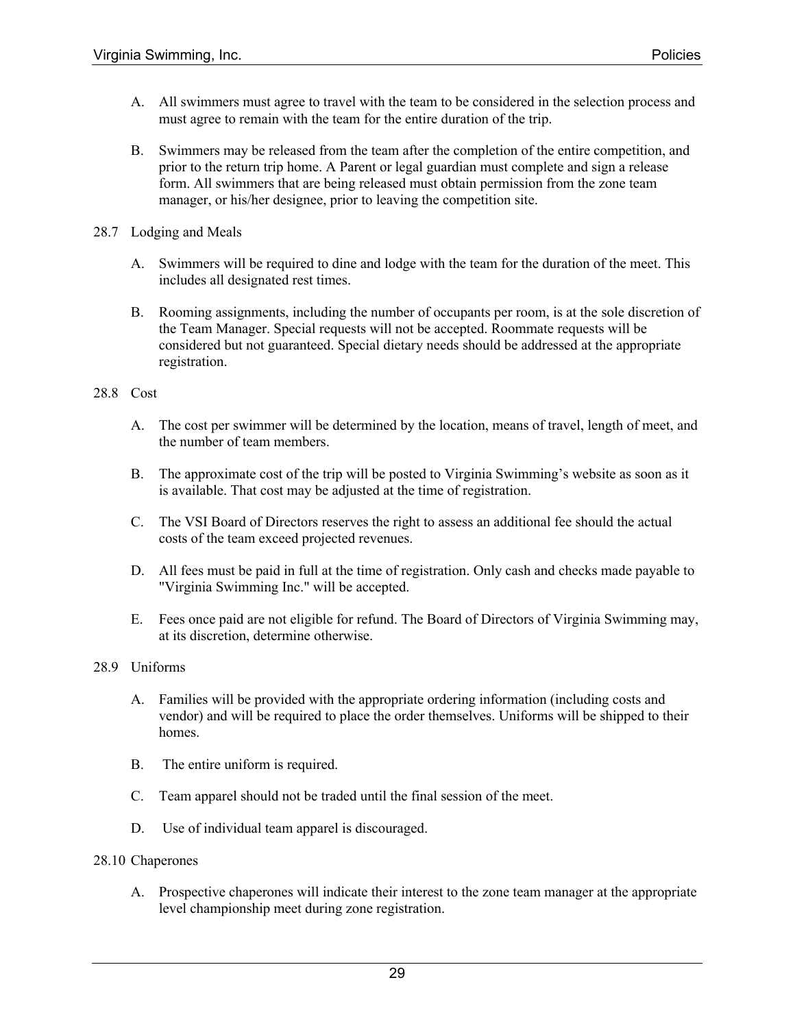A. All swimmers must agree to travel with the team to be considered in the selection process and must agree to remain with the team for the entire duration of the trip.

B. Swimmers may be released from the team after the completion of the entire competition, and prior to the return trip home. A Parent or legal guardian must complete and sign a release form. All swimmers that are being released must obtain permission from the zone team manager, or his/her designee, prior to leaving the competition site.

28.7 Lodging and Meals

A. Swimmers will be required to dine and lodge with the team for the duration of the meet. This includes all designated rest times.

B. Rooming assignments, including the number of occupants per room, is at the sole discretion of the Team Manager. Special requests will not be accepted. Roommate requests will be considered but not guaranteed. Special dietary needs should be addressed at the appropriate registration.

28.8 Cost

A. The cost per swimmer will be determined by the location, means of travel, length of meet, and the number of team members.

B. The approximate cost of the trip will be posted to Virginia Swimming's website as soon as it is available. That cost may be adjusted at the time of registration.

C. The VSI Board of Directors reserves the right to assess an additional fee should the actual costs of the team exceed projected revenues.

D. All fees must be paid in full at the time of registration. Only cash and checks made payable to "Virginia Swimming Inc." will be accepted.

E. Fees once paid are not eligible for refund. The Board of Directors of Virginia Swimming may, at its discretion, determine otherwise.

28.9 Uniforms

A. Families will be provided with the appropriate ordering information (including costs and vendor) and will be required to place the order themselves. Uniforms will be shipped to their homes.

B. The entire uniform is required.

C. Team apparel should not be traded until the final session of the meet.

D. Use of individual team apparel is discouraged.

28.10 Chaperones

A. Prospective chaperones will indicate their interest to the zone team manager at the appropriate level championship meet during zone registration.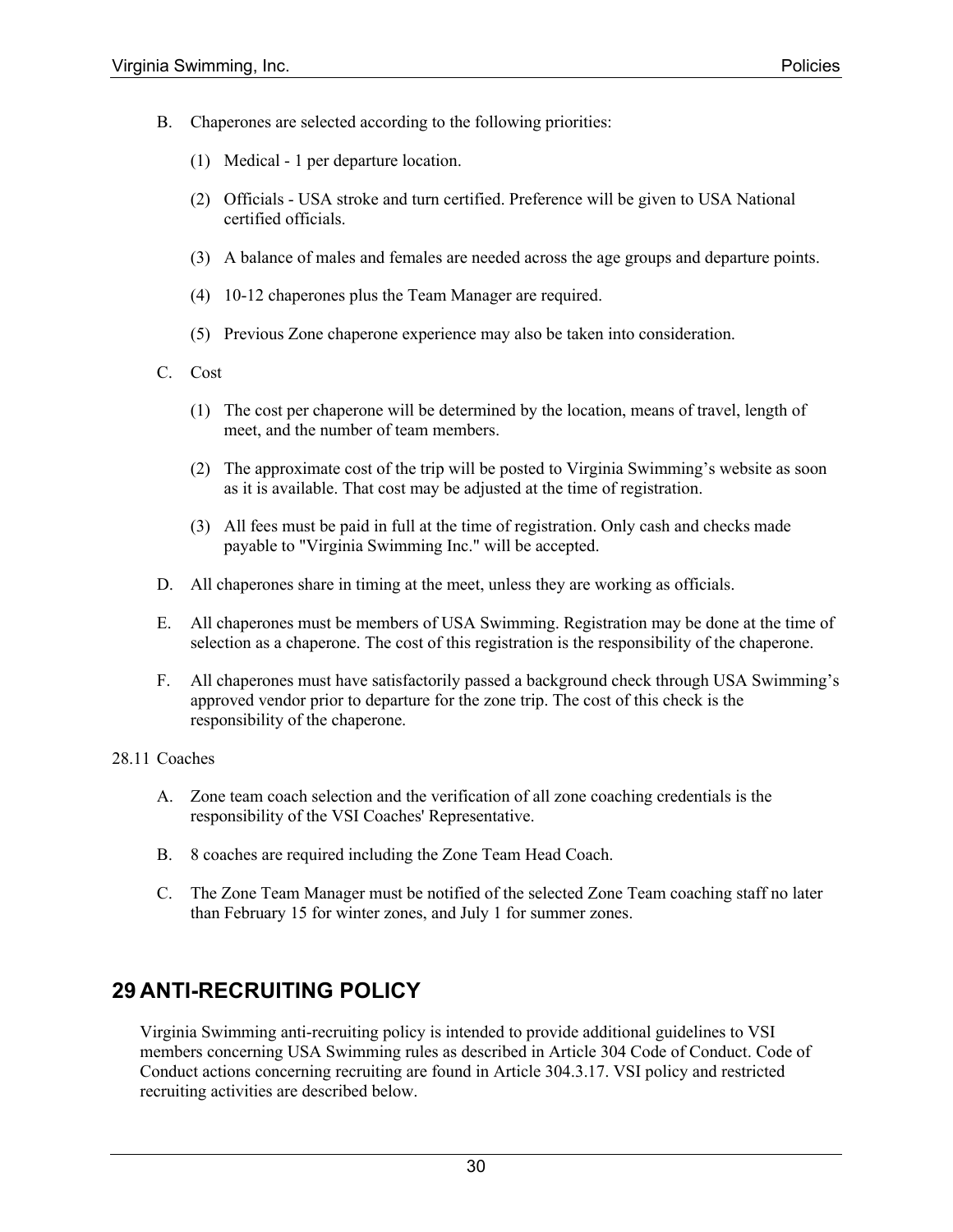B. Chaperones are selected according to the following priorities:

   (1) Medical - 1 per departure location.

   (2) Officials - USA stroke and turn certified. Preference will be given to USA National certified officials.

   (3) A balance of males and females are needed across the age groups and departure points.

   (4) 10-12 chaperones plus the Team Manager are required.

   (5) Previous Zone chaperone experience may also be taken into consideration.

C. Cost

   (1) The cost per chaperone will be determined by the location, means of travel, length of meet, and the number of team members.

   (2) The approximate cost of the trip will be posted to Virginia Swimming's website as soon as it is available. That cost may be adjusted at the time of registration.

   (3) All fees must be paid in full at the time of registration. Only cash and checks made payable to "Virginia Swimming Inc." will be accepted.

D. All chaperones share in timing at the meet, unless they are working as officials.

E. All chaperones must be members of USA Swimming. Registration may be done at the time of selection as a chaperone. The cost of this registration is the responsibility of the chaperone.

F. All chaperones must have satisfactorily passed a background check through USA Swimming's approved vendor prior to departure for the zone trip. The cost of this check is the responsibility of the chaperone.

28.11 Coaches

A. Zone team coach selection and the verification of all zone coaching credentials is the responsibility of the VSI Coaches' Representative.

B. 8 coaches are required including the Zone Team Head Coach.

C. The Zone Team Manager must be notified of the selected Zone Team coaching staff no later than February 15 for winter zones, and July 1 for summer zones.

# 29 ANTI-RECRUITING POLICY

Virginia Swimming anti-recruiting policy is intended to provide additional guidelines to VSI members concerning USA Swimming rules as described in Article 304 Code of Conduct. Code of Conduct actions concerning recruiting are found in Article 304.3.17. VSI policy and restricted recruiting activities are described below.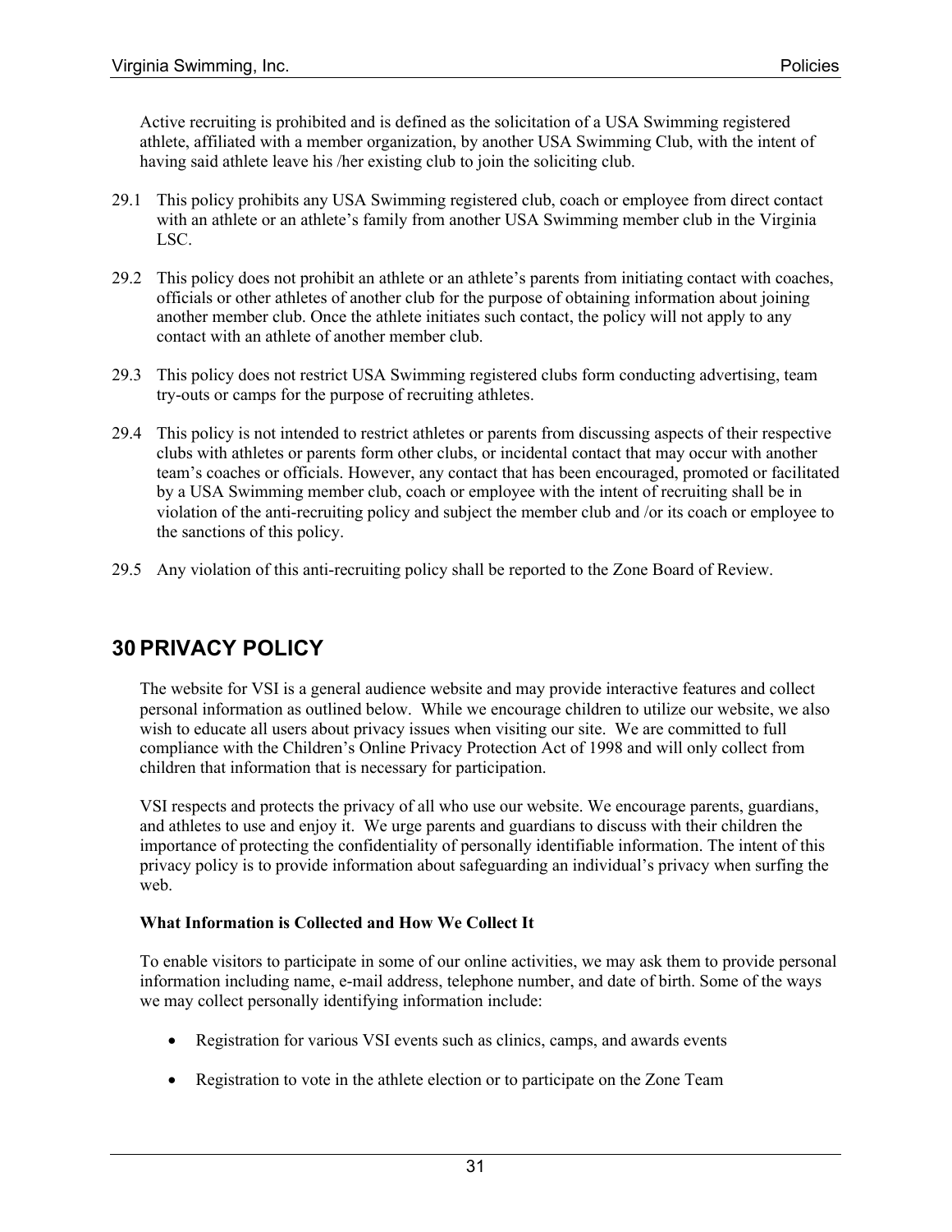Active recruiting is prohibited and is defined as the solicitation of a USA Swimming registered athlete, affiliated with a member organization, by another USA Swimming Club, with the intent of having said athlete leave his /her existing club to join the soliciting club.

29.1 This policy prohibits any USA Swimming registered club, coach or employee from direct contact with an athlete or an athlete's family from another USA Swimming member club in the Virginia LSC.

29.2 This policy does not prohibit an athlete or an athlete's parents from initiating contact with coaches, officials or other athletes of another club for the purpose of obtaining information about joining another member club. Once the athlete initiates such contact, the policy will not apply to any contact with an athlete of another member club.

29.3 This policy does not restrict USA Swimming registered clubs form conducting advertising, team try-outs or camps for the purpose of recruiting athletes.

29.4 This policy is not intended to restrict athletes or parents from discussing aspects of their respective clubs with athletes or parents form other clubs, or incidental contact that may occur with another team's coaches or officials. However, any contact that has been encouraged, promoted or facilitated by a USA Swimming member club, coach or employee with the intent of recruiting shall be in violation of the anti-recruiting policy and subject the member club and /or its coach or employee to the sanctions of this policy.

29.5 Any violation of this anti-recruiting policy shall be reported to the Zone Board of Review.

# 30 PRIVACY POLICY

The website for VSI is a general audience website and may provide interactive features and collect personal information as outlined below. While we encourage children to utilize our website, we also wish to educate all users about privacy issues when visiting our site. We are committed to full compliance with the Children's Online Privacy Protection Act of 1998 and will only collect from children that information that is necessary for participation.

VSI respects and protects the privacy of all who use our website. We encourage parents, guardians, and athletes to use and enjoy it. We urge parents and guardians to discuss with their children the importance of protecting the confidentiality of personally identifiable information. The intent of this privacy policy is to provide information about safeguarding an individual's privacy when surfing the web.

**What Information is Collected and How We Collect It**

To enable visitors to participate in some of our online activities, we may ask them to provide personal information including name, e-mail address, telephone number, and date of birth. Some of the ways we may collect personally identifying information include:

- Registration for various VSI events such as clinics, camps, and awards events
- Registration to vote in the athlete election or to participate on the Zone Team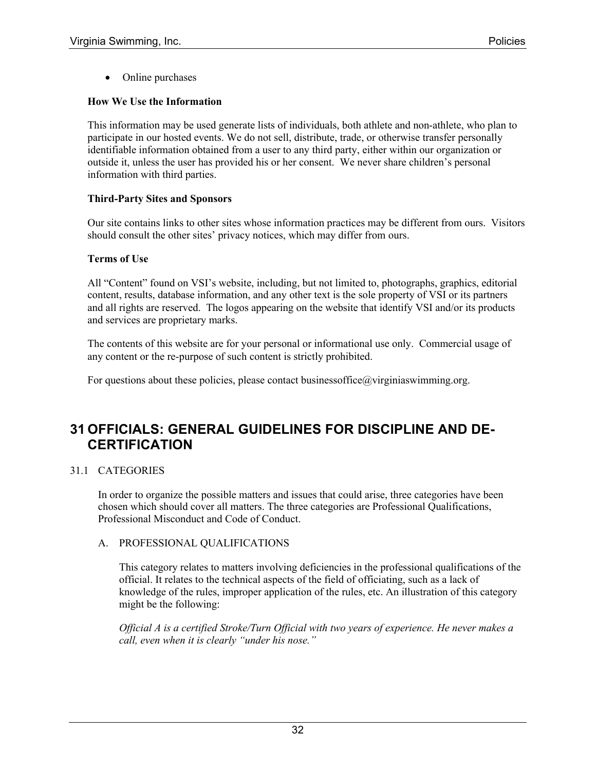- Online purchases

**How We Use the Information**

This information may be used generate lists of individuals, both athlete and non-athlete, who plan to participate in our hosted events. We do not sell, distribute, trade, or otherwise transfer personally identifiable information obtained from a user to any third party, either within our organization or outside it, unless the user has provided his or her consent. We never share children's personal information with third parties.

**Third-Party Sites and Sponsors**

Our site contains links to other sites whose information practices may be different from ours. Visitors should consult the other sites' privacy notices, which may differ from ours.

**Terms of Use**

All "Content" found on VSI's website, including, but not limited to, photographs, graphics, editorial content, results, database information, and any other text is the sole property of VSI or its partners and all rights are reserved. The logos appearing on the website that identify VSI and/or its products and services are proprietary marks.

The contents of this website are for your personal or informational use only. Commercial usage of any content or the re-purpose of such content is strictly prohibited.

For questions about these policies, please contact businessoffice@virginiaswimming.org.

# 31 OFFICIALS: GENERAL GUIDELINES FOR DISCIPLINE AND DE-CERTIFICATION

## 31.1 CATEGORIES

In order to organize the possible matters and issues that could arise, three categories have been chosen which should cover all matters. The three categories are Professional Qualifications, Professional Misconduct and Code of Conduct.

### A. PROFESSIONAL QUALIFICATIONS

This category relates to matters involving deficiencies in the professional qualifications of the official. It relates to the technical aspects of the field of officiating, such as a lack of knowledge of the rules, improper application of the rules, etc. An illustration of this category might be the following:

*Official A is a certified Stroke/Turn Official with two years of experience. He never makes a call, even when it is clearly "under his nose."*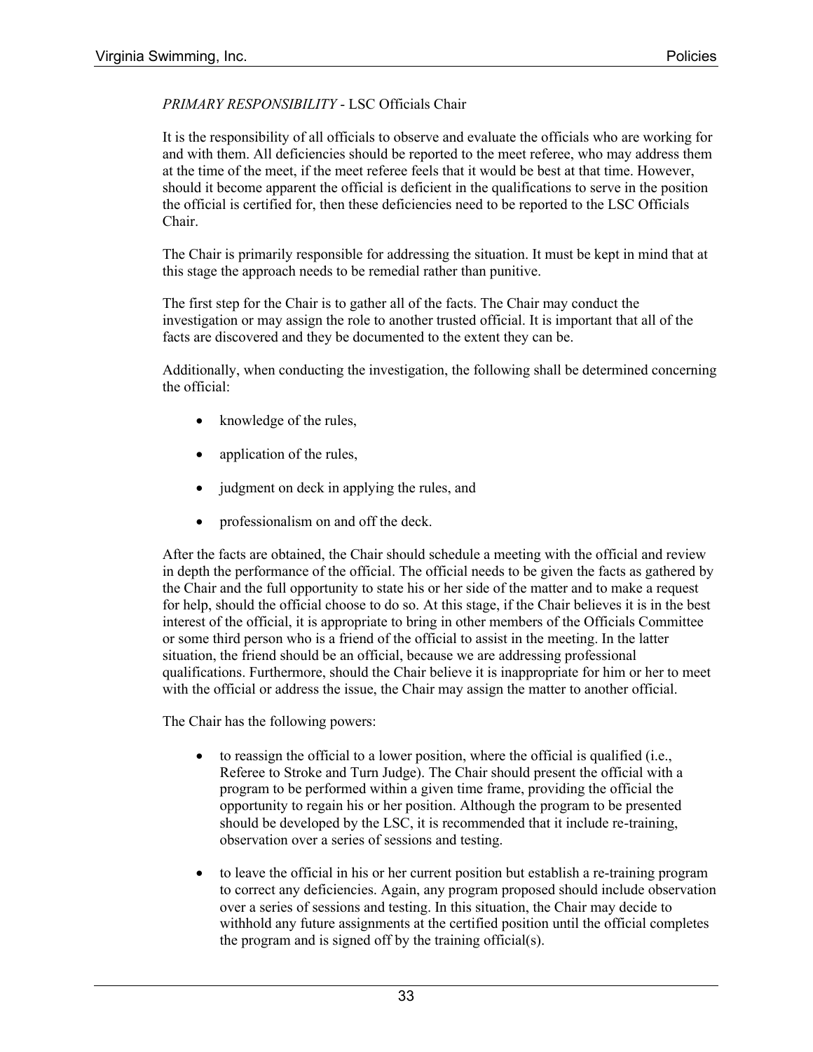*PRIMARY RESPONSIBILITY* - LSC Officials Chair

It is the responsibility of all officials to observe and evaluate the officials who are working for and with them. All deficiencies should be reported to the meet referee, who may address them at the time of the meet, if the meet referee feels that it would be best at that time. However, should it become apparent the official is deficient in the qualifications to serve in the position the official is certified for, then these deficiencies need to be reported to the LSC Officials Chair.

The Chair is primarily responsible for addressing the situation. It must be kept in mind that at this stage the approach needs to be remedial rather than punitive.

The first step for the Chair is to gather all of the facts. The Chair may conduct the investigation or may assign the role to another trusted official. It is important that all of the facts are discovered and they be documented to the extent they can be.

Additionally, when conducting the investigation, the following shall be determined concerning the official:

- knowledge of the rules,
- application of the rules,
- judgment on deck in applying the rules, and
- professionalism on and off the deck.

After the facts are obtained, the Chair should schedule a meeting with the official and review in depth the performance of the official. The official needs to be given the facts as gathered by the Chair and the full opportunity to state his or her side of the matter and to make a request for help, should the official choose to do so. At this stage, if the Chair believes it is in the best interest of the official, it is appropriate to bring in other members of the Officials Committee or some third person who is a friend of the official to assist in the meeting. In the latter situation, the friend should be an official, because we are addressing professional qualifications. Furthermore, should the Chair believe it is inappropriate for him or her to meet with the official or address the issue, the Chair may assign the matter to another official.

The Chair has the following powers:

- to reassign the official to a lower position, where the official is qualified (i.e., Referee to Stroke and Turn Judge). The Chair should present the official with a program to be performed within a given time frame, providing the official the opportunity to regain his or her position. Although the program to be presented should be developed by the LSC, it is recommended that it include re-training, observation over a series of sessions and testing.
- to leave the official in his or her current position but establish a re-training program to correct any deficiencies. Again, any program proposed should include observation over a series of sessions and testing. In this situation, the Chair may decide to withhold any future assignments at the certified position until the official completes the program and is signed off by the training official(s).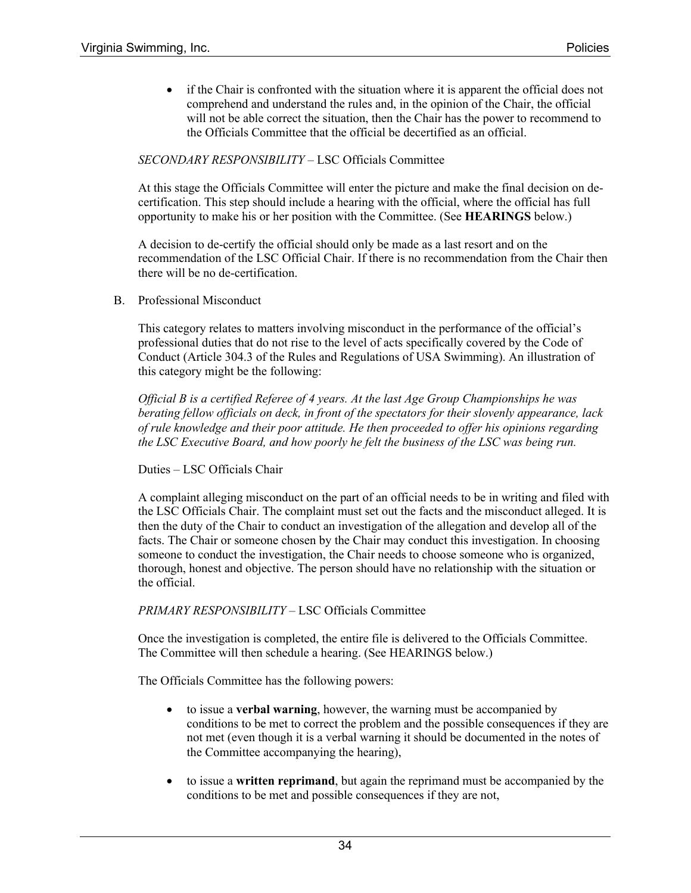- if the Chair is confronted with the situation where it is apparent the official does not comprehend and understand the rules and, in the opinion of the Chair, the official will not be able correct the situation, then the Chair has the power to recommend to the Officials Committee that the official be decertified as an official.

*SECONDARY RESPONSIBILITY* – LSC Officials Committee

At this stage the Officials Committee will enter the picture and make the final decision on de-certification. This step should include a hearing with the official, where the official has full opportunity to make his or her position with the Committee. (See **HEARINGS** below.)

A decision to de-certify the official should only be made as a last resort and on the recommendation of the LSC Official Chair. If there is no recommendation from the Chair then there will be no de-certification.

B. Professional Misconduct

This category relates to matters involving misconduct in the performance of the official's professional duties that do not rise to the level of acts specifically covered by the Code of Conduct (Article 304.3 of the Rules and Regulations of USA Swimming). An illustration of this category might be the following:

*Official B is a certified Referee of 4 years. At the last Age Group Championships he was berating fellow officials on deck, in front of the spectators for their slovenly appearance, lack of rule knowledge and their poor attitude. He then proceeded to offer his opinions regarding the LSC Executive Board, and how poorly he felt the business of the LSC was being run.*

Duties – LSC Officials Chair

A complaint alleging misconduct on the part of an official needs to be in writing and filed with the LSC Officials Chair. The complaint must set out the facts and the misconduct alleged. It is then the duty of the Chair to conduct an investigation of the allegation and develop all of the facts. The Chair or someone chosen by the Chair may conduct this investigation. In choosing someone to conduct the investigation, the Chair needs to choose someone who is organized, thorough, honest and objective. The person should have no relationship with the situation or the official.

*PRIMARY RESPONSIBILITY* – LSC Officials Committee

Once the investigation is completed, the entire file is delivered to the Officials Committee. The Committee will then schedule a hearing. (See HEARINGS below.)

The Officials Committee has the following powers:

- to issue a **verbal warning**, however, the warning must be accompanied by conditions to be met to correct the problem and the possible consequences if they are not met (even though it is a verbal warning it should be documented in the notes of the Committee accompanying the hearing),
- to issue a **written reprimand**, but again the reprimand must be accompanied by the conditions to be met and possible consequences if they are not,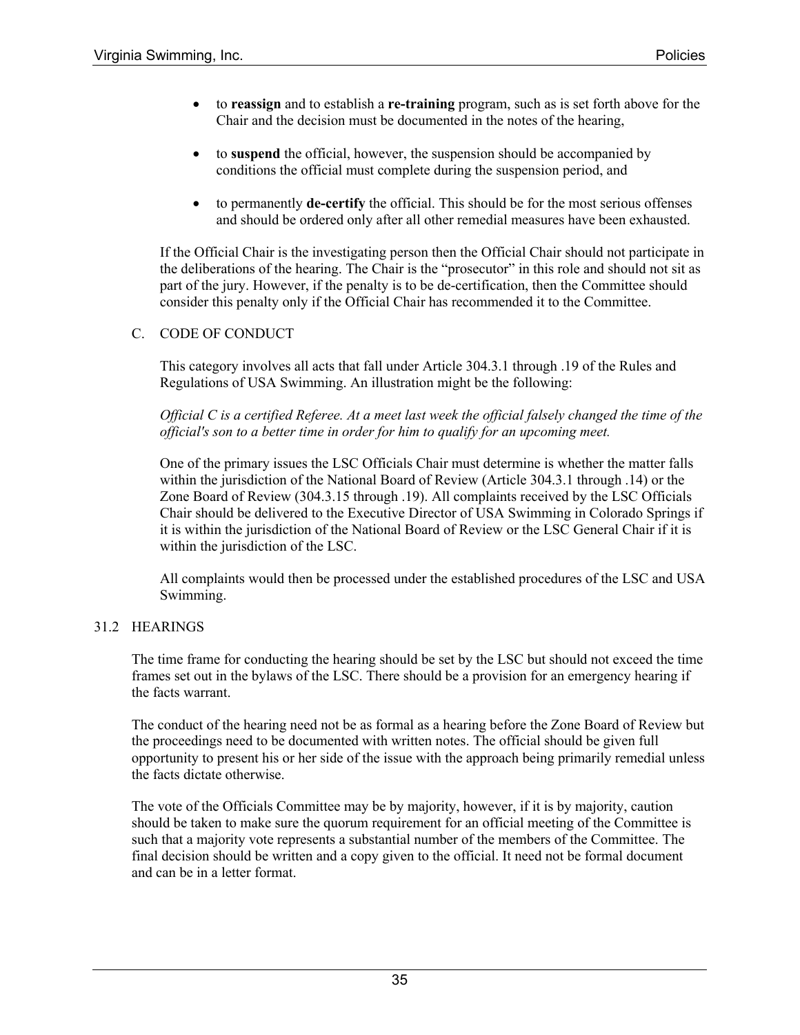- to **reassign** and to establish a **re-training** program, such as is set forth above for the Chair and the decision must be documented in the notes of the hearing,

- to **suspend** the official, however, the suspension should be accompanied by conditions the official must complete during the suspension period, and

- to permanently **de-certify** the official. This should be for the most serious offenses and should be ordered only after all other remedial measures have been exhausted.

If the Official Chair is the investigating person then the Official Chair should not participate in the deliberations of the hearing. The Chair is the "prosecutor" in this role and should not sit as part of the jury. However, if the penalty is to be de-certification, then the Committee should consider this penalty only if the Official Chair has recommended it to the Committee.

C. CODE OF CONDUCT

This category involves all acts that fall under Article 304.3.1 through .19 of the Rules and Regulations of USA Swimming. An illustration might be the following:

*Official C is a certified Referee. At a meet last week the official falsely changed the time of the official's son to a better time in order for him to qualify for an upcoming meet.*

One of the primary issues the LSC Officials Chair must determine is whether the matter falls within the jurisdiction of the National Board of Review (Article 304.3.1 through .14) or the Zone Board of Review (304.3.15 through .19). All complaints received by the LSC Officials Chair should be delivered to the Executive Director of USA Swimming in Colorado Springs if it is within the jurisdiction of the National Board of Review or the LSC General Chair if it is within the jurisdiction of the LSC.

All complaints would then be processed under the established procedures of the LSC and USA Swimming.

## 31.2 HEARINGS

The time frame for conducting the hearing should be set by the LSC but should not exceed the time frames set out in the bylaws of the LSC. There should be a provision for an emergency hearing if the facts warrant.

The conduct of the hearing need not be as formal as a hearing before the Zone Board of Review but the proceedings need to be documented with written notes. The official should be given full opportunity to present his or her side of the issue with the approach being primarily remedial unless the facts dictate otherwise.

The vote of the Officials Committee may be by majority, however, if it is by majority, caution should be taken to make sure the quorum requirement for an official meeting of the Committee is such that a majority vote represents a substantial number of the members of the Committee. The final decision should be written and a copy given to the official. It need not be formal document and can be in a letter format.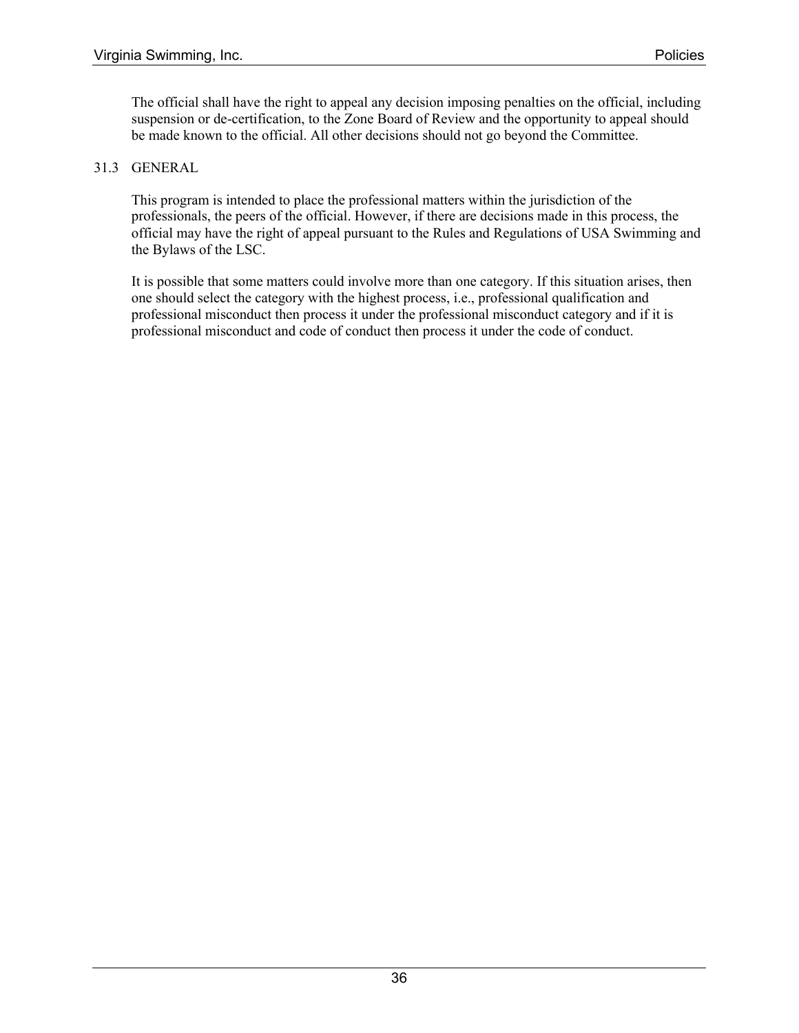The official shall have the right to appeal any decision imposing penalties on the official, including suspension or de-certification, to the Zone Board of Review and the opportunity to appeal should be made known to the official. All other decisions should not go beyond the Committee.

### 31.3 GENERAL

This program is intended to place the professional matters within the jurisdiction of the professionals, the peers of the official. However, if there are decisions made in this process, the official may have the right of appeal pursuant to the Rules and Regulations of USA Swimming and the Bylaws of the LSC.

It is possible that some matters could involve more than one category. If this situation arises, then one should select the category with the highest process, i.e., professional qualification and professional misconduct then process it under the professional misconduct category and if it is professional misconduct and code of conduct then process it under the code of conduct.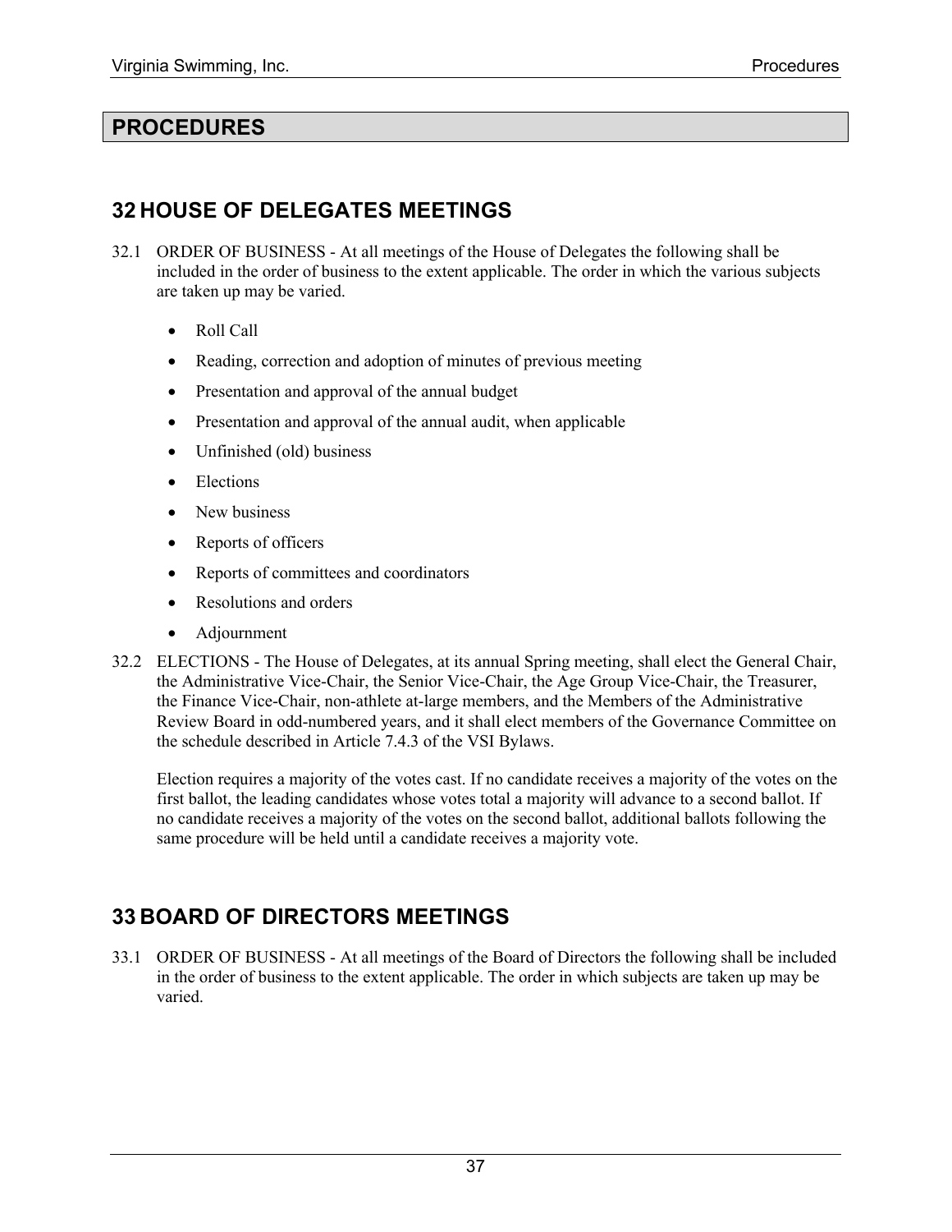# PROCEDURES

## 32 HOUSE OF DELEGATES MEETINGS

32.1 ORDER OF BUSINESS - At all meetings of the House of Delegates the following shall be included in the order of business to the extent applicable. The order in which the various subjects are taken up may be varied.

- Roll Call
- Reading, correction and adoption of minutes of previous meeting
- Presentation and approval of the annual budget
- Presentation and approval of the annual audit, when applicable
- Unfinished (old) business
- Elections
- New business
- Reports of officers
- Reports of committees and coordinators
- Resolutions and orders
- Adjournment

32.2 ELECTIONS - The House of Delegates, at its annual Spring meeting, shall elect the General Chair, the Administrative Vice-Chair, the Senior Vice-Chair, the Age Group Vice-Chair, the Treasurer, the Finance Vice-Chair, non-athlete at-large members, and the Members of the Administrative Review Board in odd-numbered years, and it shall elect members of the Governance Committee on the schedule described in Article 7.4.3 of the VSI Bylaws.

Election requires a majority of the votes cast. If no candidate receives a majority of the votes on the first ballot, the leading candidates whose votes total a majority will advance to a second ballot. If no candidate receives a majority of the votes on the second ballot, additional ballots following the same procedure will be held until a candidate receives a majority vote.

## 33 BOARD OF DIRECTORS MEETINGS

33.1 ORDER OF BUSINESS - At all meetings of the Board of Directors the following shall be included in the order of business to the extent applicable. The order in which subjects are taken up may be varied.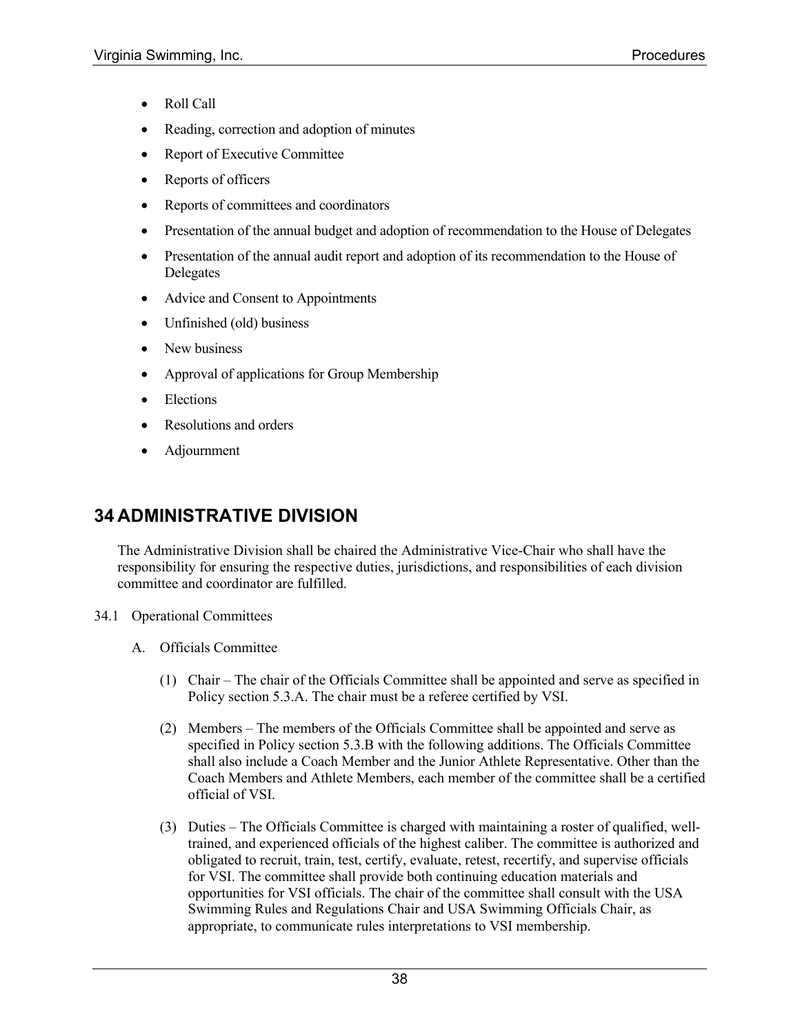- Roll Call
- Reading, correction and adoption of minutes
- Report of Executive Committee
- Reports of officers
- Reports of committees and coordinators
- Presentation of the annual budget and adoption of recommendation to the House of Delegates
- Presentation of the annual audit report and adoption of its recommendation to the House of Delegates
- Advice and Consent to Appointments
- Unfinished (old) business
- New business
- Approval of applications for Group Membership
- Elections
- Resolutions and orders
- Adjournment

# 34 ADMINISTRATIVE DIVISION

The Administrative Division shall be chaired the Administrative Vice-Chair who shall have the responsibility for ensuring the respective duties, jurisdictions, and responsibilities of each division committee and coordinator are fulfilled.

34.1 Operational Committees

A. Officials Committee

(1) Chair – The chair of the Officials Committee shall be appointed and serve as specified in Policy section 5.3.A. The chair must be a referee certified by VSI.

(2) Members – The members of the Officials Committee shall be appointed and serve as specified in Policy section 5.3.B with the following additions. The Officials Committee shall also include a Coach Member and the Junior Athlete Representative. Other than the Coach Members and Athlete Members, each member of the committee shall be a certified official of VSI.

(3) Duties – The Officials Committee is charged with maintaining a roster of qualified, well-trained, and experienced officials of the highest caliber. The committee is authorized and obligated to recruit, train, test, certify, evaluate, retest, recertify, and supervise officials for VSI. The committee shall provide both continuing education materials and opportunities for VSI officials. The chair of the committee shall consult with the USA Swimming Rules and Regulations Chair and USA Swimming Officials Chair, as appropriate, to communicate rules interpretations to VSI membership.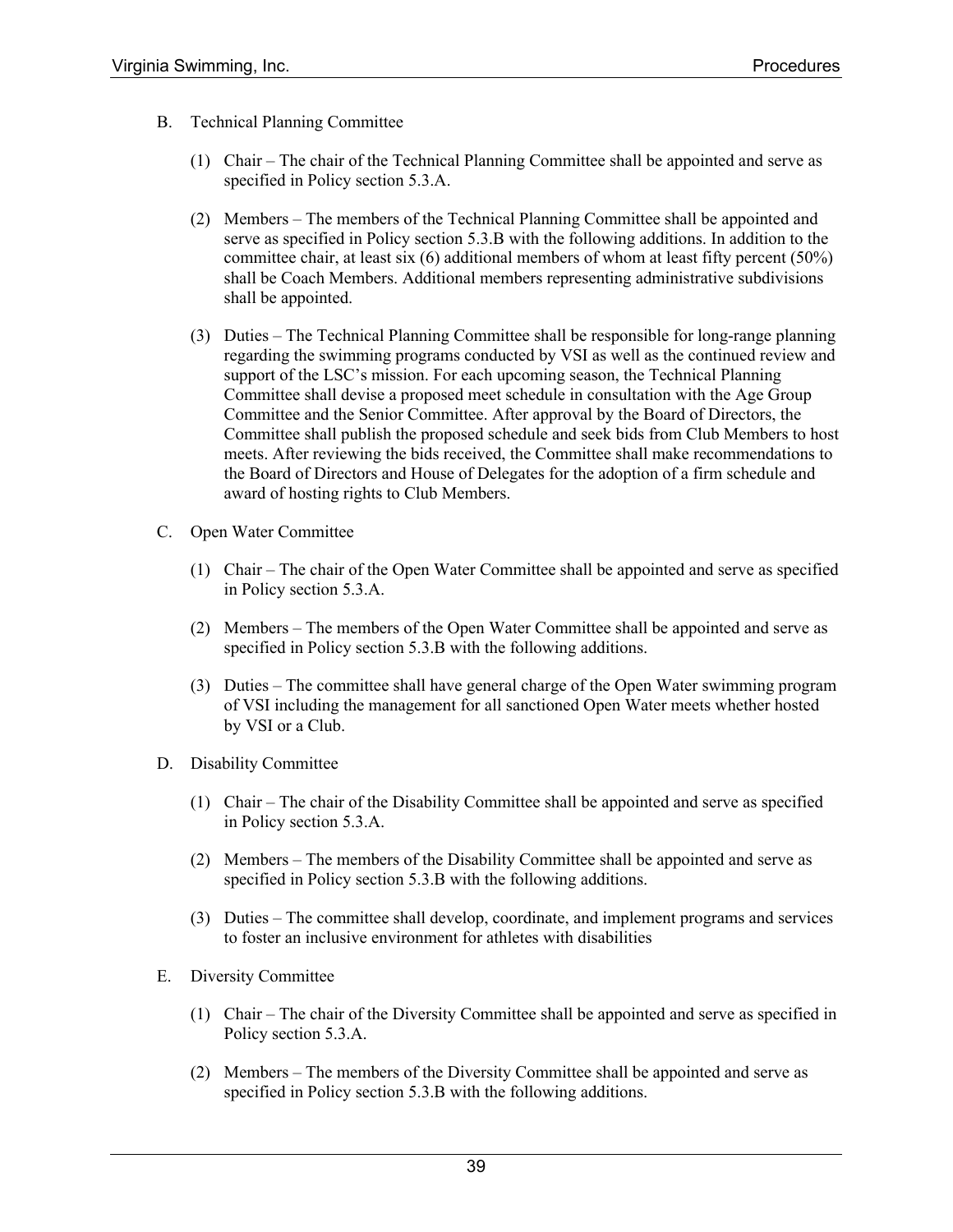B. Technical Planning Committee

(1) Chair – The chair of the Technical Planning Committee shall be appointed and serve as specified in Policy section 5.3.A.

(2) Members – The members of the Technical Planning Committee shall be appointed and serve as specified in Policy section 5.3.B with the following additions. In addition to the committee chair, at least six (6) additional members of whom at least fifty percent (50%) shall be Coach Members. Additional members representing administrative subdivisions shall be appointed.

(3) Duties – The Technical Planning Committee shall be responsible for long-range planning regarding the swimming programs conducted by VSI as well as the continued review and support of the LSC's mission. For each upcoming season, the Technical Planning Committee shall devise a proposed meet schedule in consultation with the Age Group Committee and the Senior Committee. After approval by the Board of Directors, the Committee shall publish the proposed schedule and seek bids from Club Members to host meets. After reviewing the bids received, the Committee shall make recommendations to the Board of Directors and House of Delegates for the adoption of a firm schedule and award of hosting rights to Club Members.

C. Open Water Committee

(1) Chair – The chair of the Open Water Committee shall be appointed and serve as specified in Policy section 5.3.A.

(2) Members – The members of the Open Water Committee shall be appointed and serve as specified in Policy section 5.3.B with the following additions.

(3) Duties – The committee shall have general charge of the Open Water swimming program of VSI including the management for all sanctioned Open Water meets whether hosted by VSI or a Club.

D. Disability Committee

(1) Chair – The chair of the Disability Committee shall be appointed and serve as specified in Policy section 5.3.A.

(2) Members – The members of the Disability Committee shall be appointed and serve as specified in Policy section 5.3.B with the following additions.

(3) Duties – The committee shall develop, coordinate, and implement programs and services to foster an inclusive environment for athletes with disabilities

E. Diversity Committee

(1) Chair – The chair of the Diversity Committee shall be appointed and serve as specified in Policy section 5.3.A.

(2) Members – The members of the Diversity Committee shall be appointed and serve as specified in Policy section 5.3.B with the following additions.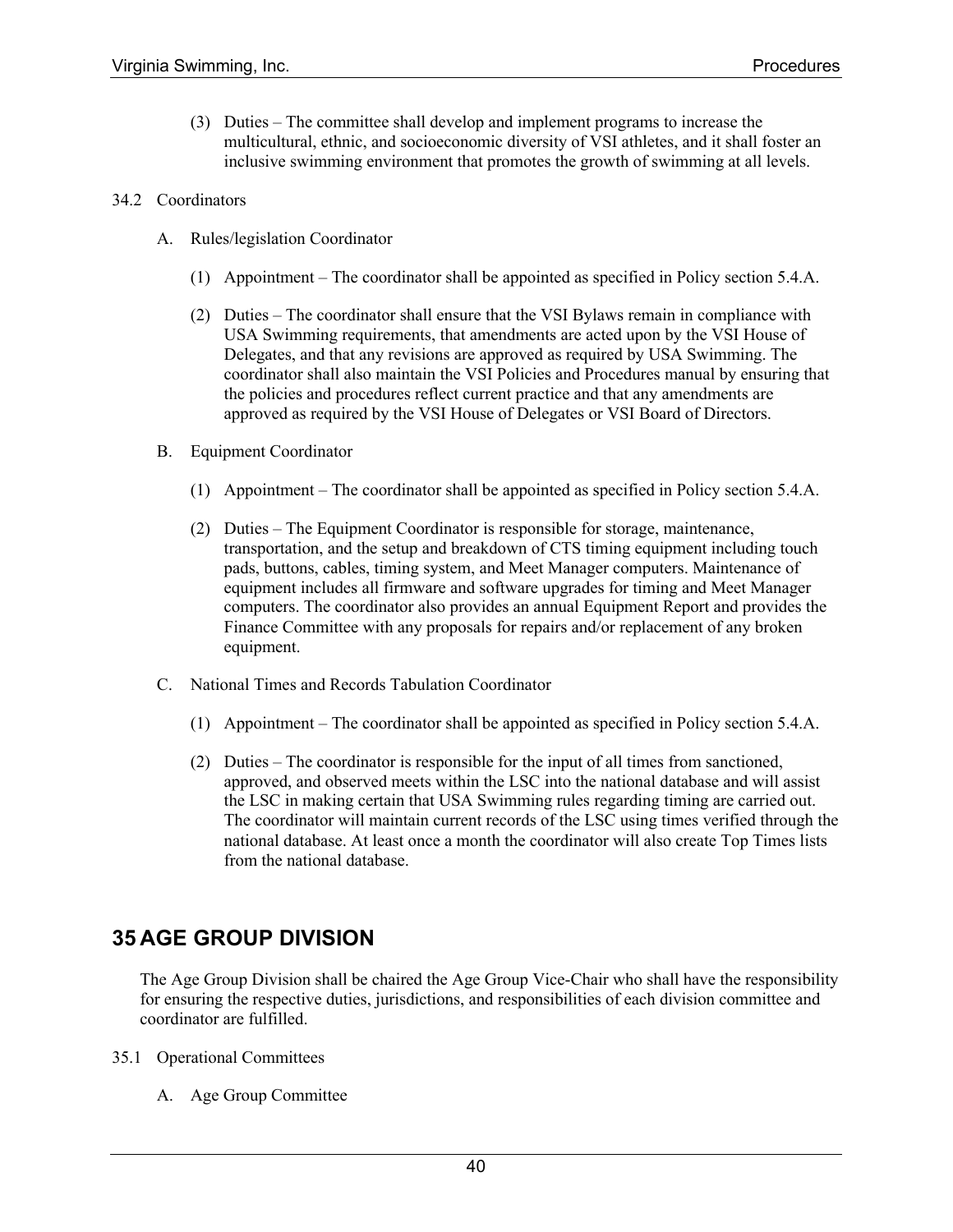(3) Duties – The committee shall develop and implement programs to increase the multicultural, ethnic, and socioeconomic diversity of VSI athletes, and it shall foster an inclusive swimming environment that promotes the growth of swimming at all levels.

34.2 Coordinators

A. Rules/legislation Coordinator

(1) Appointment – The coordinator shall be appointed as specified in Policy section 5.4.A.

(2) Duties – The coordinator shall ensure that the VSI Bylaws remain in compliance with USA Swimming requirements, that amendments are acted upon by the VSI House of Delegates, and that any revisions are approved as required by USA Swimming. The coordinator shall also maintain the VSI Policies and Procedures manual by ensuring that the policies and procedures reflect current practice and that any amendments are approved as required by the VSI House of Delegates or VSI Board of Directors.

B. Equipment Coordinator

(1) Appointment – The coordinator shall be appointed as specified in Policy section 5.4.A.

(2) Duties – The Equipment Coordinator is responsible for storage, maintenance, transportation, and the setup and breakdown of CTS timing equipment including touch pads, buttons, cables, timing system, and Meet Manager computers. Maintenance of equipment includes all firmware and software upgrades for timing and Meet Manager computers. The coordinator also provides an annual Equipment Report and provides the Finance Committee with any proposals for repairs and/or replacement of any broken equipment.

C. National Times and Records Tabulation Coordinator

(1) Appointment – The coordinator shall be appointed as specified in Policy section 5.4.A.

(2) Duties – The coordinator is responsible for the input of all times from sanctioned, approved, and observed meets within the LSC into the national database and will assist the LSC in making certain that USA Swimming rules regarding timing are carried out. The coordinator will maintain current records of the LSC using times verified through the national database. At least once a month the coordinator will also create Top Times lists from the national database.

# 35 AGE GROUP DIVISION

The Age Group Division shall be chaired the Age Group Vice-Chair who shall have the responsibility for ensuring the respective duties, jurisdictions, and responsibilities of each division committee and coordinator are fulfilled.

35.1 Operational Committees

A. Age Group Committee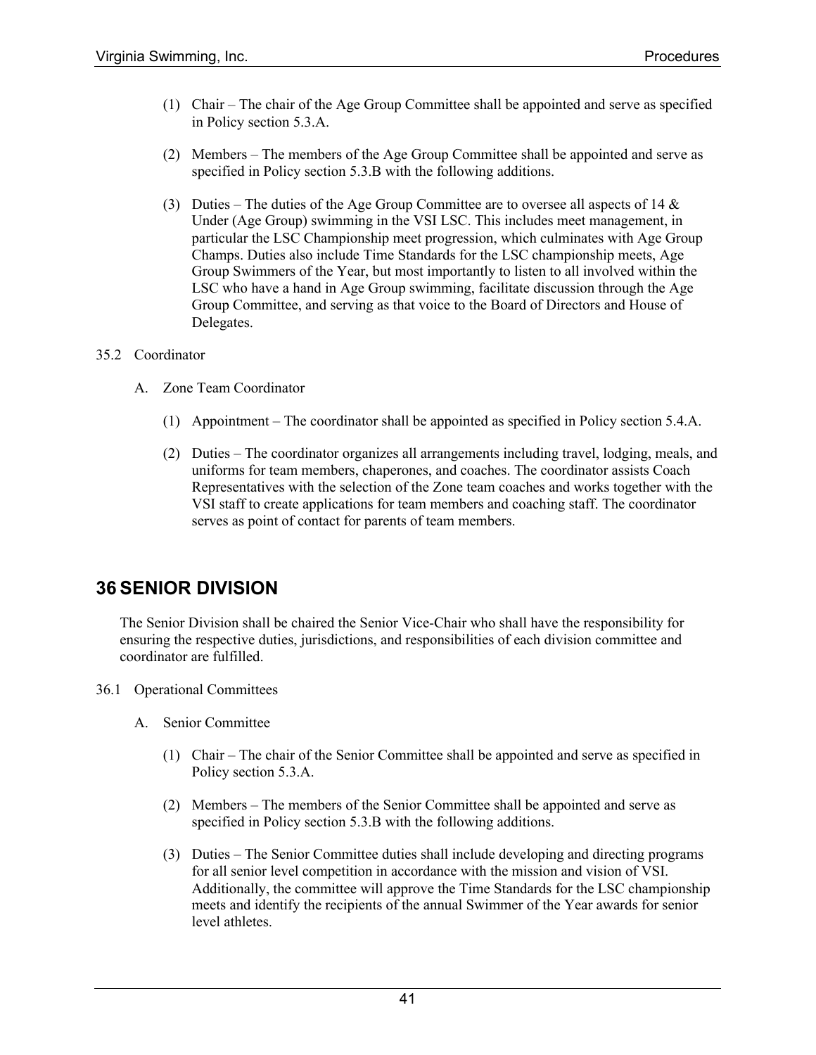(1) Chair – The chair of the Age Group Committee shall be appointed and serve as specified in Policy section 5.3.A.

(2) Members – The members of the Age Group Committee shall be appointed and serve as specified in Policy section 5.3.B with the following additions.

(3) Duties – The duties of the Age Group Committee are to oversee all aspects of 14 & Under (Age Group) swimming in the VSI LSC. This includes meet management, in particular the LSC Championship meet progression, which culminates with Age Group Champs. Duties also include Time Standards for the LSC championship meets, Age Group Swimmers of the Year, but most importantly to listen to all involved within the LSC who have a hand in Age Group swimming, facilitate discussion through the Age Group Committee, and serving as that voice to the Board of Directors and House of Delegates.

35.2 Coordinator

A. Zone Team Coordinator

(1) Appointment – The coordinator shall be appointed as specified in Policy section 5.4.A.

(2) Duties – The coordinator organizes all arrangements including travel, lodging, meals, and uniforms for team members, chaperones, and coaches. The coordinator assists Coach Representatives with the selection of the Zone team coaches and works together with the VSI staff to create applications for team members and coaching staff. The coordinator serves as point of contact for parents of team members.

# 36 SENIOR DIVISION

The Senior Division shall be chaired the Senior Vice-Chair who shall have the responsibility for ensuring the respective duties, jurisdictions, and responsibilities of each division committee and coordinator are fulfilled.

36.1 Operational Committees

A. Senior Committee

(1) Chair – The chair of the Senior Committee shall be appointed and serve as specified in Policy section 5.3.A.

(2) Members – The members of the Senior Committee shall be appointed and serve as specified in Policy section 5.3.B with the following additions.

(3) Duties – The Senior Committee duties shall include developing and directing programs for all senior level competition in accordance with the mission and vision of VSI. Additionally, the committee will approve the Time Standards for the LSC championship meets and identify the recipients of the annual Swimmer of the Year awards for senior level athletes.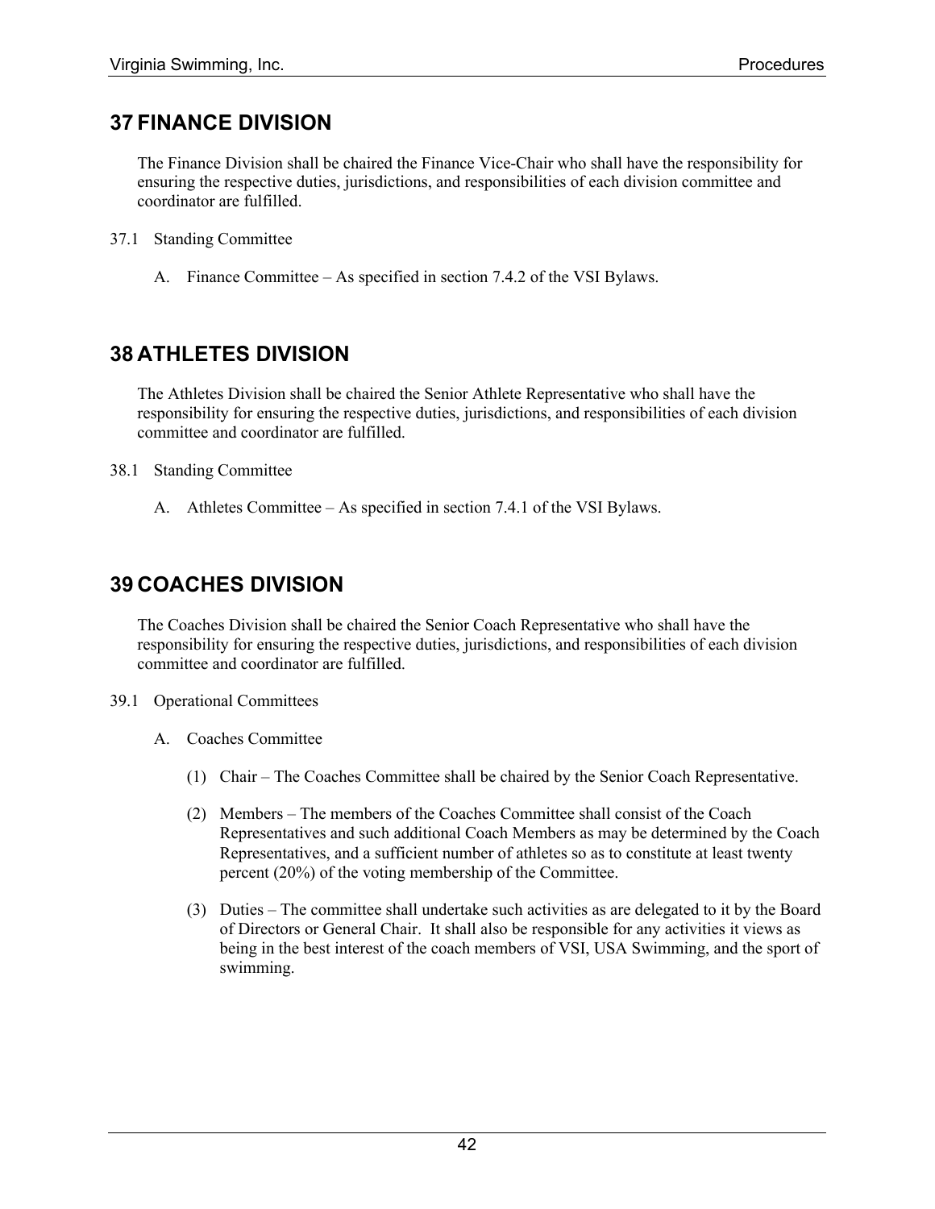## 37 FINANCE DIVISION

The Finance Division shall be chaired the Finance Vice-Chair who shall have the responsibility for ensuring the respective duties, jurisdictions, and responsibilities of each division committee and coordinator are fulfilled.

37.1 Standing Committee

A. Finance Committee – As specified in section 7.4.2 of the VSI Bylaws.

## 38 ATHLETES DIVISION

The Athletes Division shall be chaired the Senior Athlete Representative who shall have the responsibility for ensuring the respective duties, jurisdictions, and responsibilities of each division committee and coordinator are fulfilled.

38.1 Standing Committee

A. Athletes Committee – As specified in section 7.4.1 of the VSI Bylaws.

## 39 COACHES DIVISION

The Coaches Division shall be chaired the Senior Coach Representative who shall have the responsibility for ensuring the respective duties, jurisdictions, and responsibilities of each division committee and coordinator are fulfilled.

39.1 Operational Committees

A. Coaches Committee

(1) Chair – The Coaches Committee shall be chaired by the Senior Coach Representative.

(2) Members – The members of the Coaches Committee shall consist of the Coach Representatives and such additional Coach Members as may be determined by the Coach Representatives, and a sufficient number of athletes so as to constitute at least twenty percent (20%) of the voting membership of the Committee.

(3) Duties – The committee shall undertake such activities as are delegated to it by the Board of Directors or General Chair. It shall also be responsible for any activities it views as being in the best interest of the coach members of VSI, USA Swimming, and the sport of swimming.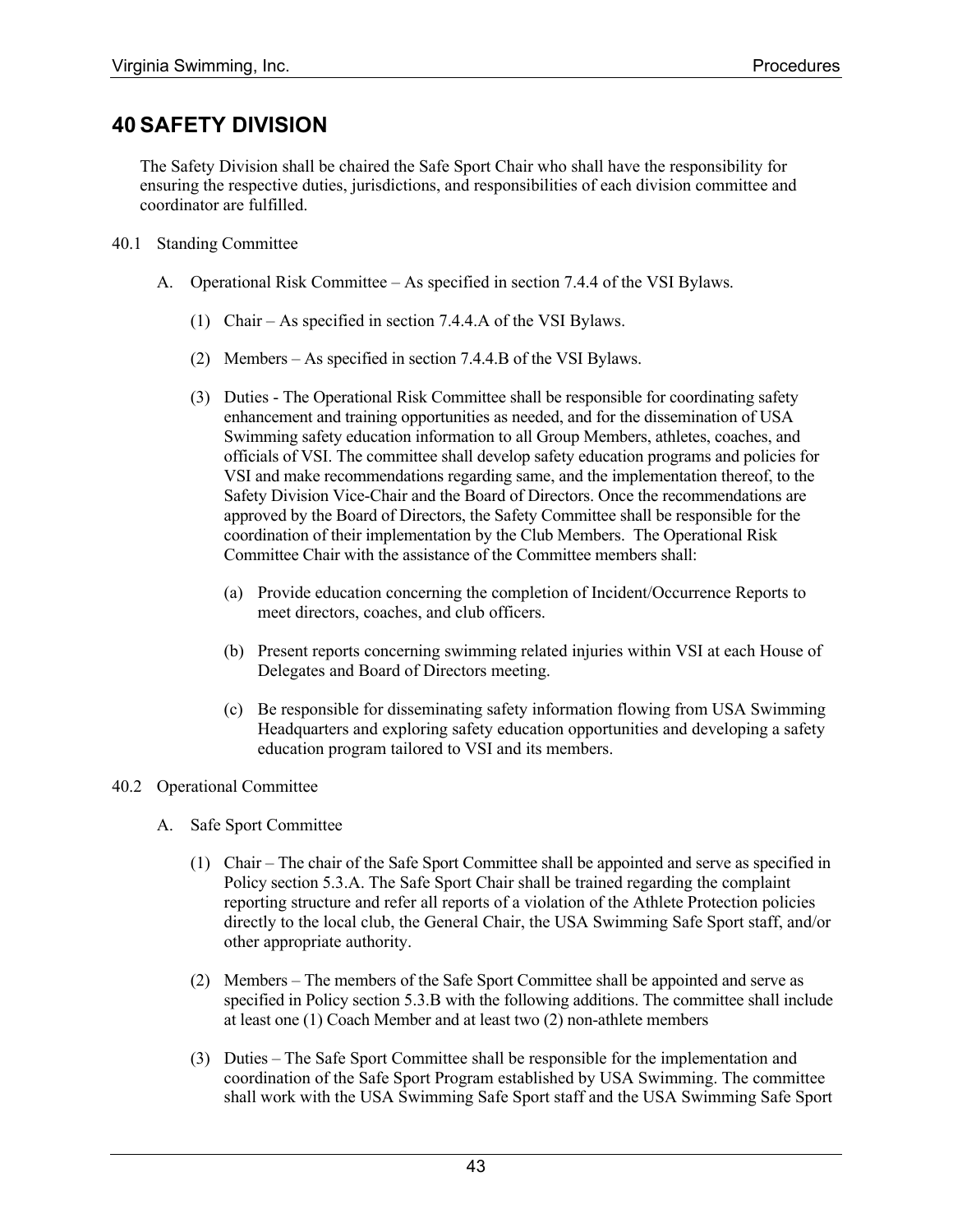# 40 SAFETY DIVISION

The Safety Division shall be chaired the Safe Sport Chair who shall have the responsibility for ensuring the respective duties, jurisdictions, and responsibilities of each division committee and coordinator are fulfilled.

40.1 Standing Committee

A. Operational Risk Committee – As specified in section 7.4.4 of the VSI Bylaws.

(1) Chair – As specified in section 7.4.4.A of the VSI Bylaws.

(2) Members – As specified in section 7.4.4.B of the VSI Bylaws.

(3) Duties - The Operational Risk Committee shall be responsible for coordinating safety enhancement and training opportunities as needed, and for the dissemination of USA Swimming safety education information to all Group Members, athletes, coaches, and officials of VSI. The committee shall develop safety education programs and policies for VSI and make recommendations regarding same, and the implementation thereof, to the Safety Division Vice-Chair and the Board of Directors. Once the recommendations are approved by the Board of Directors, the Safety Committee shall be responsible for the coordination of their implementation by the Club Members. The Operational Risk Committee Chair with the assistance of the Committee members shall:

(a) Provide education concerning the completion of Incident/Occurrence Reports to meet directors, coaches, and club officers.

(b) Present reports concerning swimming related injuries within VSI at each House of Delegates and Board of Directors meeting.

(c) Be responsible for disseminating safety information flowing from USA Swimming Headquarters and exploring safety education opportunities and developing a safety education program tailored to VSI and its members.

40.2 Operational Committee

A. Safe Sport Committee

(1) Chair – The chair of the Safe Sport Committee shall be appointed and serve as specified in Policy section 5.3.A. The Safe Sport Chair shall be trained regarding the complaint reporting structure and refer all reports of a violation of the Athlete Protection policies directly to the local club, the General Chair, the USA Swimming Safe Sport staff, and/or other appropriate authority.

(2) Members – The members of the Safe Sport Committee shall be appointed and serve as specified in Policy section 5.3.B with the following additions. The committee shall include at least one (1) Coach Member and at least two (2) non-athlete members

(3) Duties – The Safe Sport Committee shall be responsible for the implementation and coordination of the Safe Sport Program established by USA Swimming. The committee shall work with the USA Swimming Safe Sport staff and the USA Swimming Safe Sport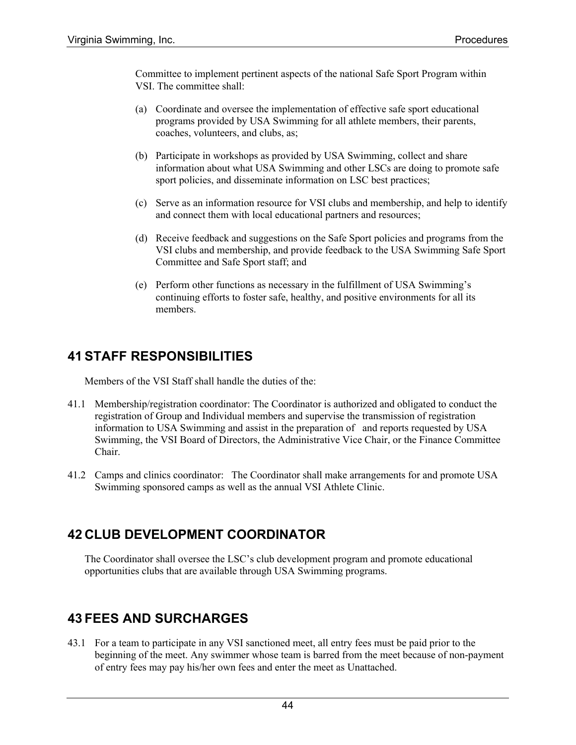Committee to implement pertinent aspects of the national Safe Sport Program within VSI. The committee shall:

(a) Coordinate and oversee the implementation of effective safe sport educational programs provided by USA Swimming for all athlete members, their parents, coaches, volunteers, and clubs, as;

(b) Participate in workshops as provided by USA Swimming, collect and share information about what USA Swimming and other LSCs are doing to promote safe sport policies, and disseminate information on LSC best practices;

(c) Serve as an information resource for VSI clubs and membership, and help to identify and connect them with local educational partners and resources;

(d) Receive feedback and suggestions on the Safe Sport policies and programs from the VSI clubs and membership, and provide feedback to the USA Swimming Safe Sport Committee and Safe Sport staff; and

(e) Perform other functions as necessary in the fulfillment of USA Swimming's continuing efforts to foster safe, healthy, and positive environments for all its members.

# 41 STAFF RESPONSIBILITIES

Members of the VSI Staff shall handle the duties of the:

41.1 Membership/registration coordinator: The Coordinator is authorized and obligated to conduct the registration of Group and Individual members and supervise the transmission of registration information to USA Swimming and assist in the preparation of and reports requested by USA Swimming, the VSI Board of Directors, the Administrative Vice Chair, or the Finance Committee Chair.

41.2 Camps and clinics coordinator: The Coordinator shall make arrangements for and promote USA Swimming sponsored camps as well as the annual VSI Athlete Clinic.

# 42 CLUB DEVELOPMENT COORDINATOR

The Coordinator shall oversee the LSC's club development program and promote educational opportunities clubs that are available through USA Swimming programs.

# 43 FEES AND SURCHARGES

43.1 For a team to participate in any VSI sanctioned meet, all entry fees must be paid prior to the beginning of the meet. Any swimmer whose team is barred from the meet because of non-payment of entry fees may pay his/her own fees and enter the meet as Unattached.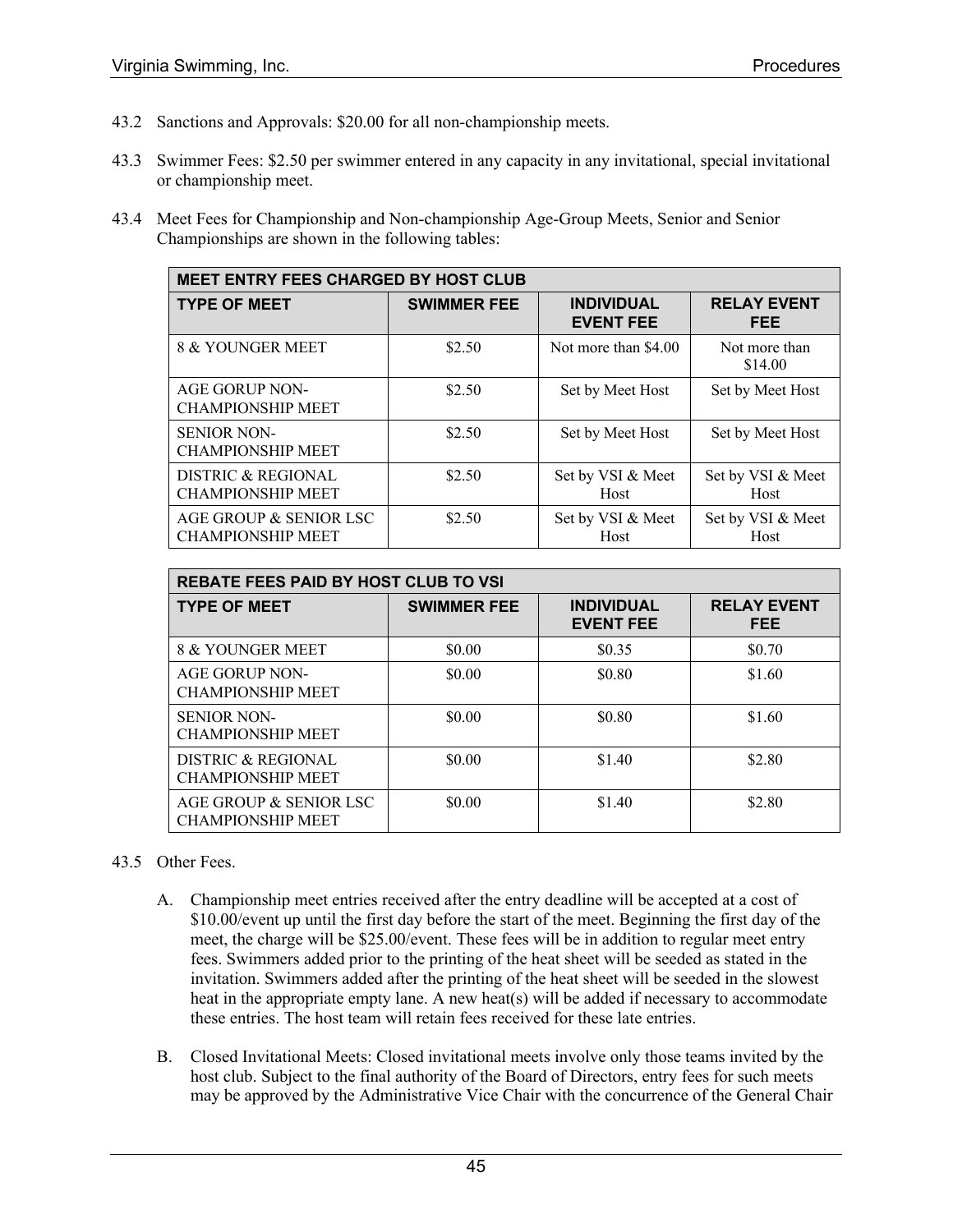43.2 Sanctions and Approvals: $20.00 for all non-championship meets.

43.3 Swimmer Fees: $2.50 per swimmer entered in any capacity in any invitational, special invitational or championship meet.

43.4 Meet Fees for Championship and Non-championship Age-Group Meets, Senior and Senior Championships are shown in the following tables:

| MEET ENTRY FEES CHARGED BY HOST CLUB | | | |
|---|---|---|---|
| **TYPE OF MEET** | **SWIMMER FEE** | **INDIVIDUAL EVENT FEE** | **RELAY EVENT FEE** |
| 8 & YOUNGER MEET | $2.50 | Not more than $4.00 | Not more than $14.00 |
| AGE GORUP NON-CHAMPIONSHIP MEET | $2.50 | Set by Meet Host | Set by Meet Host |
| SENIOR NON-CHAMPIONSHIP MEET | $2.50 | Set by Meet Host | Set by Meet Host |
| DISTRIC & REGIONAL CHAMPIONSHIP MEET | $2.50 | Set by VSI & Meet Host | Set by VSI & Meet Host |
| AGE GROUP & SENIOR LSC CHAMPIONSHIP MEET | $2.50 | Set by VSI & Meet Host | Set by VSI & Meet Host |

| REBATE FEES PAID BY HOST CLUB TO VSI | | | |
|---|---|---|---|
| **TYPE OF MEET** | **SWIMMER FEE** | **INDIVIDUAL EVENT FEE** | **RELAY EVENT FEE** |
| 8 & YOUNGER MEET | $0.00 | $0.35 | $0.70 |
| AGE GORUP NON-CHAMPIONSHIP MEET | $0.00 | $0.80 | $1.60 |
| SENIOR NON-CHAMPIONSHIP MEET | $0.00 | $0.80 | $1.60 |
| DISTRIC & REGIONAL CHAMPIONSHIP MEET | $0.00 | $1.40 | $2.80 |
| AGE GROUP & SENIOR LSC CHAMPIONSHIP MEET | $0.00 | $1.40 | $2.80 |

43.5 Other Fees.

A. Championship meet entries received after the entry deadline will be accepted at a cost of $10.00/event up until the first day before the start of the meet. Beginning the first day of the meet, the charge will be $25.00/event. These fees will be in addition to regular meet entry fees. Swimmers added prior to the printing of the heat sheet will be seeded as stated in the invitation. Swimmers added after the printing of the heat sheet will be seeded in the slowest heat in the appropriate empty lane. A new heat(s) will be added if necessary to accommodate these entries. The host team will retain fees received for these late entries.

B. Closed Invitational Meets: Closed invitational meets involve only those teams invited by the host club. Subject to the final authority of the Board of Directors, entry fees for such meets may be approved by the Administrative Vice Chair with the concurrence of the General Chair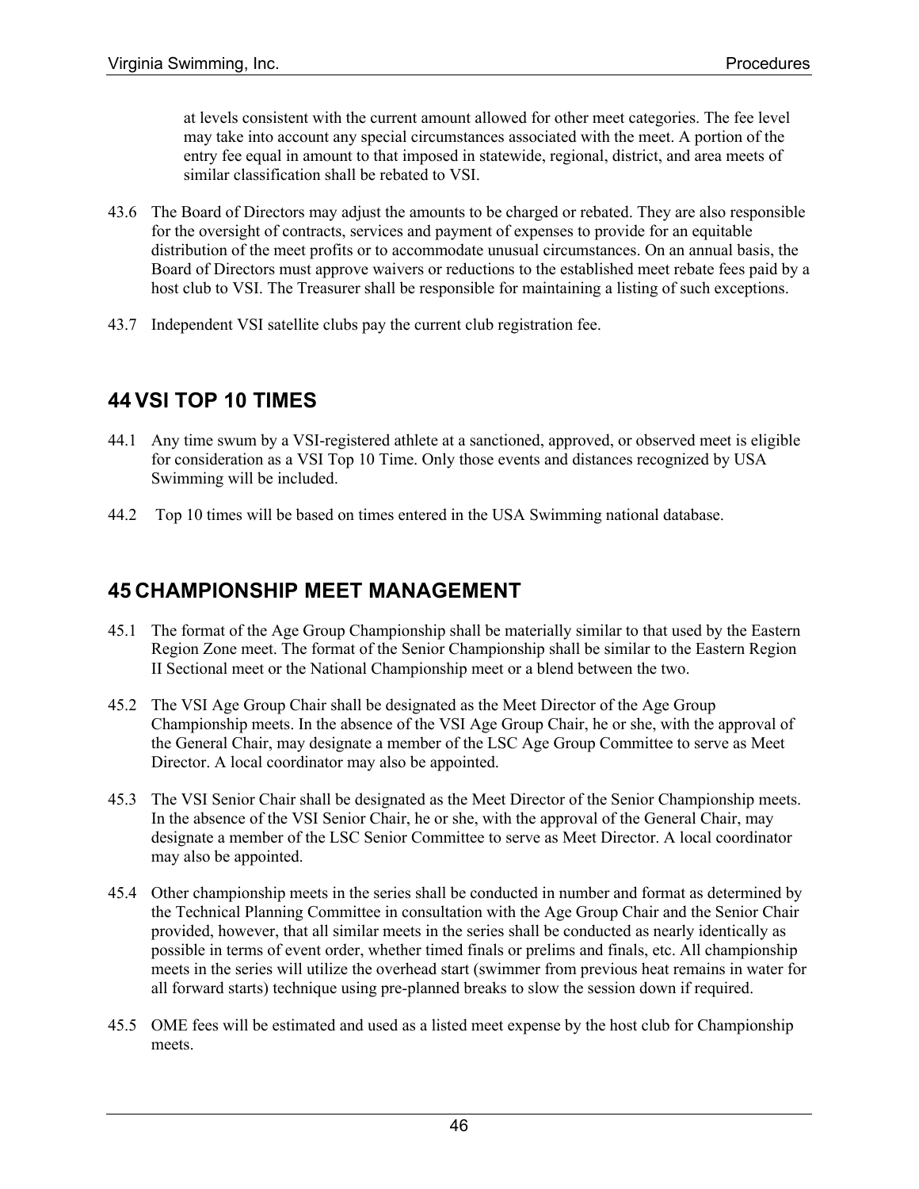at levels consistent with the current amount allowed for other meet categories. The fee level may take into account any special circumstances associated with the meet. A portion of the entry fee equal in amount to that imposed in statewide, regional, district, and area meets of similar classification shall be rebated to VSI.

43.6 The Board of Directors may adjust the amounts to be charged or rebated. They are also responsible for the oversight of contracts, services and payment of expenses to provide for an equitable distribution of the meet profits or to accommodate unusual circumstances. On an annual basis, the Board of Directors must approve waivers or reductions to the established meet rebate fees paid by a host club to VSI. The Treasurer shall be responsible for maintaining a listing of such exceptions.

43.7 Independent VSI satellite clubs pay the current club registration fee.

## 44 VSI TOP 10 TIMES

44.1 Any time swum by a VSI-registered athlete at a sanctioned, approved, or observed meet is eligible for consideration as a VSI Top 10 Time. Only those events and distances recognized by USA Swimming will be included.

44.2 Top 10 times will be based on times entered in the USA Swimming national database.

## 45 CHAMPIONSHIP MEET MANAGEMENT

45.1 The format of the Age Group Championship shall be materially similar to that used by the Eastern Region Zone meet. The format of the Senior Championship shall be similar to the Eastern Region II Sectional meet or the National Championship meet or a blend between the two.

45.2 The VSI Age Group Chair shall be designated as the Meet Director of the Age Group Championship meets. In the absence of the VSI Age Group Chair, he or she, with the approval of the General Chair, may designate a member of the LSC Age Group Committee to serve as Meet Director. A local coordinator may also be appointed.

45.3 The VSI Senior Chair shall be designated as the Meet Director of the Senior Championship meets. In the absence of the VSI Senior Chair, he or she, with the approval of the General Chair, may designate a member of the LSC Senior Committee to serve as Meet Director. A local coordinator may also be appointed.

45.4 Other championship meets in the series shall be conducted in number and format as determined by the Technical Planning Committee in consultation with the Age Group Chair and the Senior Chair provided, however, that all similar meets in the series shall be conducted as nearly identically as possible in terms of event order, whether timed finals or prelims and finals, etc. All championship meets in the series will utilize the overhead start (swimmer from previous heat remains in water for all forward starts) technique using pre-planned breaks to slow the session down if required.

45.5 OME fees will be estimated and used as a listed meet expense by the host club for Championship meets.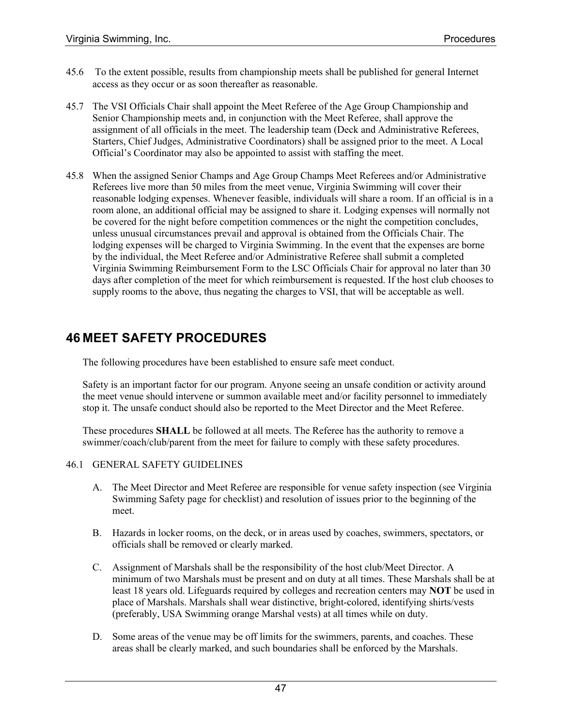45.6 To the extent possible, results from championship meets shall be published for general Internet access as they occur or as soon thereafter as reasonable.

45.7 The VSI Officials Chair shall appoint the Meet Referee of the Age Group Championship and Senior Championship meets and, in conjunction with the Meet Referee, shall approve the assignment of all officials in the meet. The leadership team (Deck and Administrative Referees, Starters, Chief Judges, Administrative Coordinators) shall be assigned prior to the meet. A Local Official's Coordinator may also be appointed to assist with staffing the meet.

45.8 When the assigned Senior Champs and Age Group Champs Meet Referees and/or Administrative Referees live more than 50 miles from the meet venue, Virginia Swimming will cover their reasonable lodging expenses. Whenever feasible, individuals will share a room. If an official is in a room alone, an additional official may be assigned to share it. Lodging expenses will normally not be covered for the night before competition commences or the night the competition concludes, unless unusual circumstances prevail and approval is obtained from the Officials Chair. The lodging expenses will be charged to Virginia Swimming. In the event that the expenses are borne by the individual, the Meet Referee and/or Administrative Referee shall submit a completed Virginia Swimming Reimbursement Form to the LSC Officials Chair for approval no later than 30 days after completion of the meet for which reimbursement is requested. If the host club chooses to supply rooms to the above, thus negating the charges to VSI, that will be acceptable as well.

# 46 MEET SAFETY PROCEDURES

The following procedures have been established to ensure safe meet conduct.

Safety is an important factor for our program. Anyone seeing an unsafe condition or activity around the meet venue should intervene or summon available meet and/or facility personnel to immediately stop it. The unsafe conduct should also be reported to the Meet Director and the Meet Referee.

These procedures **SHALL** be followed at all meets. The Referee has the authority to remove a swimmer/coach/club/parent from the meet for failure to comply with these safety procedures.

46.1 GENERAL SAFETY GUIDELINES

A. The Meet Director and Meet Referee are responsible for venue safety inspection (see Virginia Swimming Safety page for checklist) and resolution of issues prior to the beginning of the meet.

B. Hazards in locker rooms, on the deck, or in areas used by coaches, swimmers, spectators, or officials shall be removed or clearly marked.

C. Assignment of Marshals shall be the responsibility of the host club/Meet Director. A minimum of two Marshals must be present and on duty at all times. These Marshals shall be at least 18 years old. Lifeguards required by colleges and recreation centers may **NOT** be used in place of Marshals. Marshals shall wear distinctive, bright-colored, identifying shirts/vests (preferably, USA Swimming orange Marshal vests) at all times while on duty.

D. Some areas of the venue may be off limits for the swimmers, parents, and coaches. These areas shall be clearly marked, and such boundaries shall be enforced by the Marshals.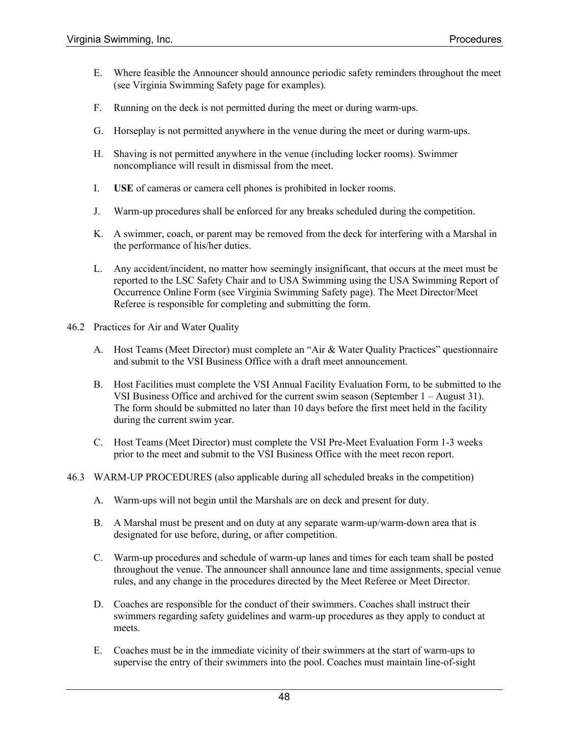E. Where feasible the Announcer should announce periodic safety reminders throughout the meet (see Virginia Swimming Safety page for examples).

F. Running on the deck is not permitted during the meet or during warm-ups.

G. Horseplay is not permitted anywhere in the venue during the meet or during warm-ups.

H. Shaving is not permitted anywhere in the venue (including locker rooms). Swimmer noncompliance will result in dismissal from the meet.

I. **USE** of cameras or camera cell phones is prohibited in locker rooms.

J. Warm-up procedures shall be enforced for any breaks scheduled during the competition.

K. A swimmer, coach, or parent may be removed from the deck for interfering with a Marshal in the performance of his/her duties.

L. Any accident/incident, no matter how seemingly insignificant, that occurs at the meet must be reported to the LSC Safety Chair and to USA Swimming using the USA Swimming Report of Occurrence Online Form (see Virginia Swimming Safety page). The Meet Director/Meet Referee is responsible for completing and submitting the form.

46.2 Practices for Air and Water Quality

A. Host Teams (Meet Director) must complete an "Air & Water Quality Practices" questionnaire and submit to the VSI Business Office with a draft meet announcement.

B. Host Facilities must complete the VSI Annual Facility Evaluation Form, to be submitted to the VSI Business Office and archived for the current swim season (September 1 – August 31). The form should be submitted no later than 10 days before the first meet held in the facility during the current swim year.

C. Host Teams (Meet Director) must complete the VSI Pre-Meet Evaluation Form 1-3 weeks prior to the meet and submit to the VSI Business Office with the meet recon report.

46.3 WARM-UP PROCEDURES (also applicable during all scheduled breaks in the competition)

A. Warm-ups will not begin until the Marshals are on deck and present for duty.

B. A Marshal must be present and on duty at any separate warm-up/warm-down area that is designated for use before, during, or after competition.

C. Warm-up procedures and schedule of warm-up lanes and times for each team shall be posted throughout the venue. The announcer shall announce lane and time assignments, special venue rules, and any change in the procedures directed by the Meet Referee or Meet Director.

D. Coaches are responsible for the conduct of their swimmers. Coaches shall instruct their swimmers regarding safety guidelines and warm-up procedures as they apply to conduct at meets.

E. Coaches must be in the immediate vicinity of their swimmers at the start of warm-ups to supervise the entry of their swimmers into the pool. Coaches must maintain line-of-sight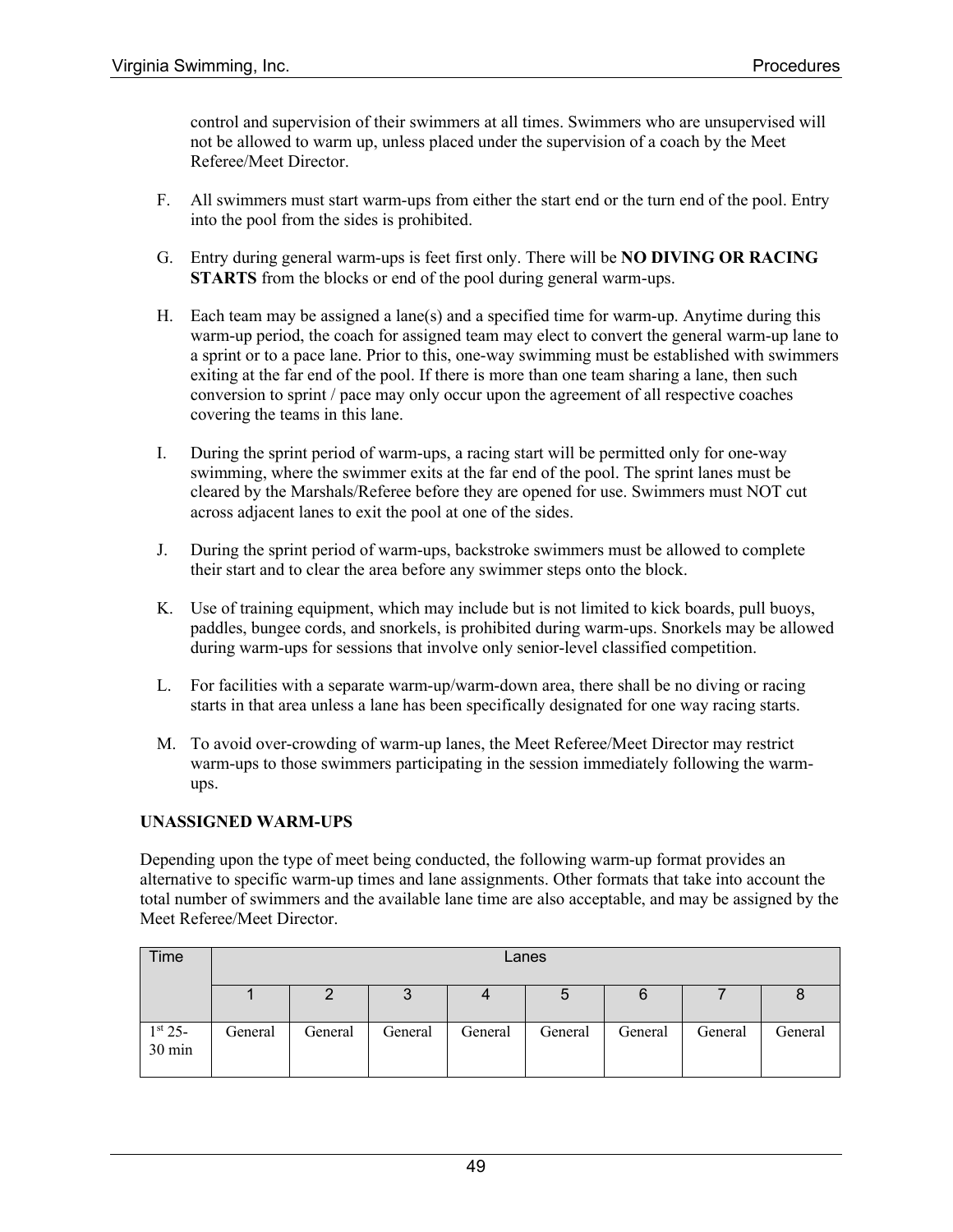control and supervision of their swimmers at all times. Swimmers who are unsupervised will not be allowed to warm up, unless placed under the supervision of a coach by the Meet Referee/Meet Director.

F. All swimmers must start warm-ups from either the start end or the turn end of the pool. Entry into the pool from the sides is prohibited.

G. Entry during general warm-ups is feet first only. There will be **NO DIVING OR RACING STARTS** from the blocks or end of the pool during general warm-ups.

H. Each team may be assigned a lane(s) and a specified time for warm-up. Anytime during this warm-up period, the coach for assigned team may elect to convert the general warm-up lane to a sprint or to a pace lane. Prior to this, one-way swimming must be established with swimmers exiting at the far end of the pool. If there is more than one team sharing a lane, then such conversion to sprint / pace may only occur upon the agreement of all respective coaches covering the teams in this lane.

I. During the sprint period of warm-ups, a racing start will be permitted only for one-way swimming, where the swimmer exits at the far end of the pool. The sprint lanes must be cleared by the Marshals/Referee before they are opened for use. Swimmers must NOT cut across adjacent lanes to exit the pool at one of the sides.

J. During the sprint period of warm-ups, backstroke swimmers must be allowed to complete their start and to clear the area before any swimmer steps onto the block.

K. Use of training equipment, which may include but is not limited to kick boards, pull buoys, paddles, bungee cords, and snorkels, is prohibited during warm-ups. Snorkels may be allowed during warm-ups for sessions that involve only senior-level classified competition.

L. For facilities with a separate warm-up/warm-down area, there shall be no diving or racing starts in that area unless a lane has been specifically designated for one way racing starts.

M. To avoid over-crowding of warm-up lanes, the Meet Referee/Meet Director may restrict warm-ups to those swimmers participating in the session immediately following the warm-ups.

**UNASSIGNED WARM-UPS**

Depending upon the type of meet being conducted, the following warm-up format provides an alternative to specific warm-up times and lane assignments. Other formats that take into account the total number of swimmers and the available lane time are also acceptable, and may be assigned by the Meet Referee/Meet Director.

| Time | Lanes | | | | | | | |
|---|---|---|---|---|---|---|---|---|
| | 1 | 2 | 3 | 4 | 5 | 6 | 7 | 8 |
| 1st 25-30 min | General | General | General | General | General | General | General | General |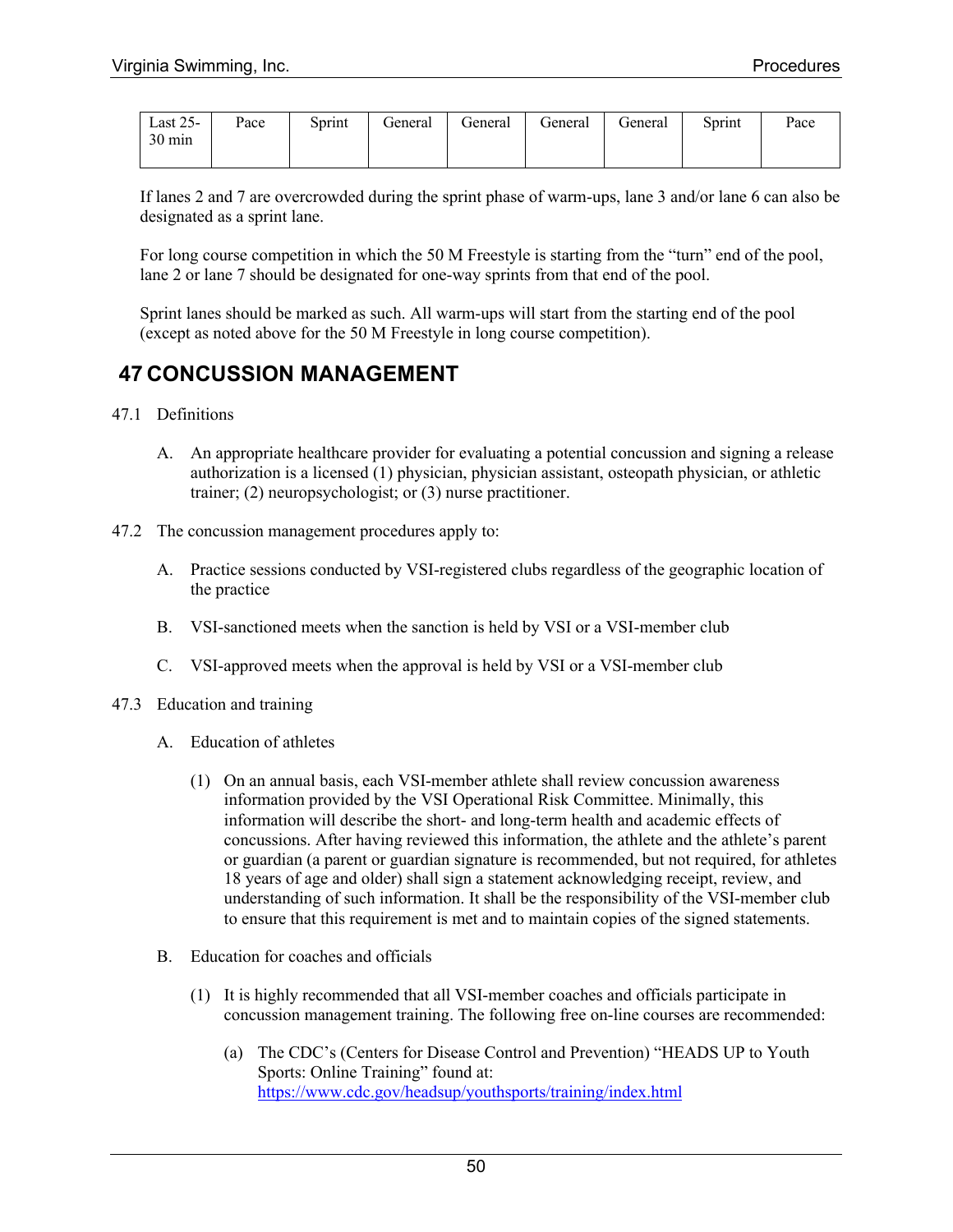| Last 25-30 min | Pace | Sprint | General | General | General | General | Sprint | Pace |
|---|---|---|---|---|---|---|---|---|

If lanes 2 and 7 are overcrowded during the sprint phase of warm-ups, lane 3 and/or lane 6 can also be designated as a sprint lane.

For long course competition in which the 50 M Freestyle is starting from the "turn" end of the pool, lane 2 or lane 7 should be designated for one-way sprints from that end of the pool.

Sprint lanes should be marked as such. All warm-ups will start from the starting end of the pool (except as noted above for the 50 M Freestyle in long course competition).

# 47 CONCUSSION MANAGEMENT

47.1 Definitions

A. An appropriate healthcare provider for evaluating a potential concussion and signing a release authorization is a licensed (1) physician, physician assistant, osteopath physician, or athletic trainer; (2) neuropsychologist; or (3) nurse practitioner.

47.2 The concussion management procedures apply to:

A. Practice sessions conducted by VSI-registered clubs regardless of the geographic location of the practice

B. VSI-sanctioned meets when the sanction is held by VSI or a VSI-member club

C. VSI-approved meets when the approval is held by VSI or a VSI-member club

47.3 Education and training

A. Education of athletes

(1) On an annual basis, each VSI-member athlete shall review concussion awareness information provided by the VSI Operational Risk Committee. Minimally, this information will describe the short- and long-term health and academic effects of concussions. After having reviewed this information, the athlete and the athlete's parent or guardian (a parent or guardian signature is recommended, but not required, for athletes 18 years of age and older) shall sign a statement acknowledging receipt, review, and understanding of such information. It shall be the responsibility of the VSI-member club to ensure that this requirement is met and to maintain copies of the signed statements.

B. Education for coaches and officials

(1) It is highly recommended that all VSI-member coaches and officials participate in concussion management training. The following free on-line courses are recommended:

(a) The CDC's (Centers for Disease Control and Prevention) "HEADS UP to Youth Sports: Online Training" found at: https://www.cdc.gov/headsup/youthsports/training/index.html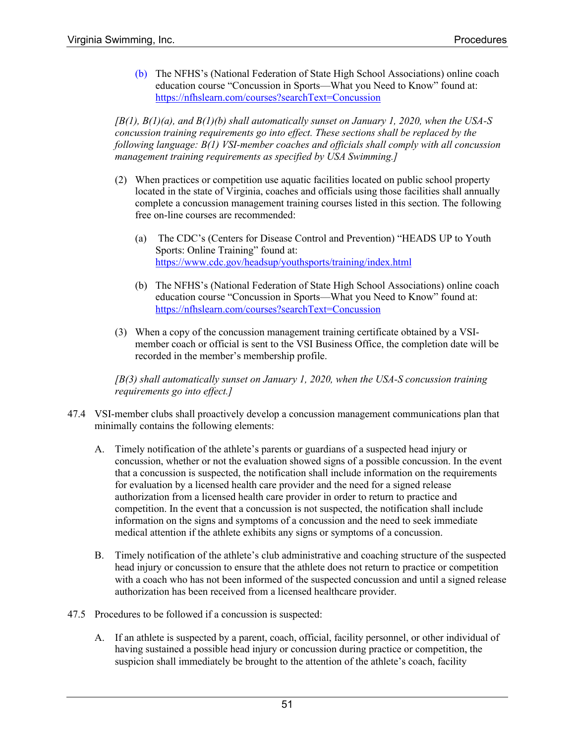(b) The NFHS's (National Federation of State High School Associations) online coach education course "Concussion in Sports—What you Need to Know" found at: https://nfhslearn.com/courses?searchText=Concussion

*[B(1), B(1)(a), and B(1)(b) shall automatically sunset on January 1, 2020, when the USA-S concussion training requirements go into effect. These sections shall be replaced by the following language: B(1) VSI-member coaches and officials shall comply with all concussion management training requirements as specified by USA Swimming.]*

(2) When practices or competition use aquatic facilities located on public school property located in the state of Virginia, coaches and officials using those facilities shall annually complete a concussion management training courses listed in this section. The following free on-line courses are recommended:

(a) The CDC's (Centers for Disease Control and Prevention) "HEADS UP to Youth Sports: Online Training" found at: https://www.cdc.gov/headsup/youthsports/training/index.html

(b) The NFHS's (National Federation of State High School Associations) online coach education course "Concussion in Sports—What you Need to Know" found at: https://nfhslearn.com/courses?searchText=Concussion

(3) When a copy of the concussion management training certificate obtained by a VSI-member coach or official is sent to the VSI Business Office, the completion date will be recorded in the member's membership profile.

*[B(3) shall automatically sunset on January 1, 2020, when the USA-S concussion training requirements go into effect.]*

47.4 VSI-member clubs shall proactively develop a concussion management communications plan that minimally contains the following elements:

A. Timely notification of the athlete's parents or guardians of a suspected head injury or concussion, whether or not the evaluation showed signs of a possible concussion. In the event that a concussion is suspected, the notification shall include information on the requirements for evaluation by a licensed health care provider and the need for a signed release authorization from a licensed health care provider in order to return to practice and competition. In the event that a concussion is not suspected, the notification shall include information on the signs and symptoms of a concussion and the need to seek immediate medical attention if the athlete exhibits any signs or symptoms of a concussion.

B. Timely notification of the athlete's club administrative and coaching structure of the suspected head injury or concussion to ensure that the athlete does not return to practice or competition with a coach who has not been informed of the suspected concussion and until a signed release authorization has been received from a licensed healthcare provider.

47.5 Procedures to be followed if a concussion is suspected:

A. If an athlete is suspected by a parent, coach, official, facility personnel, or other individual of having sustained a possible head injury or concussion during practice or competition, the suspicion shall immediately be brought to the attention of the athlete's coach, facility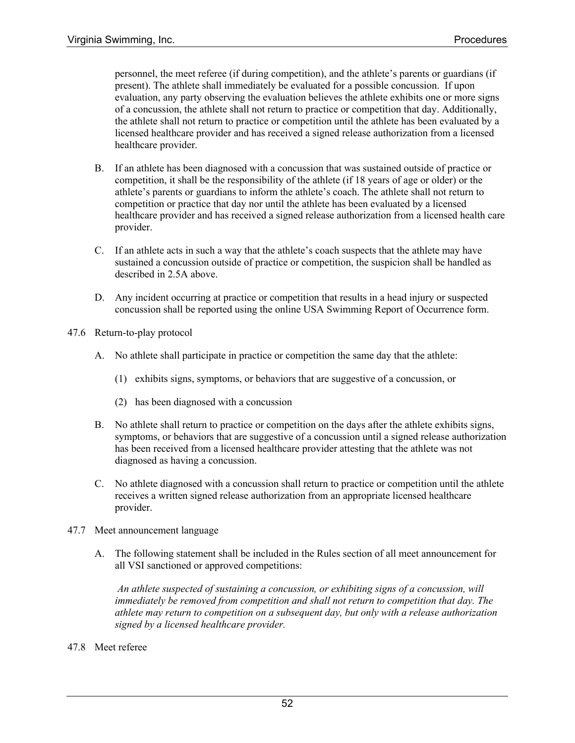personnel, the meet referee (if during competition), and the athlete's parents or guardians (if present). The athlete shall immediately be evaluated for a possible concussion. If upon evaluation, any party observing the evaluation believes the athlete exhibits one or more signs of a concussion, the athlete shall not return to practice or competition that day. Additionally, the athlete shall not return to practice or competition until the athlete has been evaluated by a licensed healthcare provider and has received a signed release authorization from a licensed healthcare provider.

B. If an athlete has been diagnosed with a concussion that was sustained outside of practice or competition, it shall be the responsibility of the athlete (if 18 years of age or older) or the athlete's parents or guardians to inform the athlete's coach. The athlete shall not return to competition or practice that day nor until the athlete has been evaluated by a licensed healthcare provider and has received a signed release authorization from a licensed health care provider.

C. If an athlete acts in such a way that the athlete's coach suspects that the athlete may have sustained a concussion outside of practice or competition, the suspicion shall be handled as described in 2.5A above.

D. Any incident occurring at practice or competition that results in a head injury or suspected concussion shall be reported using the online USA Swimming Report of Occurrence form.

47.6 Return-to-play protocol

A. No athlete shall participate in practice or competition the same day that the athlete:

(1) exhibits signs, symptoms, or behaviors that are suggestive of a concussion, or

(2) has been diagnosed with a concussion

B. No athlete shall return to practice or competition on the days after the athlete exhibits signs, symptoms, or behaviors that are suggestive of a concussion until a signed release authorization has been received from a licensed healthcare provider attesting that the athlete was not diagnosed as having a concussion.

C. No athlete diagnosed with a concussion shall return to practice or competition until the athlete receives a written signed release authorization from an appropriate licensed healthcare provider.

47.7 Meet announcement language

A. The following statement shall be included in the Rules section of all meet announcement for all VSI sanctioned or approved competitions:

*An athlete suspected of sustaining a concussion, or exhibiting signs of a concussion, will immediately be removed from competition and shall not return to competition that day. The athlete may return to competition on a subsequent day, but only with a release authorization signed by a licensed healthcare provider.*

47.8 Meet referee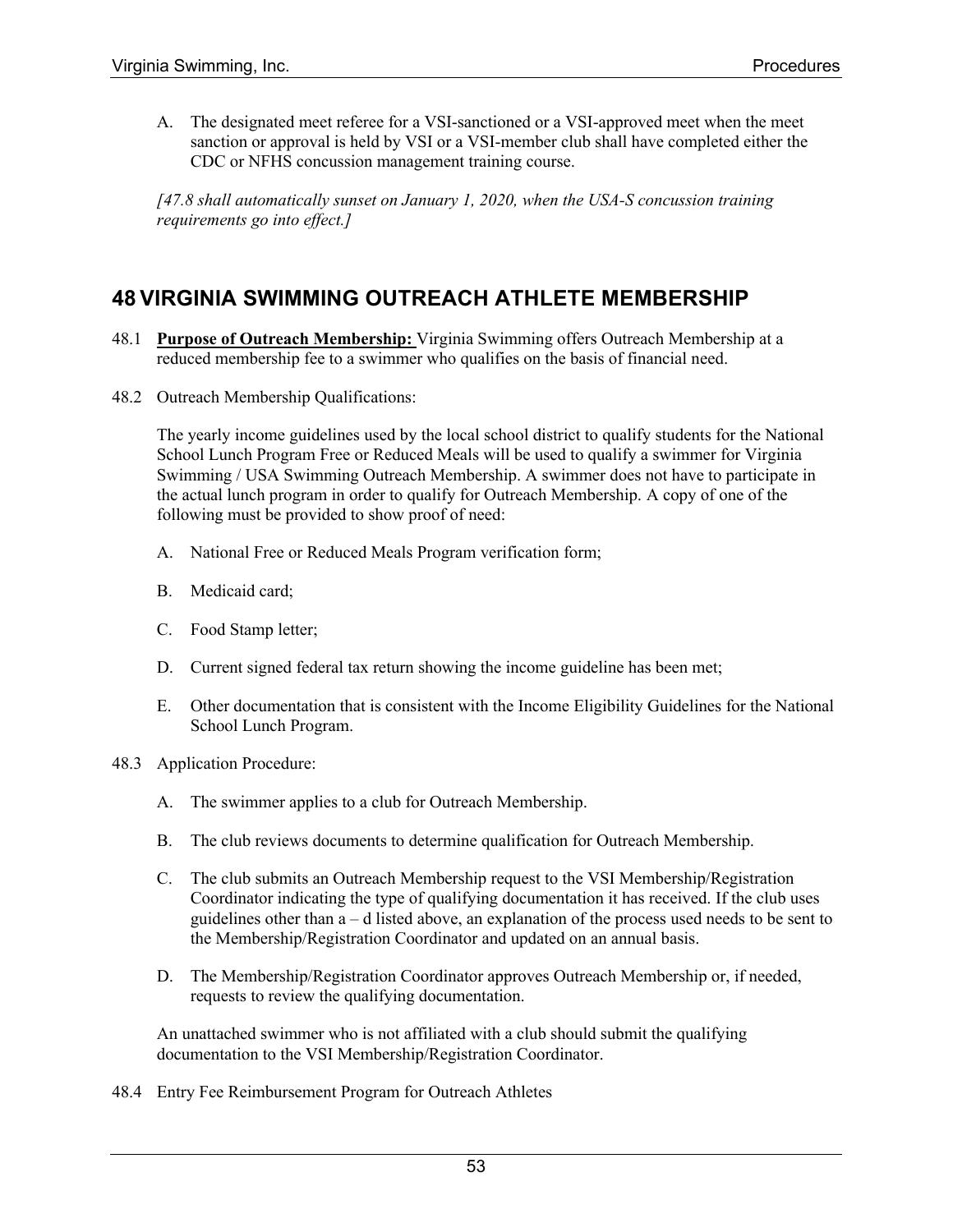A. The designated meet referee for a VSI-sanctioned or a VSI-approved meet when the meet sanction or approval is held by VSI or a VSI-member club shall have completed either the CDC or NFHS concussion management training course.

*[47.8 shall automatically sunset on January 1, 2020, when the USA-S concussion training requirements go into effect.]*

# 48 VIRGINIA SWIMMING OUTREACH ATHLETE MEMBERSHIP

48.1 **Purpose of Outreach Membership:** Virginia Swimming offers Outreach Membership at a reduced membership fee to a swimmer who qualifies on the basis of financial need.

48.2 Outreach Membership Qualifications:

The yearly income guidelines used by the local school district to qualify students for the National School Lunch Program Free or Reduced Meals will be used to qualify a swimmer for Virginia Swimming / USA Swimming Outreach Membership. A swimmer does not have to participate in the actual lunch program in order to qualify for Outreach Membership. A copy of one of the following must be provided to show proof of need:

A. National Free or Reduced Meals Program verification form;

B. Medicaid card;

C. Food Stamp letter;

D. Current signed federal tax return showing the income guideline has been met;

E. Other documentation that is consistent with the Income Eligibility Guidelines for the National School Lunch Program.

48.3 Application Procedure:

A. The swimmer applies to a club for Outreach Membership.

B. The club reviews documents to determine qualification for Outreach Membership.

C. The club submits an Outreach Membership request to the VSI Membership/Registration Coordinator indicating the type of qualifying documentation it has received. If the club uses guidelines other than a – d listed above, an explanation of the process used needs to be sent to the Membership/Registration Coordinator and updated on an annual basis.

D. The Membership/Registration Coordinator approves Outreach Membership or, if needed, requests to review the qualifying documentation.

An unattached swimmer who is not affiliated with a club should submit the qualifying documentation to the VSI Membership/Registration Coordinator.

48.4 Entry Fee Reimbursement Program for Outreach Athletes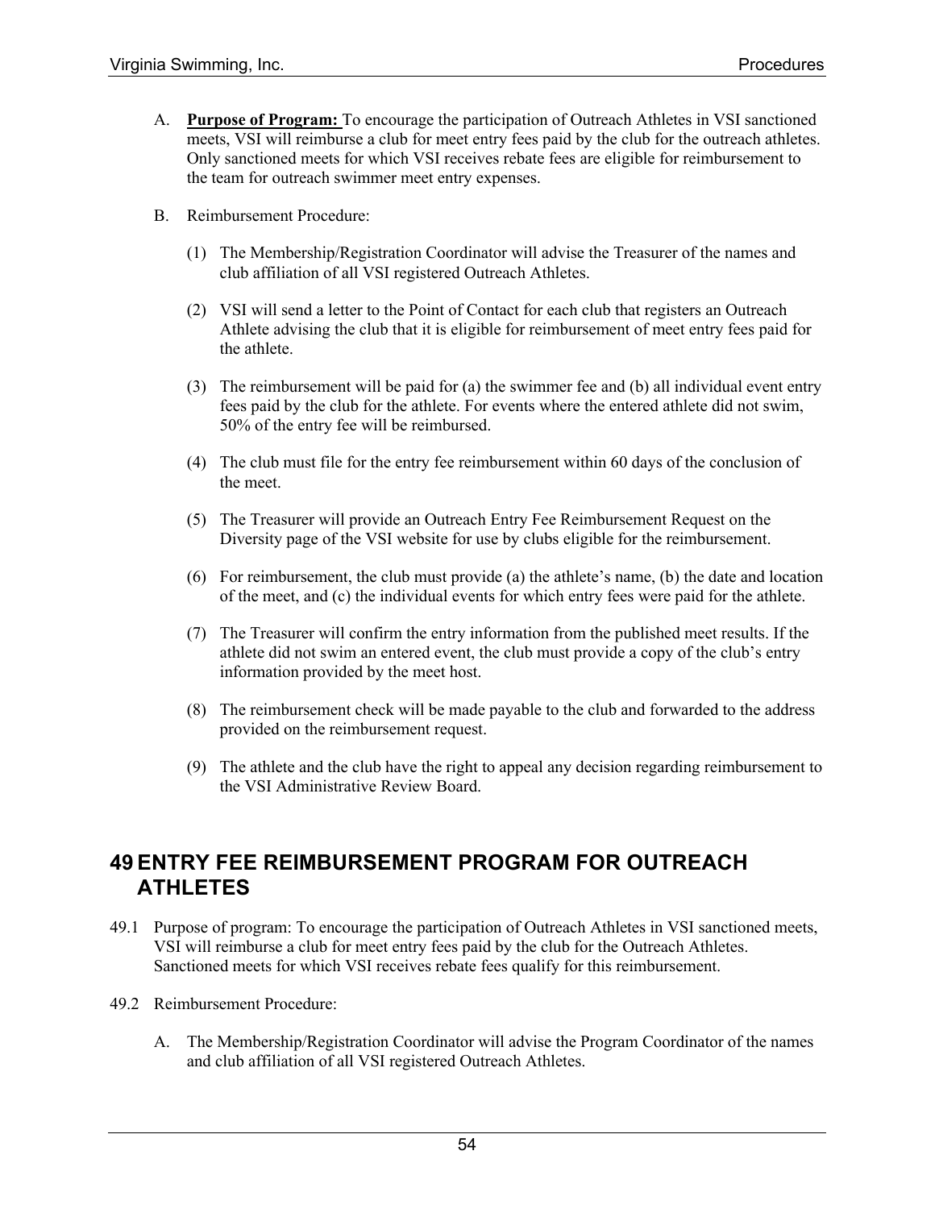A. **Purpose of Program:** To encourage the participation of Outreach Athletes in VSI sanctioned meets, VSI will reimburse a club for meet entry fees paid by the club for the outreach athletes. Only sanctioned meets for which VSI receives rebate fees are eligible for reimbursement to the team for outreach swimmer meet entry expenses.

B. Reimbursement Procedure:

   (1) The Membership/Registration Coordinator will advise the Treasurer of the names and club affiliation of all VSI registered Outreach Athletes.

   (2) VSI will send a letter to the Point of Contact for each club that registers an Outreach Athlete advising the club that it is eligible for reimbursement of meet entry fees paid for the athlete.

   (3) The reimbursement will be paid for (a) the swimmer fee and (b) all individual event entry fees paid by the club for the athlete. For events where the entered athlete did not swim, 50% of the entry fee will be reimbursed.

   (4) The club must file for the entry fee reimbursement within 60 days of the conclusion of the meet.

   (5) The Treasurer will provide an Outreach Entry Fee Reimbursement Request on the Diversity page of the VSI website for use by clubs eligible for the reimbursement.

   (6) For reimbursement, the club must provide (a) the athlete's name, (b) the date and location of the meet, and (c) the individual events for which entry fees were paid for the athlete.

   (7) The Treasurer will confirm the entry information from the published meet results. If the athlete did not swim an entered event, the club must provide a copy of the club's entry information provided by the meet host.

   (8) The reimbursement check will be made payable to the club and forwarded to the address provided on the reimbursement request.

   (9) The athlete and the club have the right to appeal any decision regarding reimbursement to the VSI Administrative Review Board.

# 49 ENTRY FEE REIMBURSEMENT PROGRAM FOR OUTREACH ATHLETES

49.1 Purpose of program: To encourage the participation of Outreach Athletes in VSI sanctioned meets, VSI will reimburse a club for meet entry fees paid by the club for the Outreach Athletes. Sanctioned meets for which VSI receives rebate fees qualify for this reimbursement.

49.2 Reimbursement Procedure:

A. The Membership/Registration Coordinator will advise the Program Coordinator of the names and club affiliation of all VSI registered Outreach Athletes.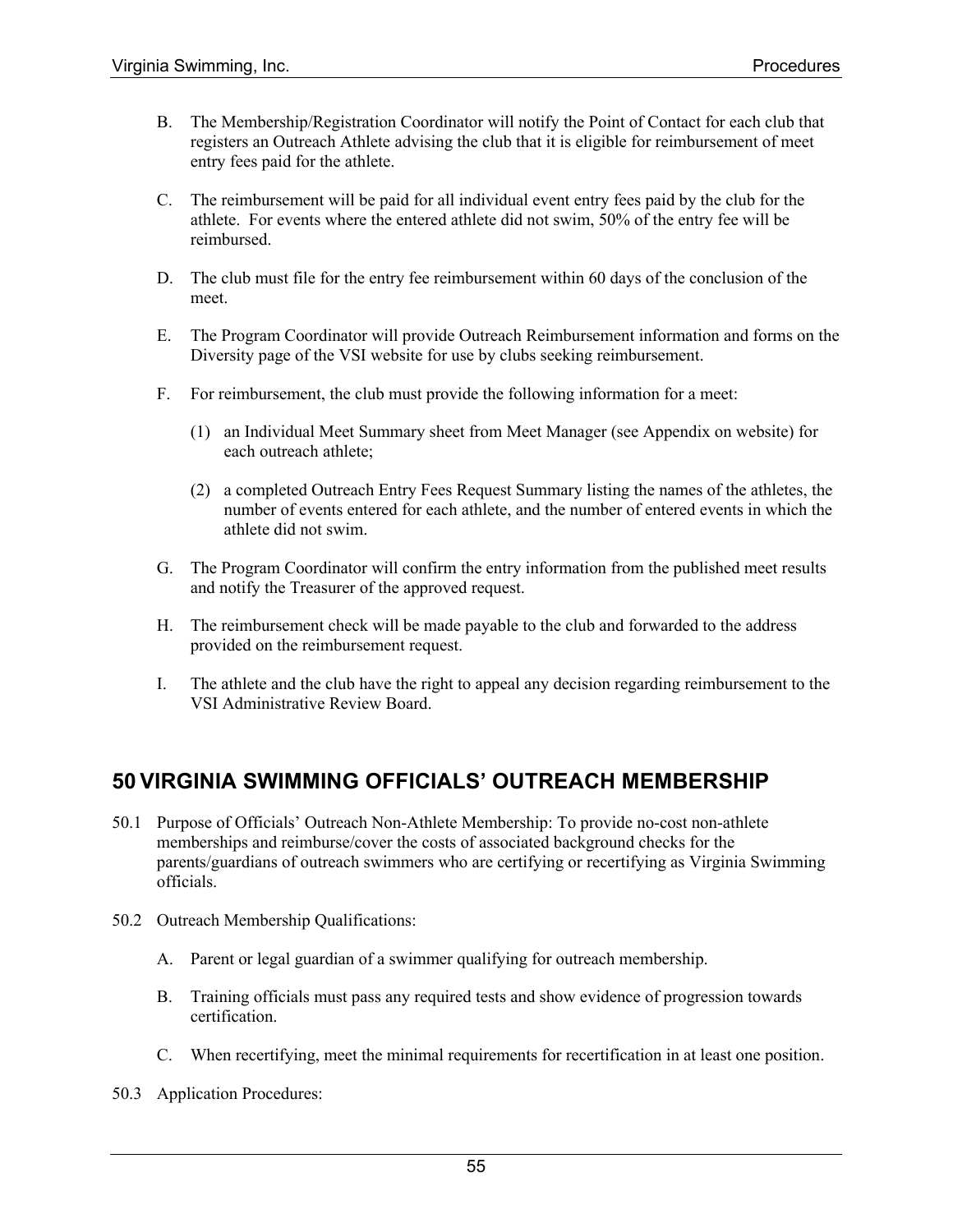B. The Membership/Registration Coordinator will notify the Point of Contact for each club that registers an Outreach Athlete advising the club that it is eligible for reimbursement of meet entry fees paid for the athlete.

C. The reimbursement will be paid for all individual event entry fees paid by the club for the athlete. For events where the entered athlete did not swim, 50% of the entry fee will be reimbursed.

D. The club must file for the entry fee reimbursement within 60 days of the conclusion of the meet.

E. The Program Coordinator will provide Outreach Reimbursement information and forms on the Diversity page of the VSI website for use by clubs seeking reimbursement.

F. For reimbursement, the club must provide the following information for a meet:

   (1) an Individual Meet Summary sheet from Meet Manager (see Appendix on website) for each outreach athlete;

   (2) a completed Outreach Entry Fees Request Summary listing the names of the athletes, the number of events entered for each athlete, and the number of entered events in which the athlete did not swim.

G. The Program Coordinator will confirm the entry information from the published meet results and notify the Treasurer of the approved request.

H. The reimbursement check will be made payable to the club and forwarded to the address provided on the reimbursement request.

I. The athlete and the club have the right to appeal any decision regarding reimbursement to the VSI Administrative Review Board.

## 50 VIRGINIA SWIMMING OFFICIALS' OUTREACH MEMBERSHIP

50.1 Purpose of Officials' Outreach Non-Athlete Membership: To provide no-cost non-athlete memberships and reimburse/cover the costs of associated background checks for the parents/guardians of outreach swimmers who are certifying or recertifying as Virginia Swimming officials.

50.2 Outreach Membership Qualifications:

A. Parent or legal guardian of a swimmer qualifying for outreach membership.

B. Training officials must pass any required tests and show evidence of progression towards certification.

C. When recertifying, meet the minimal requirements for recertification in at least one position.

50.3 Application Procedures: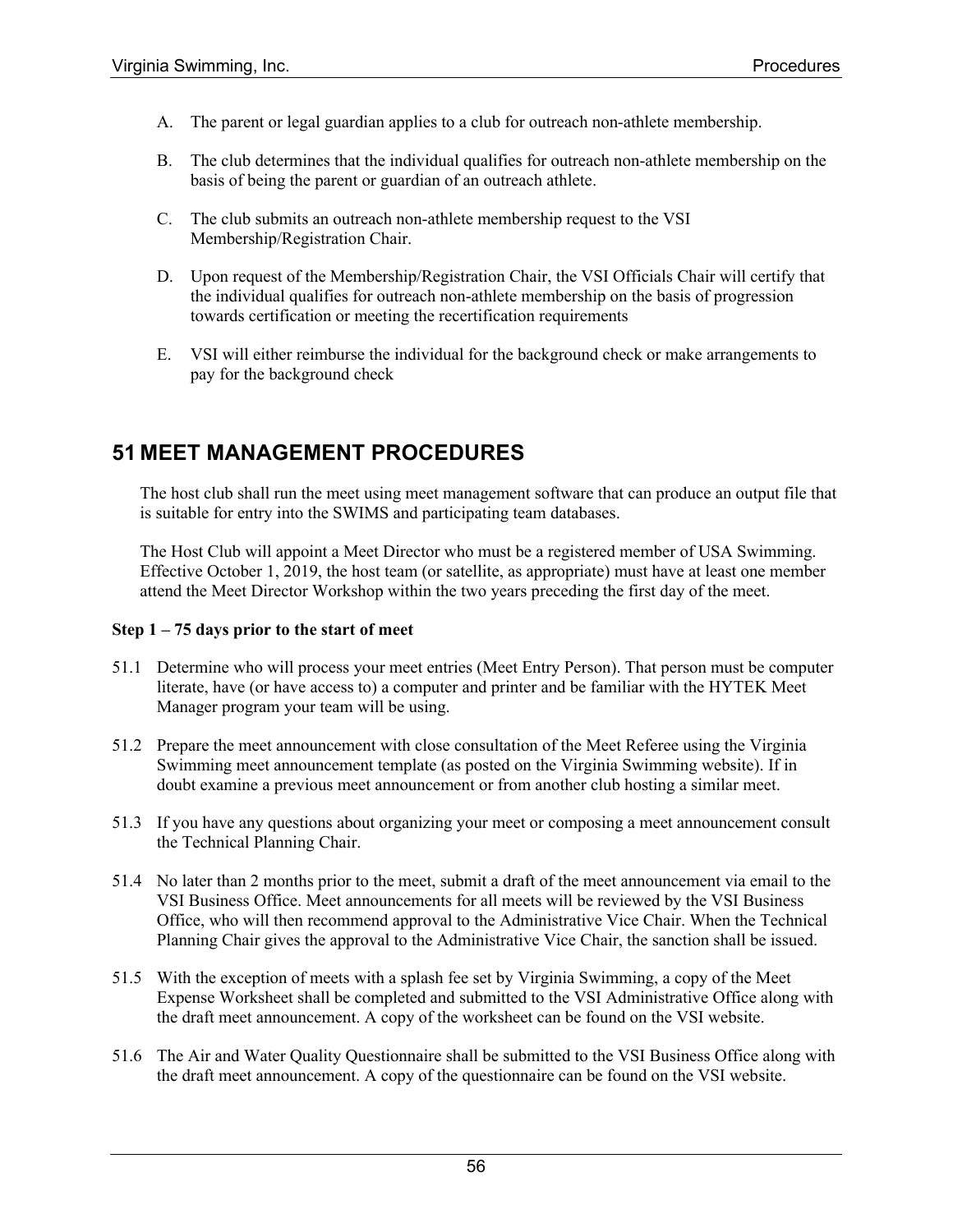A. The parent or legal guardian applies to a club for outreach non-athlete membership.

B. The club determines that the individual qualifies for outreach non-athlete membership on the basis of being the parent or guardian of an outreach athlete.

C. The club submits an outreach non-athlete membership request to the VSI Membership/Registration Chair.

D. Upon request of the Membership/Registration Chair, the VSI Officials Chair will certify that the individual qualifies for outreach non-athlete membership on the basis of progression towards certification or meeting the recertification requirements

E. VSI will either reimburse the individual for the background check or make arrangements to pay for the background check

# 51 MEET MANAGEMENT PROCEDURES

The host club shall run the meet using meet management software that can produce an output file that is suitable for entry into the SWIMS and participating team databases.

The Host Club will appoint a Meet Director who must be a registered member of USA Swimming. Effective October 1, 2019, the host team (or satellite, as appropriate) must have at least one member attend the Meet Director Workshop within the two years preceding the first day of the meet.

**Step 1 – 75 days prior to the start of meet**

51.1 Determine who will process your meet entries (Meet Entry Person). That person must be computer literate, have (or have access to) a computer and printer and be familiar with the HYTEK Meet Manager program your team will be using.

51.2 Prepare the meet announcement with close consultation of the Meet Referee using the Virginia Swimming meet announcement template (as posted on the Virginia Swimming website). If in doubt examine a previous meet announcement or from another club hosting a similar meet.

51.3 If you have any questions about organizing your meet or composing a meet announcement consult the Technical Planning Chair.

51.4 No later than 2 months prior to the meet, submit a draft of the meet announcement via email to the VSI Business Office. Meet announcements for all meets will be reviewed by the VSI Business Office, who will then recommend approval to the Administrative Vice Chair. When the Technical Planning Chair gives the approval to the Administrative Vice Chair, the sanction shall be issued.

51.5 With the exception of meets with a splash fee set by Virginia Swimming, a copy of the Meet Expense Worksheet shall be completed and submitted to the VSI Administrative Office along with the draft meet announcement. A copy of the worksheet can be found on the VSI website.

51.6 The Air and Water Quality Questionnaire shall be submitted to the VSI Business Office along with the draft meet announcement. A copy of the questionnaire can be found on the VSI website.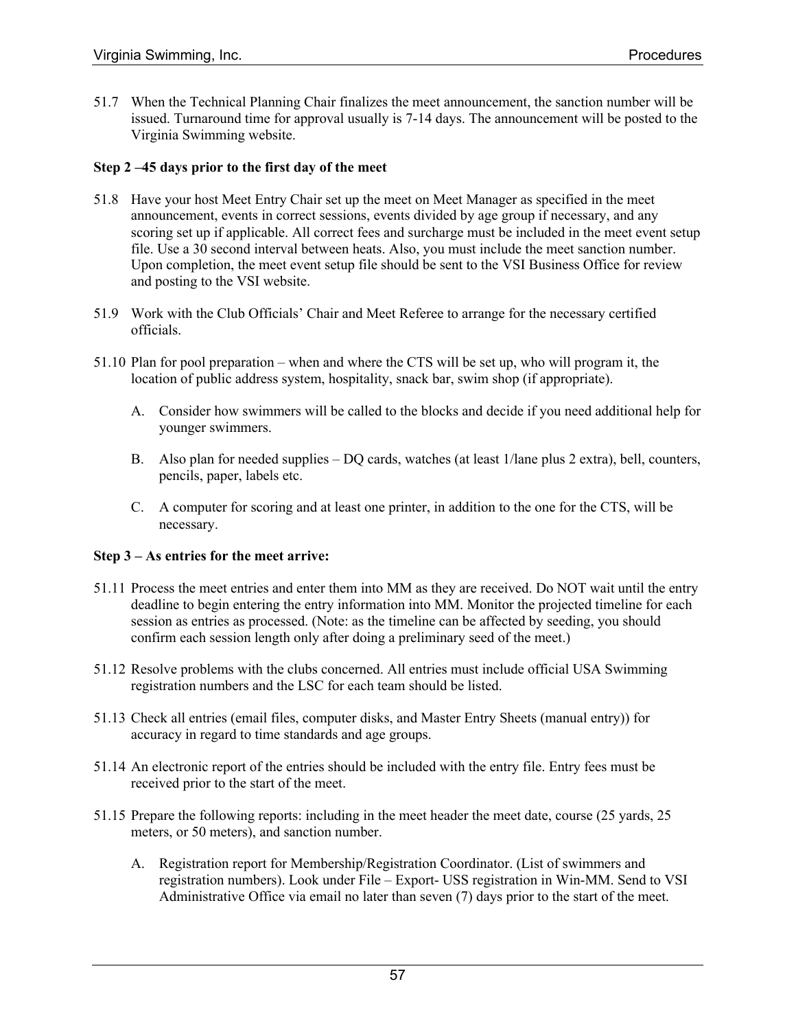51.7 When the Technical Planning Chair finalizes the meet announcement, the sanction number will be issued. Turnaround time for approval usually is 7-14 days. The announcement will be posted to the Virginia Swimming website.

**Step 2 –45 days prior to the first day of the meet**

51.8 Have your host Meet Entry Chair set up the meet on Meet Manager as specified in the meet announcement, events in correct sessions, events divided by age group if necessary, and any scoring set up if applicable. All correct fees and surcharge must be included in the meet event setup file. Use a 30 second interval between heats. Also, you must include the meet sanction number. Upon completion, the meet event setup file should be sent to the VSI Business Office for review and posting to the VSI website.

51.9 Work with the Club Officials' Chair and Meet Referee to arrange for the necessary certified officials.

51.10 Plan for pool preparation – when and where the CTS will be set up, who will program it, the location of public address system, hospitality, snack bar, swim shop (if appropriate).

A. Consider how swimmers will be called to the blocks and decide if you need additional help for younger swimmers.

B. Also plan for needed supplies – DQ cards, watches (at least 1/lane plus 2 extra), bell, counters, pencils, paper, labels etc.

C. A computer for scoring and at least one printer, in addition to the one for the CTS, will be necessary.

**Step 3 – As entries for the meet arrive:**

51.11 Process the meet entries and enter them into MM as they are received. Do NOT wait until the entry deadline to begin entering the entry information into MM. Monitor the projected timeline for each session as entries as processed. (Note: as the timeline can be affected by seeding, you should confirm each session length only after doing a preliminary seed of the meet.)

51.12 Resolve problems with the clubs concerned. All entries must include official USA Swimming registration numbers and the LSC for each team should be listed.

51.13 Check all entries (email files, computer disks, and Master Entry Sheets (manual entry)) for accuracy in regard to time standards and age groups.

51.14 An electronic report of the entries should be included with the entry file. Entry fees must be received prior to the start of the meet.

51.15 Prepare the following reports: including in the meet header the meet date, course (25 yards, 25 meters, or 50 meters), and sanction number.

A. Registration report for Membership/Registration Coordinator. (List of swimmers and registration numbers). Look under File – Export- USS registration in Win-MM. Send to VSI Administrative Office via email no later than seven (7) days prior to the start of the meet.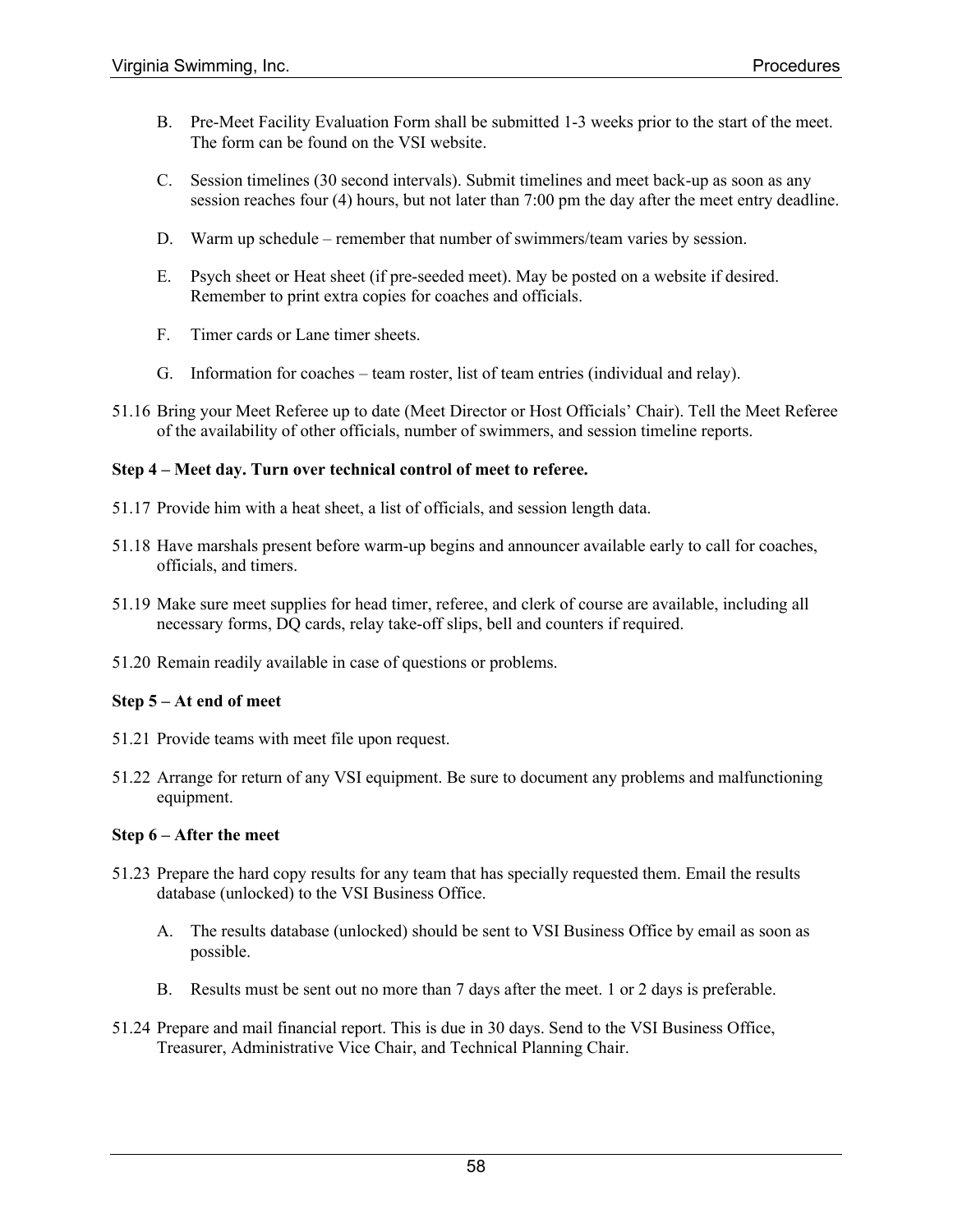B. Pre-Meet Facility Evaluation Form shall be submitted 1-3 weeks prior to the start of the meet. The form can be found on the VSI website.

C. Session timelines (30 second intervals). Submit timelines and meet back-up as soon as any session reaches four (4) hours, but not later than 7:00 pm the day after the meet entry deadline.

D. Warm up schedule – remember that number of swimmers/team varies by session.

E. Psych sheet or Heat sheet (if pre-seeded meet). May be posted on a website if desired. Remember to print extra copies for coaches and officials.

F. Timer cards or Lane timer sheets.

G. Information for coaches – team roster, list of team entries (individual and relay).

51.16 Bring your Meet Referee up to date (Meet Director or Host Officials' Chair). Tell the Meet Referee of the availability of other officials, number of swimmers, and session timeline reports.

**Step 4 – Meet day. Turn over technical control of meet to referee.**

51.17 Provide him with a heat sheet, a list of officials, and session length data.

51.18 Have marshals present before warm-up begins and announcer available early to call for coaches, officials, and timers.

51.19 Make sure meet supplies for head timer, referee, and clerk of course are available, including all necessary forms, DQ cards, relay take-off slips, bell and counters if required.

51.20 Remain readily available in case of questions or problems.

**Step 5 – At end of meet**

51.21 Provide teams with meet file upon request.

51.22 Arrange for return of any VSI equipment. Be sure to document any problems and malfunctioning equipment.

**Step 6 – After the meet**

51.23 Prepare the hard copy results for any team that has specially requested them. Email the results database (unlocked) to the VSI Business Office.

A. The results database (unlocked) should be sent to VSI Business Office by email as soon as possible.

B. Results must be sent out no more than 7 days after the meet. 1 or 2 days is preferable.

51.24 Prepare and mail financial report. This is due in 30 days. Send to the VSI Business Office, Treasurer, Administrative Vice Chair, and Technical Planning Chair.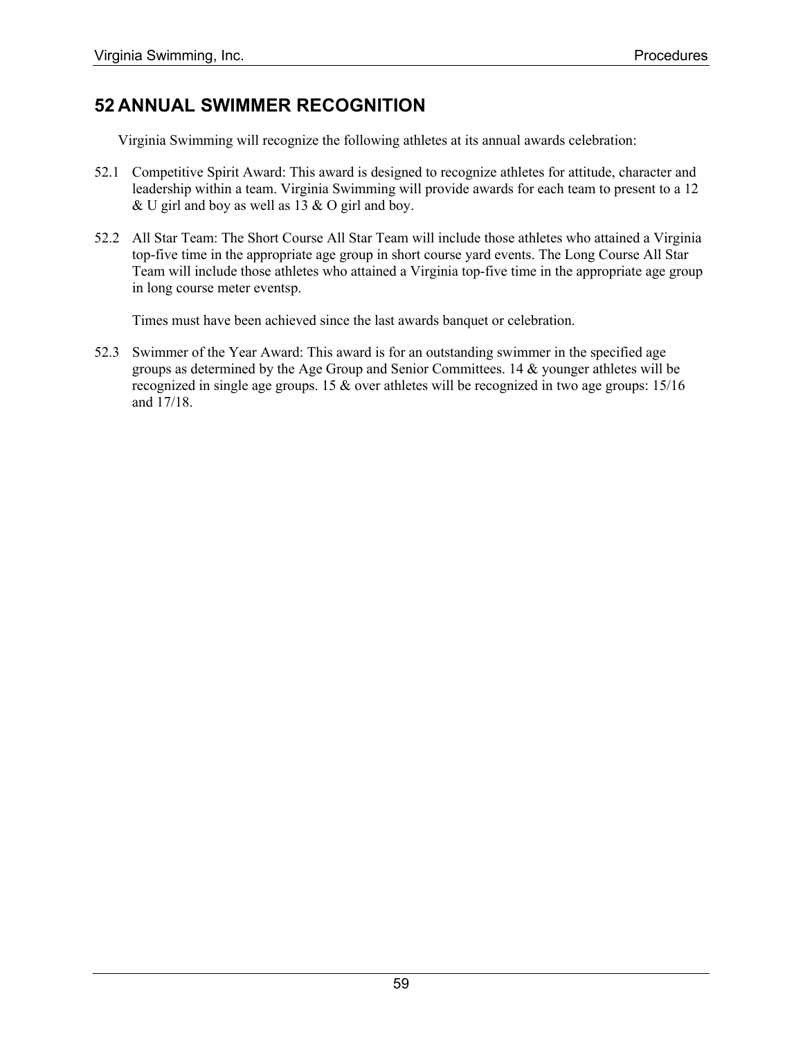# 52 ANNUAL SWIMMER RECOGNITION

Virginia Swimming will recognize the following athletes at its annual awards celebration:

52.1 Competitive Spirit Award: This award is designed to recognize athletes for attitude, character and leadership within a team. Virginia Swimming will provide awards for each team to present to a 12 & U girl and boy as well as 13 & O girl and boy.

52.2 All Star Team: The Short Course All Star Team will include those athletes who attained a Virginia top-five time in the appropriate age group in short course yard events. The Long Course All Star Team will include those athletes who attained a Virginia top-five time in the appropriate age group in long course meter eventsp.

Times must have been achieved since the last awards banquet or celebration.

52.3 Swimmer of the Year Award: This award is for an outstanding swimmer in the specified age groups as determined by the Age Group and Senior Committees. 14 & younger athletes will be recognized in single age groups. 15 & over athletes will be recognized in two age groups: 15/16 and 17/18.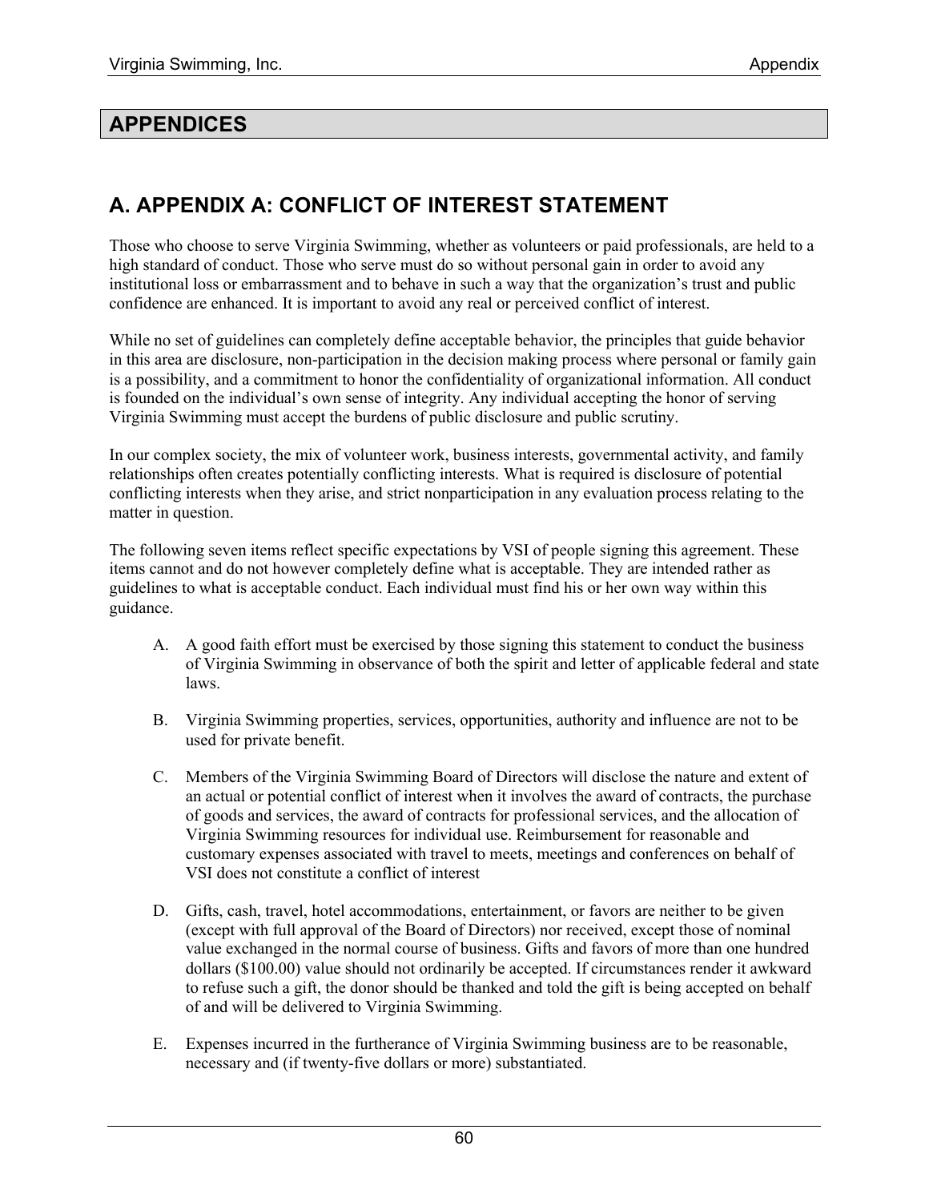# APPENDICES

## A. APPENDIX A: CONFLICT OF INTEREST STATEMENT

Those who choose to serve Virginia Swimming, whether as volunteers or paid professionals, are held to a high standard of conduct. Those who serve must do so without personal gain in order to avoid any institutional loss or embarrassment and to behave in such a way that the organization's trust and public confidence are enhanced. It is important to avoid any real or perceived conflict of interest.

While no set of guidelines can completely define acceptable behavior, the principles that guide behavior in this area are disclosure, non-participation in the decision making process where personal or family gain is a possibility, and a commitment to honor the confidentiality of organizational information. All conduct is founded on the individual's own sense of integrity. Any individual accepting the honor of serving Virginia Swimming must accept the burdens of public disclosure and public scrutiny.

In our complex society, the mix of volunteer work, business interests, governmental activity, and family relationships often creates potentially conflicting interests. What is required is disclosure of potential conflicting interests when they arise, and strict nonparticipation in any evaluation process relating to the matter in question.

The following seven items reflect specific expectations by VSI of people signing this agreement. These items cannot and do not however completely define what is acceptable. They are intended rather as guidelines to what is acceptable conduct. Each individual must find his or her own way within this guidance.

A. A good faith effort must be exercised by those signing this statement to conduct the business of Virginia Swimming in observance of both the spirit and letter of applicable federal and state laws.

B. Virginia Swimming properties, services, opportunities, authority and influence are not to be used for private benefit.

C. Members of the Virginia Swimming Board of Directors will disclose the nature and extent of an actual or potential conflict of interest when it involves the award of contracts, the purchase of goods and services, the award of contracts for professional services, and the allocation of Virginia Swimming resources for individual use. Reimbursement for reasonable and customary expenses associated with travel to meets, meetings and conferences on behalf of VSI does not constitute a conflict of interest

D. Gifts, cash, travel, hotel accommodations, entertainment, or favors are neither to be given (except with full approval of the Board of Directors) nor received, except those of nominal value exchanged in the normal course of business. Gifts and favors of more than one hundred dollars ($100.00) value should not ordinarily be accepted. If circumstances render it awkward to refuse such a gift, the donor should be thanked and told the gift is being accepted on behalf of and will be delivered to Virginia Swimming.

E. Expenses incurred in the furtherance of Virginia Swimming business are to be reasonable, necessary and (if twenty-five dollars or more) substantiated.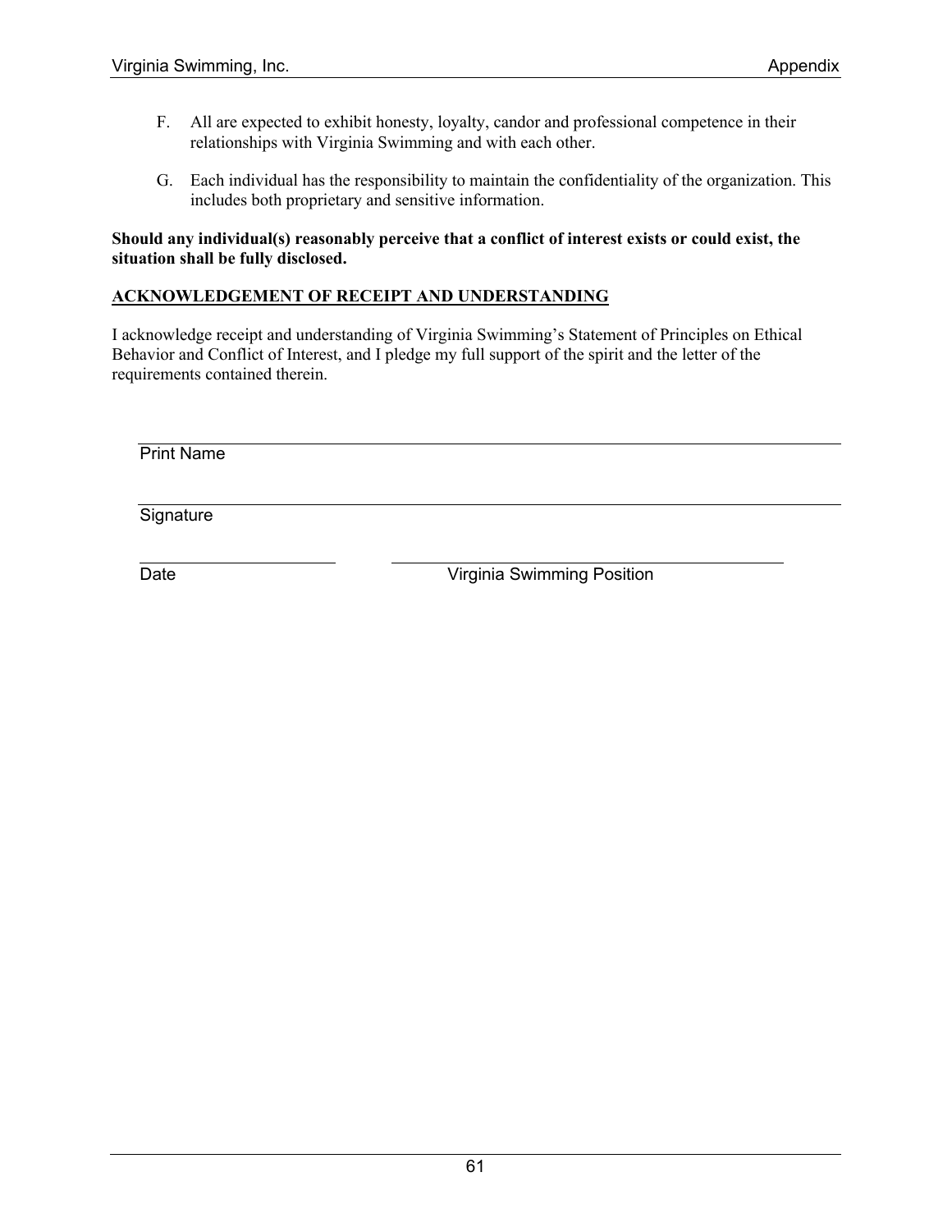F. All are expected to exhibit honesty, loyalty, candor and professional competence in their relationships with Virginia Swimming and with each other.

G. Each individual has the responsibility to maintain the confidentiality of the organization. This includes both proprietary and sensitive information.

**Should any individual(s) reasonably perceive that a conflict of interest exists or could exist, the situation shall be fully disclosed.**

**ACKNOWLEDGEMENT OF RECEIPT AND UNDERSTANDING**

I acknowledge receipt and understanding of Virginia Swimming's Statement of Principles on Ethical Behavior and Conflict of Interest, and I pledge my full support of the spirit and the letter of the requirements contained therein.

Print Name

Signature

Date

Virginia Swimming Position